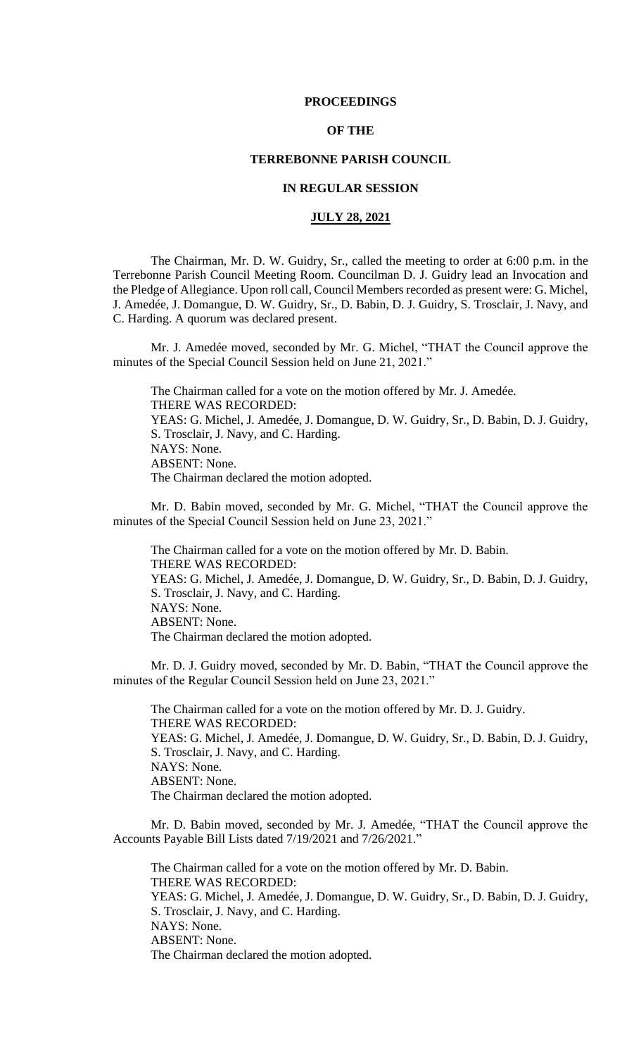# PROCEEDINGS

# OF THE

# TERREBONNE PARISH COUNCIL

# IN REGULAR SESSION

## JULY 28, 2021

The Chairman, Mr. D. W. Guidry, Sr., called the meeting to order at 6:00 p.m. in the Terrebonne Parish Council Meeting Room. Councilman D. J. Guidry lead an Invocation and the Pledge of Allegiance. Upon roll call, Council Members recorded as present were: G. Michel, J. Amedée, J. Domangue, D. W. Guidry, Sr., D. Babin, D. J. Guidry, S. Trosclair, J. Navy, and C. Harding. A quorum was declared present.

Mr. J. Amedée moved, seconded by Mr. G. Michel, "THAT the Council approve the minutes of the Special Council Session held on June 21, 2021."

The Chairman called for a vote on the motion offered by Mr. J. Amedée.
THERE WAS RECORDED:
YEAS: G. Michel, J. Amedée, J. Domangue, D. W. Guidry, Sr., D. Babin, D. J. Guidry, S. Trosclair, J. Navy, and C. Harding.
NAYS: None.
ABSENT: None.
The Chairman declared the motion adopted.

Mr. D. Babin moved, seconded by Mr. G. Michel, "THAT the Council approve the minutes of the Special Council Session held on June 23, 2021."

The Chairman called for a vote on the motion offered by Mr. D. Babin.
THERE WAS RECORDED:
YEAS: G. Michel, J. Amedée, J. Domangue, D. W. Guidry, Sr., D. Babin, D. J. Guidry, S. Trosclair, J. Navy, and C. Harding.
NAYS: None.
ABSENT: None.
The Chairman declared the motion adopted.

Mr. D. J. Guidry moved, seconded by Mr. D. Babin, "THAT the Council approve the minutes of the Regular Council Session held on June 23, 2021."

The Chairman called for a vote on the motion offered by Mr. D. J. Guidry.
THERE WAS RECORDED:
YEAS: G. Michel, J. Amedée, J. Domangue, D. W. Guidry, Sr., D. Babin, D. J. Guidry, S. Trosclair, J. Navy, and C. Harding.
NAYS: None.
ABSENT: None.
The Chairman declared the motion adopted.

Mr. D. Babin moved, seconded by Mr. J. Amedée, "THAT the Council approve the Accounts Payable Bill Lists dated 7/19/2021 and 7/26/2021."

The Chairman called for a vote on the motion offered by Mr. D. Babin.
THERE WAS RECORDED:
YEAS: G. Michel, J. Amedée, J. Domangue, D. W. Guidry, Sr., D. Babin, D. J. Guidry, S. Trosclair, J. Navy, and C. Harding.
NAYS: None.
ABSENT: None.
The Chairman declared the motion adopted.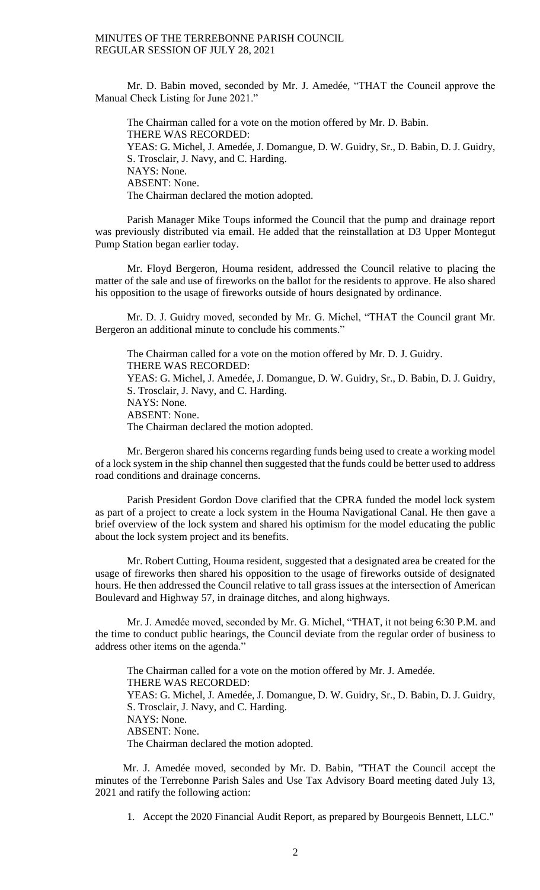Mr. D. Babin moved, seconded by Mr. J. Amedée, "THAT the Council approve the Manual Check Listing for June 2021."

The Chairman called for a vote on the motion offered by Mr. D. Babin.
THERE WAS RECORDED:
YEAS: G. Michel, J. Amedée, J. Domangue, D. W. Guidry, Sr., D. Babin, D. J. Guidry, S. Trosclair, J. Navy, and C. Harding.
NAYS: None.
ABSENT: None.
The Chairman declared the motion adopted.

Parish Manager Mike Toups informed the Council that the pump and drainage report was previously distributed via email. He added that the reinstallation at D3 Upper Montegut Pump Station began earlier today.

Mr. Floyd Bergeron, Houma resident, addressed the Council relative to placing the matter of the sale and use of fireworks on the ballot for the residents to approve. He also shared his opposition to the usage of fireworks outside of hours designated by ordinance.

Mr. D. J. Guidry moved, seconded by Mr. G. Michel, "THAT the Council grant Mr. Bergeron an additional minute to conclude his comments."

The Chairman called for a vote on the motion offered by Mr. D. J. Guidry.
THERE WAS RECORDED:
YEAS: G. Michel, J. Amedée, J. Domangue, D. W. Guidry, Sr., D. Babin, D. J. Guidry, S. Trosclair, J. Navy, and C. Harding.
NAYS: None.
ABSENT: None.
The Chairman declared the motion adopted.

Mr. Bergeron shared his concerns regarding funds being used to create a working model of a lock system in the ship channel then suggested that the funds could be better used to address road conditions and drainage concerns.

Parish President Gordon Dove clarified that the CPRA funded the model lock system as part of a project to create a lock system in the Houma Navigational Canal. He then gave a brief overview of the lock system and shared his optimism for the model educating the public about the lock system project and its benefits.

Mr. Robert Cutting, Houma resident, suggested that a designated area be created for the usage of fireworks then shared his opposition to the usage of fireworks outside of designated hours. He then addressed the Council relative to tall grass issues at the intersection of American Boulevard and Highway 57, in drainage ditches, and along highways.

Mr. J. Amedée moved, seconded by Mr. G. Michel, "THAT, it not being 6:30 P.M. and the time to conduct public hearings, the Council deviate from the regular order of business to address other items on the agenda."

The Chairman called for a vote on the motion offered by Mr. J. Amedée.
THERE WAS RECORDED:
YEAS: G. Michel, J. Amedée, J. Domangue, D. W. Guidry, Sr., D. Babin, D. J. Guidry, S. Trosclair, J. Navy, and C. Harding.
NAYS: None.
ABSENT: None.
The Chairman declared the motion adopted.

Mr. J. Amedée moved, seconded by Mr. D. Babin, "THAT the Council accept the minutes of the Terrebonne Parish Sales and Use Tax Advisory Board meeting dated July 13, 2021 and ratify the following action:

1. Accept the 2020 Financial Audit Report, as prepared by Bourgeois Bennett, LLC."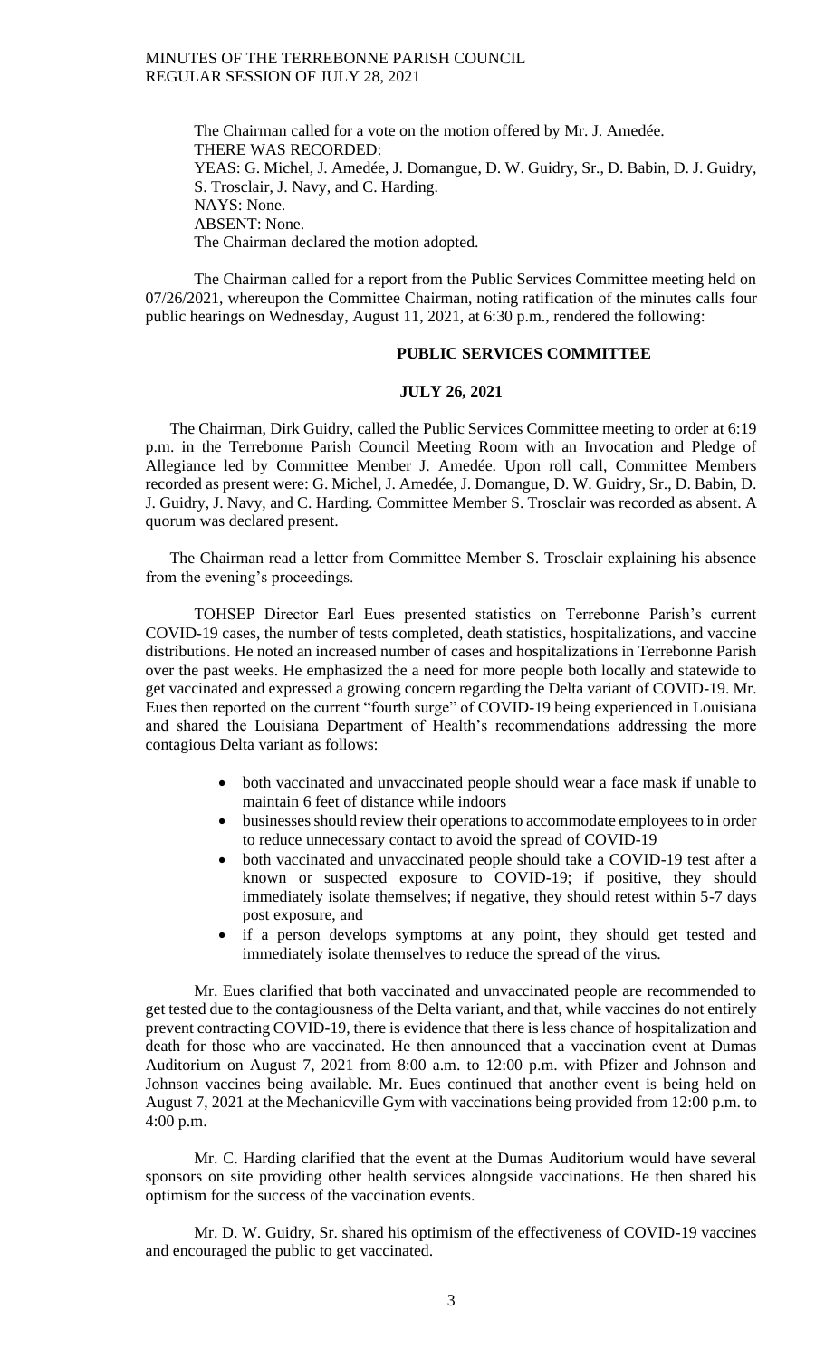The Chairman called for a vote on the motion offered by Mr. J. Amedée.
THERE WAS RECORDED:
YEAS: G. Michel, J. Amedée, J. Domangue, D. W. Guidry, Sr., D. Babin, D. J. Guidry, S. Trosclair, J. Navy, and C. Harding.
NAYS: None.
ABSENT: None.
The Chairman declared the motion adopted.

The Chairman called for a report from the Public Services Committee meeting held on 07/26/2021, whereupon the Committee Chairman, noting ratification of the minutes calls four public hearings on Wednesday, August 11, 2021, at 6:30 p.m., rendered the following:

**PUBLIC SERVICES COMMITTEE**

**JULY 26, 2021**

The Chairman, Dirk Guidry, called the Public Services Committee meeting to order at 6:19 p.m. in the Terrebonne Parish Council Meeting Room with an Invocation and Pledge of Allegiance led by Committee Member J. Amedée. Upon roll call, Committee Members recorded as present were: G. Michel, J. Amedée, J. Domangue, D. W. Guidry, Sr., D. Babin, D. J. Guidry, J. Navy, and C. Harding. Committee Member S. Trosclair was recorded as absent. A quorum was declared present.

The Chairman read a letter from Committee Member S. Trosclair explaining his absence from the evening's proceedings.

TOHSEP Director Earl Eues presented statistics on Terrebonne Parish's current COVID-19 cases, the number of tests completed, death statistics, hospitalizations, and vaccine distributions. He noted an increased number of cases and hospitalizations in Terrebonne Parish over the past weeks. He emphasized the a need for more people both locally and statewide to get vaccinated and expressed a growing concern regarding the Delta variant of COVID-19. Mr. Eues then reported on the current "fourth surge" of COVID-19 being experienced in Louisiana and shared the Louisiana Department of Health's recommendations addressing the more contagious Delta variant as follows:

- both vaccinated and unvaccinated people should wear a face mask if unable to maintain 6 feet of distance while indoors
- businesses should review their operations to accommodate employees to in order to reduce unnecessary contact to avoid the spread of COVID-19
- both vaccinated and unvaccinated people should take a COVID-19 test after a known or suspected exposure to COVID-19; if positive, they should immediately isolate themselves; if negative, they should retest within 5-7 days post exposure, and
- if a person develops symptoms at any point, they should get tested and immediately isolate themselves to reduce the spread of the virus.

Mr. Eues clarified that both vaccinated and unvaccinated people are recommended to get tested due to the contagiousness of the Delta variant, and that, while vaccines do not entirely prevent contracting COVID-19, there is evidence that there is less chance of hospitalization and death for those who are vaccinated. He then announced that a vaccination event at Dumas Auditorium on August 7, 2021 from 8:00 a.m. to 12:00 p.m. with Pfizer and Johnson and Johnson vaccines being available. Mr. Eues continued that another event is being held on August 7, 2021 at the Mechanicville Gym with vaccinations being provided from 12:00 p.m. to 4:00 p.m.

Mr. C. Harding clarified that the event at the Dumas Auditorium would have several sponsors on site providing other health services alongside vaccinations. He then shared his optimism for the success of the vaccination events.

Mr. D. W. Guidry, Sr. shared his optimism of the effectiveness of COVID-19 vaccines and encouraged the public to get vaccinated.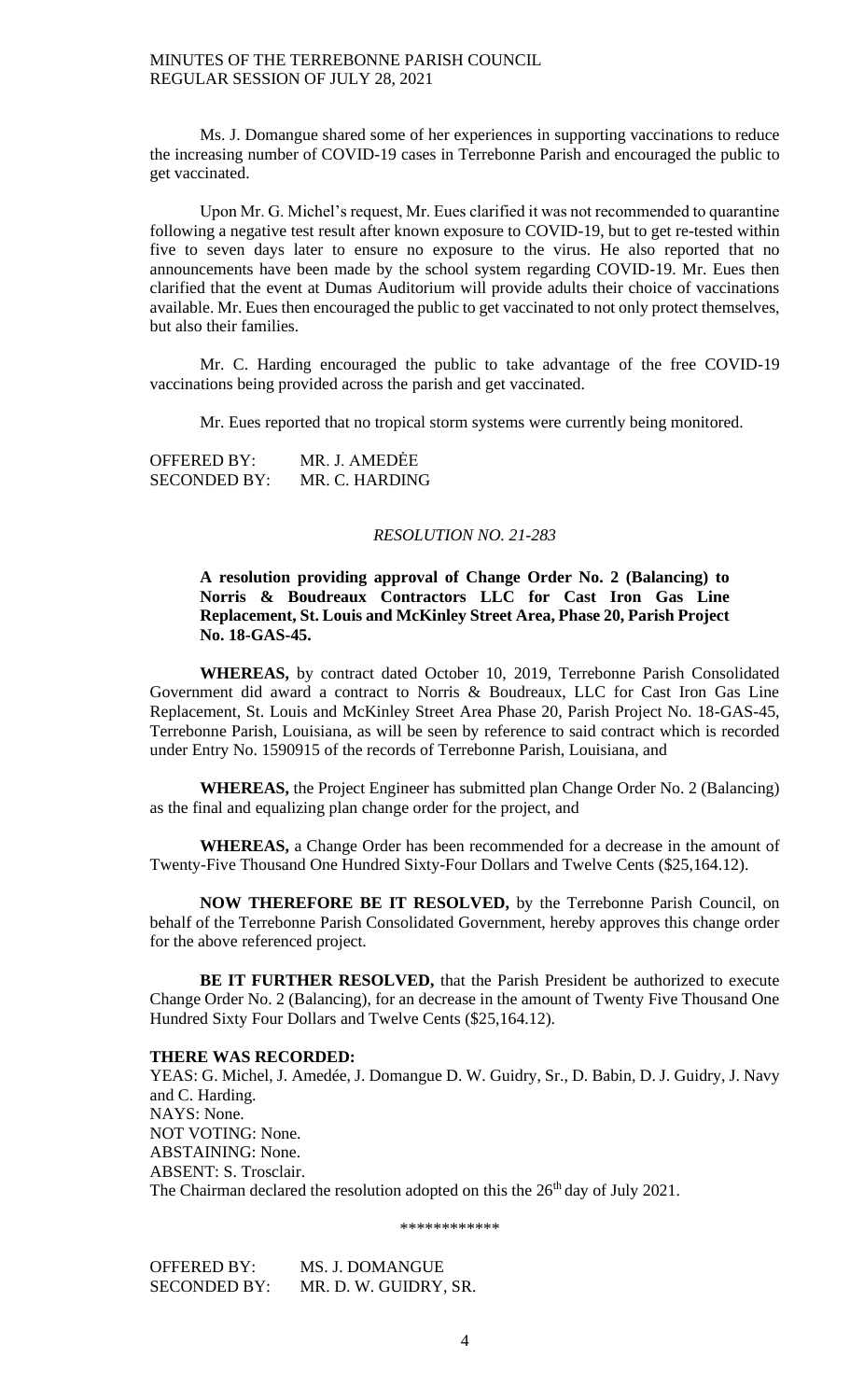Ms. J. Domangue shared some of her experiences in supporting vaccinations to reduce the increasing number of COVID-19 cases in Terrebonne Parish and encouraged the public to get vaccinated.

Upon Mr. G. Michel's request, Mr. Eues clarified it was not recommended to quarantine following a negative test result after known exposure to COVID-19, but to get re-tested within five to seven days later to ensure no exposure to the virus. He also reported that no announcements have been made by the school system regarding COVID-19. Mr. Eues then clarified that the event at Dumas Auditorium will provide adults their choice of vaccinations available. Mr. Eues then encouraged the public to get vaccinated to not only protect themselves, but also their families.

Mr. C. Harding encouraged the public to take advantage of the free COVID-19 vaccinations being provided across the parish and get vaccinated.

Mr. Eues reported that no tropical storm systems were currently being monitored.

OFFERED BY: MR. J. AMEDĖE
SECONDED BY: MR. C. HARDING

*RESOLUTION NO. 21-283*

**A resolution providing approval of Change Order No. 2 (Balancing) to Norris & Boudreaux Contractors LLC for Cast Iron Gas Line Replacement, St. Louis and McKinley Street Area, Phase 20, Parish Project No. 18-GAS-45.**

**WHEREAS,** by contract dated October 10, 2019, Terrebonne Parish Consolidated Government did award a contract to Norris & Boudreaux, LLC for Cast Iron Gas Line Replacement, St. Louis and McKinley Street Area Phase 20, Parish Project No. 18-GAS-45, Terrebonne Parish, Louisiana, as will be seen by reference to said contract which is recorded under Entry No. 1590915 of the records of Terrebonne Parish, Louisiana, and

**WHEREAS,** the Project Engineer has submitted plan Change Order No. 2 (Balancing) as the final and equalizing plan change order for the project, and

**WHEREAS,** a Change Order has been recommended for a decrease in the amount of Twenty-Five Thousand One Hundred Sixty-Four Dollars and Twelve Cents ($25,164.12).

**NOW THEREFORE BE IT RESOLVED,** by the Terrebonne Parish Council, on behalf of the Terrebonne Parish Consolidated Government, hereby approves this change order for the above referenced project.

**BE IT FURTHER RESOLVED,** that the Parish President be authorized to execute Change Order No. 2 (Balancing), for an decrease in the amount of Twenty Five Thousand One Hundred Sixty Four Dollars and Twelve Cents ($25,164.12).

**THERE WAS RECORDED:**
YEAS: G. Michel, J. Amedée, J. Domangue D. W. Guidry, Sr., D. Babin, D. J. Guidry, J. Navy and C. Harding.
NAYS: None.
NOT VOTING: None.
ABSTAINING: None.
ABSENT: S. Trosclair.
The Chairman declared the resolution adopted on this the 26th day of July 2021.

\*\*\*\*\*\*\*\*\*\*\*\*

OFFERED BY: MS. J. DOMANGUE
SECONDED BY: MR. D. W. GUIDRY, SR.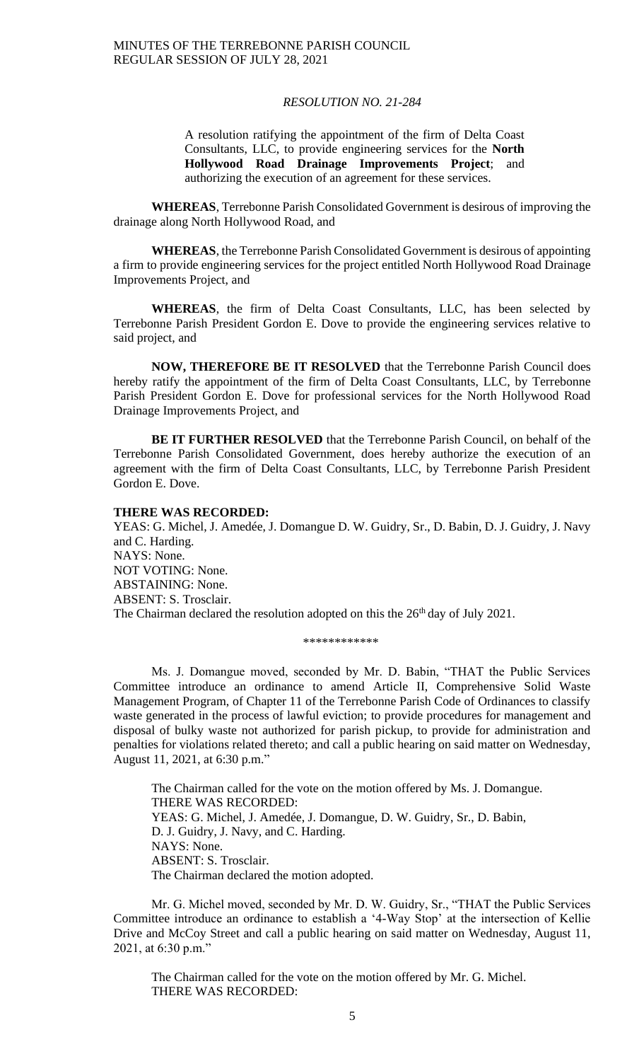*RESOLUTION NO. 21-284*

> A resolution ratifying the appointment of the firm of Delta Coast Consultants, LLC, to provide engineering services for the **North Hollywood Road Drainage Improvements Project**; and authorizing the execution of an agreement for these services.

**WHEREAS**, Terrebonne Parish Consolidated Government is desirous of improving the drainage along North Hollywood Road, and

**WHEREAS**, the Terrebonne Parish Consolidated Government is desirous of appointing a firm to provide engineering services for the project entitled North Hollywood Road Drainage Improvements Project, and

**WHEREAS**, the firm of Delta Coast Consultants, LLC, has been selected by Terrebonne Parish President Gordon E. Dove to provide the engineering services relative to said project, and

**NOW, THEREFORE BE IT RESOLVED** that the Terrebonne Parish Council does hereby ratify the appointment of the firm of Delta Coast Consultants, LLC, by Terrebonne Parish President Gordon E. Dove for professional services for the North Hollywood Road Drainage Improvements Project, and

**BE IT FURTHER RESOLVED** that the Terrebonne Parish Council, on behalf of the Terrebonne Parish Consolidated Government, does hereby authorize the execution of an agreement with the firm of Delta Coast Consultants, LLC, by Terrebonne Parish President Gordon E. Dove.

**THERE WAS RECORDED:**
YEAS: G. Michel, J. Amedée, J. Domangue D. W. Guidry, Sr., D. Babin, D. J. Guidry, J. Navy and C. Harding.
NAYS: None.
NOT VOTING: None.
ABSTAINING: None.
ABSENT: S. Trosclair.
The Chairman declared the resolution adopted on this the 26th day of July 2021.

\*\*\*\*\*\*\*\*\*\*\*\*

Ms. J. Domangue moved, seconded by Mr. D. Babin, "THAT the Public Services Committee introduce an ordinance to amend Article II, Comprehensive Solid Waste Management Program, of Chapter 11 of the Terrebonne Parish Code of Ordinances to classify waste generated in the process of lawful eviction; to provide procedures for management and disposal of bulky waste not authorized for parish pickup, to provide for administration and penalties for violations related thereto; and call a public hearing on said matter on Wednesday, August 11, 2021, at 6:30 p.m."

The Chairman called for the vote on the motion offered by Ms. J. Domangue.
THERE WAS RECORDED:
YEAS: G. Michel, J. Amedée, J. Domangue, D. W. Guidry, Sr., D. Babin, D. J. Guidry, J. Navy, and C. Harding.
NAYS: None.
ABSENT: S. Trosclair.
The Chairman declared the motion adopted.

Mr. G. Michel moved, seconded by Mr. D. W. Guidry, Sr., "THAT the Public Services Committee introduce an ordinance to establish a '4-Way Stop' at the intersection of Kellie Drive and McCoy Street and call a public hearing on said matter on Wednesday, August 11, 2021, at 6:30 p.m."

The Chairman called for the vote on the motion offered by Mr. G. Michel.
THERE WAS RECORDED: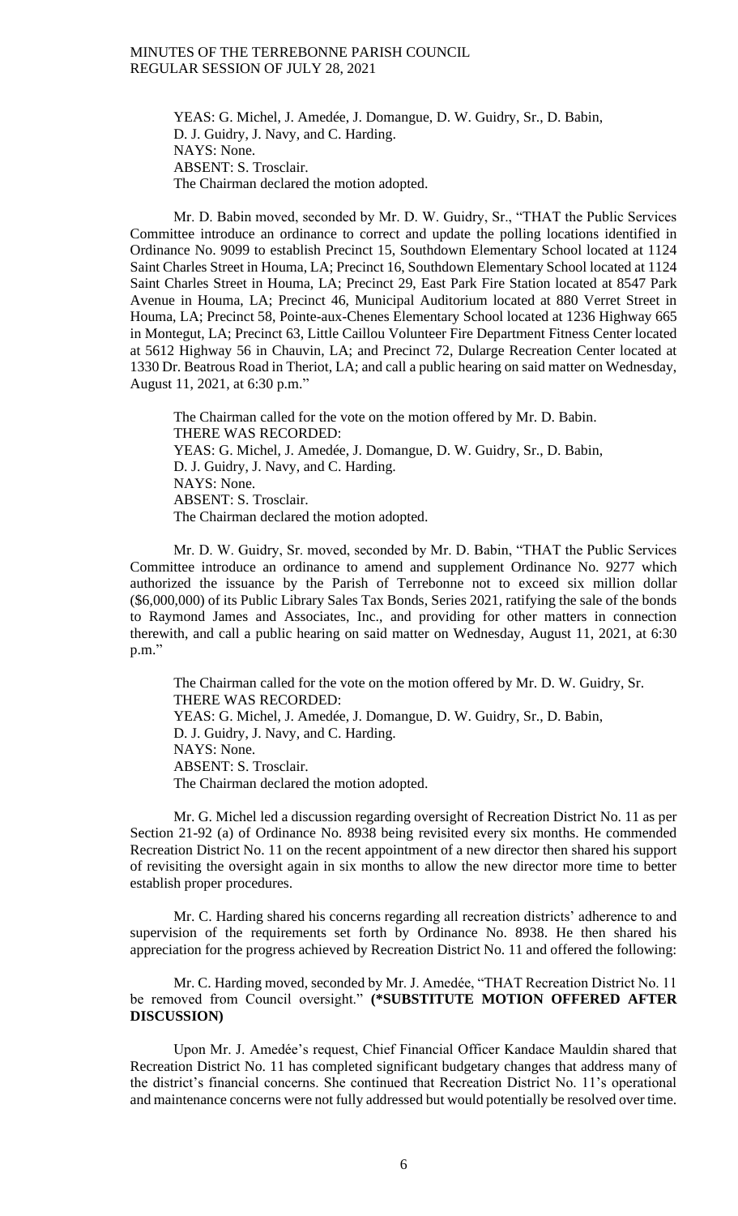YEAS: G. Michel, J. Amedée, J. Domangue, D. W. Guidry, Sr., D. Babin, D. J. Guidry, J. Navy, and C. Harding.
NAYS: None.
ABSENT: S. Trosclair.
The Chairman declared the motion adopted.

Mr. D. Babin moved, seconded by Mr. D. W. Guidry, Sr., "THAT the Public Services Committee introduce an ordinance to correct and update the polling locations identified in Ordinance No. 9099 to establish Precinct 15, Southdown Elementary School located at 1124 Saint Charles Street in Houma, LA; Precinct 16, Southdown Elementary School located at 1124 Saint Charles Street in Houma, LA; Precinct 29, East Park Fire Station located at 8547 Park Avenue in Houma, LA; Precinct 46, Municipal Auditorium located at 880 Verret Street in Houma, LA; Precinct 58, Pointe-aux-Chenes Elementary School located at 1236 Highway 665 in Montegut, LA; Precinct 63, Little Caillou Volunteer Fire Department Fitness Center located at 5612 Highway 56 in Chauvin, LA; and Precinct 72, Dularge Recreation Center located at 1330 Dr. Beatrous Road in Theriot, LA; and call a public hearing on said matter on Wednesday, August 11, 2021, at 6:30 p.m."

The Chairman called for the vote on the motion offered by Mr. D. Babin.
THERE WAS RECORDED:
YEAS: G. Michel, J. Amedée, J. Domangue, D. W. Guidry, Sr., D. Babin, D. J. Guidry, J. Navy, and C. Harding.
NAYS: None.
ABSENT: S. Trosclair.
The Chairman declared the motion adopted.

Mr. D. W. Guidry, Sr. moved, seconded by Mr. D. Babin, "THAT the Public Services Committee introduce an ordinance to amend and supplement Ordinance No. 9277 which authorized the issuance by the Parish of Terrebonne not to exceed six million dollar ($6,000,000) of its Public Library Sales Tax Bonds, Series 2021, ratifying the sale of the bonds to Raymond James and Associates, Inc., and providing for other matters in connection therewith, and call a public hearing on said matter on Wednesday, August 11, 2021, at 6:30 p.m."

The Chairman called for the vote on the motion offered by Mr. D. W. Guidry, Sr.
THERE WAS RECORDED:
YEAS: G. Michel, J. Amedée, J. Domangue, D. W. Guidry, Sr., D. Babin, D. J. Guidry, J. Navy, and C. Harding.
NAYS: None.
ABSENT: S. Trosclair.
The Chairman declared the motion adopted.

Mr. G. Michel led a discussion regarding oversight of Recreation District No. 11 as per Section 21-92 (a) of Ordinance No. 8938 being revisited every six months. He commended Recreation District No. 11 on the recent appointment of a new director then shared his support of revisiting the oversight again in six months to allow the new director more time to better establish proper procedures.

Mr. C. Harding shared his concerns regarding all recreation districts' adherence to and supervision of the requirements set forth by Ordinance No. 8938. He then shared his appreciation for the progress achieved by Recreation District No. 11 and offered the following:

Mr. C. Harding moved, seconded by Mr. J. Amedée, "THAT Recreation District No. 11 be removed from Council oversight." **(*SUBSTITUTE MOTION OFFERED AFTER DISCUSSION)**

Upon Mr. J. Amedée's request, Chief Financial Officer Kandace Mauldin shared that Recreation District No. 11 has completed significant budgetary changes that address many of the district's financial concerns. She continued that Recreation District No. 11's operational and maintenance concerns were not fully addressed but would potentially be resolved over time.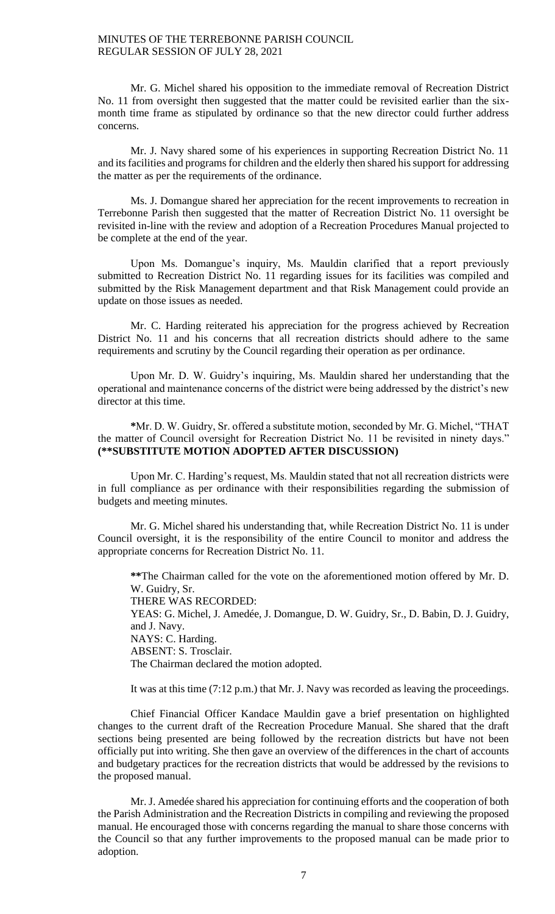Mr. G. Michel shared his opposition to the immediate removal of Recreation District No. 11 from oversight then suggested that the matter could be revisited earlier than the six-month time frame as stipulated by ordinance so that the new director could further address concerns.

Mr. J. Navy shared some of his experiences in supporting Recreation District No. 11 and its facilities and programs for children and the elderly then shared his support for addressing the matter as per the requirements of the ordinance.

Ms. J. Domangue shared her appreciation for the recent improvements to recreation in Terrebonne Parish then suggested that the matter of Recreation District No. 11 oversight be revisited in-line with the review and adoption of a Recreation Procedures Manual projected to be complete at the end of the year.

Upon Ms. Domangue's inquiry, Ms. Mauldin clarified that a report previously submitted to Recreation District No. 11 regarding issues for its facilities was compiled and submitted by the Risk Management department and that Risk Management could provide an update on those issues as needed.

Mr. C. Harding reiterated his appreciation for the progress achieved by Recreation District No. 11 and his concerns that all recreation districts should adhere to the same requirements and scrutiny by the Council regarding their operation as per ordinance.

Upon Mr. D. W. Guidry's inquiring, Ms. Mauldin shared her understanding that the operational and maintenance concerns of the district were being addressed by the district's new director at this time.

*Mr. D. W. Guidry, Sr. offered a substitute motion, seconded by Mr. G. Michel, "THAT the matter of Council oversight for Recreation District No. 11 be revisited in ninety days." **(**SUBSTITUTE MOTION ADOPTED AFTER DISCUSSION)**

Upon Mr. C. Harding's request, Ms. Mauldin stated that not all recreation districts were in full compliance as per ordinance with their responsibilities regarding the submission of budgets and meeting minutes.

Mr. G. Michel shared his understanding that, while Recreation District No. 11 is under Council oversight, it is the responsibility of the entire Council to monitor and address the appropriate concerns for Recreation District No. 11.

> **The Chairman called for the vote on the aforementioned motion offered by Mr. D. W. Guidry, Sr.
> THERE WAS RECORDED:
> YEAS: G. Michel, J. Amedée, J. Domangue, D. W. Guidry, Sr., D. Babin, D. J. Guidry, and J. Navy.
> NAYS: C. Harding.
> ABSENT: S. Trosclair.
> The Chairman declared the motion adopted.

It was at this time (7:12 p.m.) that Mr. J. Navy was recorded as leaving the proceedings.

Chief Financial Officer Kandace Mauldin gave a brief presentation on highlighted changes to the current draft of the Recreation Procedure Manual. She shared that the draft sections being presented are being followed by the recreation districts but have not been officially put into writing. She then gave an overview of the differences in the chart of accounts and budgetary practices for the recreation districts that would be addressed by the revisions to the proposed manual.

Mr. J. Amedée shared his appreciation for continuing efforts and the cooperation of both the Parish Administration and the Recreation Districts in compiling and reviewing the proposed manual. He encouraged those with concerns regarding the manual to share those concerns with the Council so that any further improvements to the proposed manual can be made prior to adoption.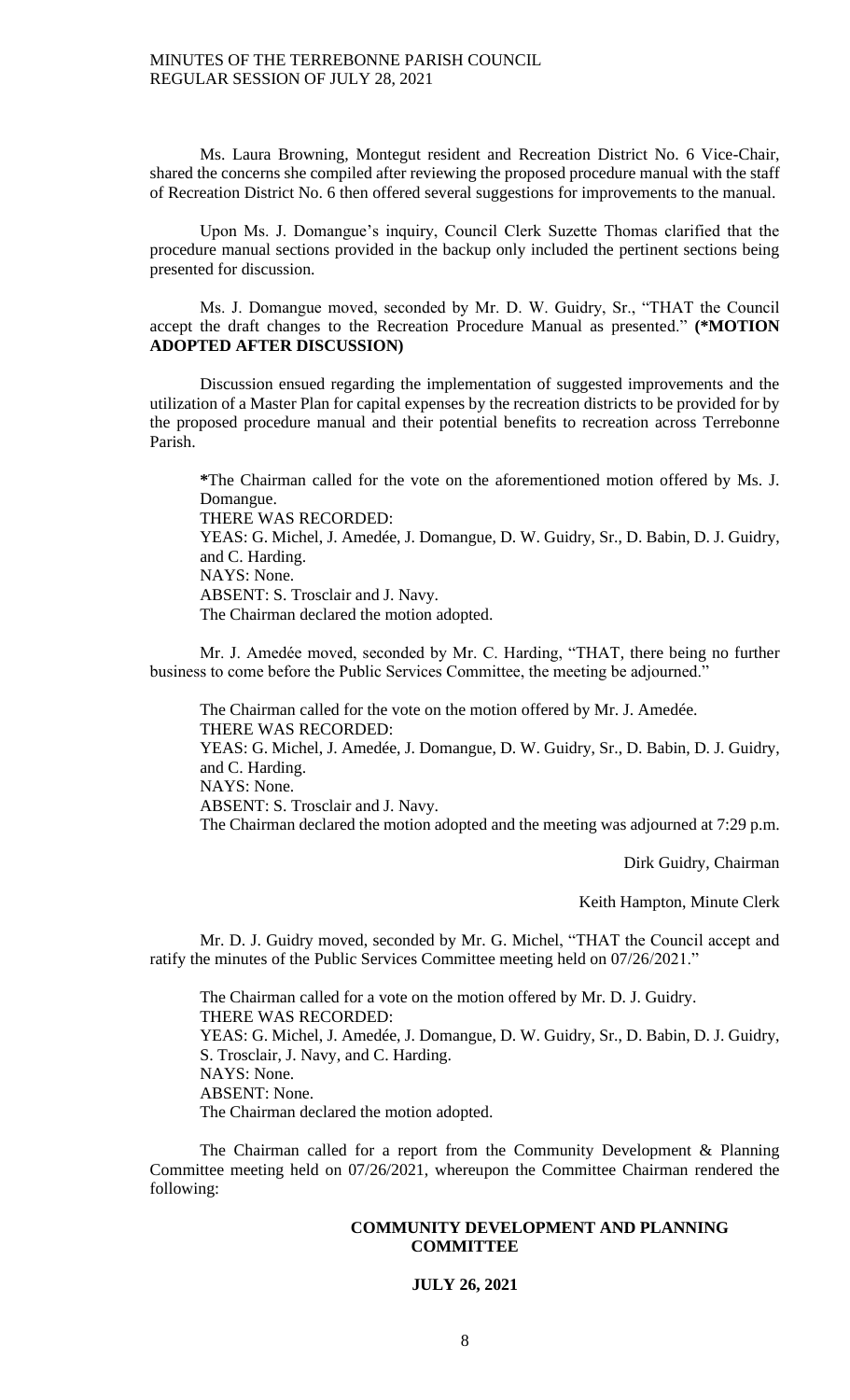Ms. Laura Browning, Montegut resident and Recreation District No. 6 Vice-Chair, shared the concerns she compiled after reviewing the proposed procedure manual with the staff of Recreation District No. 6 then offered several suggestions for improvements to the manual.

Upon Ms. J. Domangue's inquiry, Council Clerk Suzette Thomas clarified that the procedure manual sections provided in the backup only included the pertinent sections being presented for discussion.

Ms. J. Domangue moved, seconded by Mr. D. W. Guidry, Sr., "THAT the Council accept the draft changes to the Recreation Procedure Manual as presented." **(*MOTION ADOPTED AFTER DISCUSSION)**

Discussion ensued regarding the implementation of suggested improvements and the utilization of a Master Plan for capital expenses by the recreation districts to be provided for by the proposed procedure manual and their potential benefits to recreation across Terrebonne Parish.

**\***The Chairman called for the vote on the aforementioned motion offered by Ms. J. Domangue.
THERE WAS RECORDED:
YEAS: G. Michel, J. Amedée, J. Domangue, D. W. Guidry, Sr., D. Babin, D. J. Guidry, and C. Harding.
NAYS: None.
ABSENT: S. Trosclair and J. Navy.
The Chairman declared the motion adopted.

Mr. J. Amedée moved, seconded by Mr. C. Harding, "THAT, there being no further business to come before the Public Services Committee, the meeting be adjourned."

The Chairman called for the vote on the motion offered by Mr. J. Amedée.
THERE WAS RECORDED:
YEAS: G. Michel, J. Amedée, J. Domangue, D. W. Guidry, Sr., D. Babin, D. J. Guidry, and C. Harding.
NAYS: None.
ABSENT: S. Trosclair and J. Navy.
The Chairman declared the motion adopted and the meeting was adjourned at 7:29 p.m.

Dirk Guidry, Chairman

Keith Hampton, Minute Clerk

Mr. D. J. Guidry moved, seconded by Mr. G. Michel, "THAT the Council accept and ratify the minutes of the Public Services Committee meeting held on 07/26/2021."

The Chairman called for a vote on the motion offered by Mr. D. J. Guidry.
THERE WAS RECORDED:
YEAS: G. Michel, J. Amedée, J. Domangue, D. W. Guidry, Sr., D. Babin, D. J. Guidry, S. Trosclair, J. Navy, and C. Harding.
NAYS: None.
ABSENT: None.
The Chairman declared the motion adopted.

The Chairman called for a report from the Community Development & Planning Committee meeting held on 07/26/2021, whereupon the Committee Chairman rendered the following:

**COMMUNITY DEVELOPMENT AND PLANNING COMMITTEE**

**JULY 26, 2021**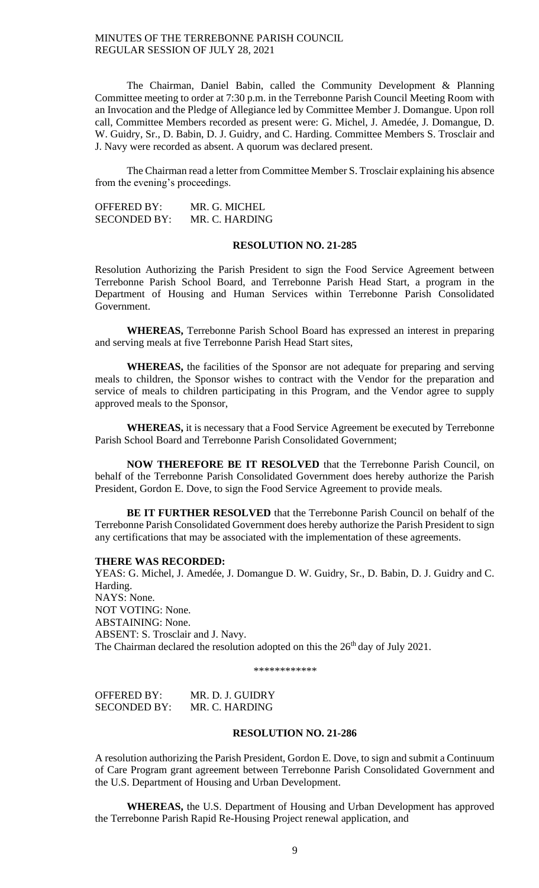The Chairman, Daniel Babin, called the Community Development & Planning Committee meeting to order at 7:30 p.m. in the Terrebonne Parish Council Meeting Room with an Invocation and the Pledge of Allegiance led by Committee Member J. Domangue. Upon roll call, Committee Members recorded as present were: G. Michel, J. Amedée, J. Domangue, D. W. Guidry, Sr., D. Babin, D. J. Guidry, and C. Harding. Committee Members S. Trosclair and J. Navy were recorded as absent. A quorum was declared present.

The Chairman read a letter from Committee Member S. Trosclair explaining his absence from the evening's proceedings.

OFFERED BY: MR. G. MICHEL
SECONDED BY: MR. C. HARDING

**RESOLUTION NO. 21-285**

Resolution Authorizing the Parish President to sign the Food Service Agreement between Terrebonne Parish School Board, and Terrebonne Parish Head Start, a program in the Department of Housing and Human Services within Terrebonne Parish Consolidated Government.

**WHEREAS,** Terrebonne Parish School Board has expressed an interest in preparing and serving meals at five Terrebonne Parish Head Start sites,

**WHEREAS,** the facilities of the Sponsor are not adequate for preparing and serving meals to children, the Sponsor wishes to contract with the Vendor for the preparation and service of meals to children participating in this Program, and the Vendor agree to supply approved meals to the Sponsor,

**WHEREAS,** it is necessary that a Food Service Agreement be executed by Terrebonne Parish School Board and Terrebonne Parish Consolidated Government;

**NOW THEREFORE BE IT RESOLVED** that the Terrebonne Parish Council, on behalf of the Terrebonne Parish Consolidated Government does hereby authorize the Parish President, Gordon E. Dove, to sign the Food Service Agreement to provide meals.

**BE IT FURTHER RESOLVED** that the Terrebonne Parish Council on behalf of the Terrebonne Parish Consolidated Government does hereby authorize the Parish President to sign any certifications that may be associated with the implementation of these agreements.

**THERE WAS RECORDED:**
YEAS: G. Michel, J. Amedée, J. Domangue D. W. Guidry, Sr., D. Babin, D. J. Guidry and C. Harding.
NAYS: None.
NOT VOTING: None.
ABSTAINING: None.
ABSENT: S. Trosclair and J. Navy.
The Chairman declared the resolution adopted on this the 26th day of July 2021.

\*\*\*\*\*\*\*\*\*\*\*\*

OFFERED BY: MR. D. J. GUIDRY
SECONDED BY: MR. C. HARDING

**RESOLUTION NO. 21-286**

A resolution authorizing the Parish President, Gordon E. Dove, to sign and submit a Continuum of Care Program grant agreement between Terrebonne Parish Consolidated Government and the U.S. Department of Housing and Urban Development.

**WHEREAS,** the U.S. Department of Housing and Urban Development has approved the Terrebonne Parish Rapid Re-Housing Project renewal application, and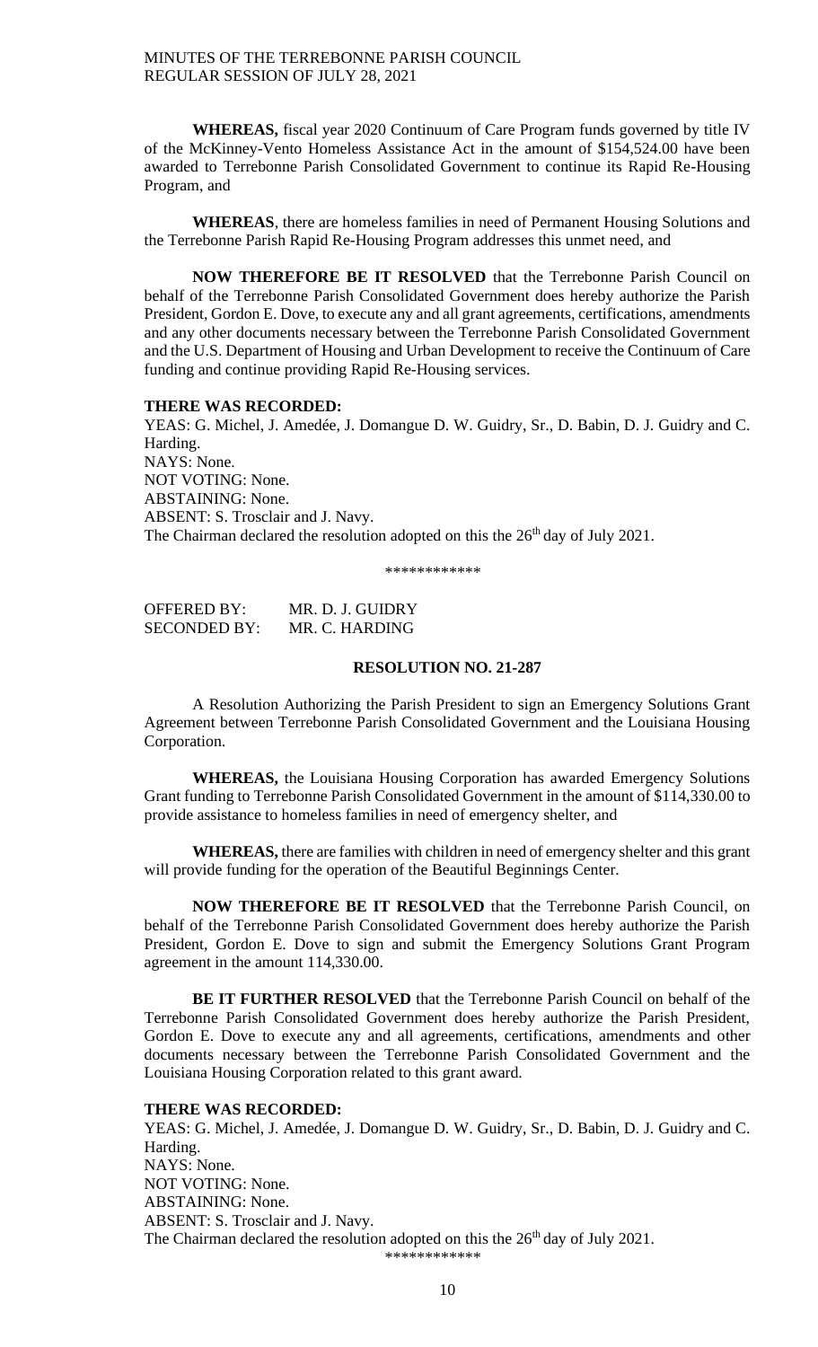**WHEREAS,** fiscal year 2020 Continuum of Care Program funds governed by title IV of the McKinney-Vento Homeless Assistance Act in the amount of $154,524.00 have been awarded to Terrebonne Parish Consolidated Government to continue its Rapid Re-Housing Program, and

**WHEREAS**, there are homeless families in need of Permanent Housing Solutions and the Terrebonne Parish Rapid Re-Housing Program addresses this unmet need, and

**NOW THEREFORE BE IT RESOLVED** that the Terrebonne Parish Council on behalf of the Terrebonne Parish Consolidated Government does hereby authorize the Parish President, Gordon E. Dove, to execute any and all grant agreements, certifications, amendments and any other documents necessary between the Terrebonne Parish Consolidated Government and the U.S. Department of Housing and Urban Development to receive the Continuum of Care funding and continue providing Rapid Re-Housing services.

**THERE WAS RECORDED:**

YEAS: G. Michel, J. Amedée, J. Domangue D. W. Guidry, Sr., D. Babin, D. J. Guidry and C. Harding.
NAYS: None.
NOT VOTING: None.
ABSTAINING: None.
ABSENT: S. Trosclair and J. Navy.
The Chairman declared the resolution adopted on this the 26th day of July 2021.

\*\*\*\*\*\*\*\*\*\*\*\*

OFFERED BY: MR. D. J. GUIDRY
SECONDED BY: MR. C. HARDING

**RESOLUTION NO. 21-287**

A Resolution Authorizing the Parish President to sign an Emergency Solutions Grant Agreement between Terrebonne Parish Consolidated Government and the Louisiana Housing Corporation.

**WHEREAS,** the Louisiana Housing Corporation has awarded Emergency Solutions Grant funding to Terrebonne Parish Consolidated Government in the amount of $114,330.00 to provide assistance to homeless families in need of emergency shelter, and

**WHEREAS,** there are families with children in need of emergency shelter and this grant will provide funding for the operation of the Beautiful Beginnings Center.

**NOW THEREFORE BE IT RESOLVED** that the Terrebonne Parish Council, on behalf of the Terrebonne Parish Consolidated Government does hereby authorize the Parish President, Gordon E. Dove to sign and submit the Emergency Solutions Grant Program agreement in the amount 114,330.00.

**BE IT FURTHER RESOLVED** that the Terrebonne Parish Council on behalf of the Terrebonne Parish Consolidated Government does hereby authorize the Parish President, Gordon E. Dove to execute any and all agreements, certifications, amendments and other documents necessary between the Terrebonne Parish Consolidated Government and the Louisiana Housing Corporation related to this grant award.

**THERE WAS RECORDED:**

YEAS: G. Michel, J. Amedée, J. Domangue D. W. Guidry, Sr., D. Babin, D. J. Guidry and C. Harding.
NAYS: None.
NOT VOTING: None.
ABSTAINING: None.
ABSENT: S. Trosclair and J. Navy.
The Chairman declared the resolution adopted on this the 26th day of July 2021.

\*\*\*\*\*\*\*\*\*\*\*\*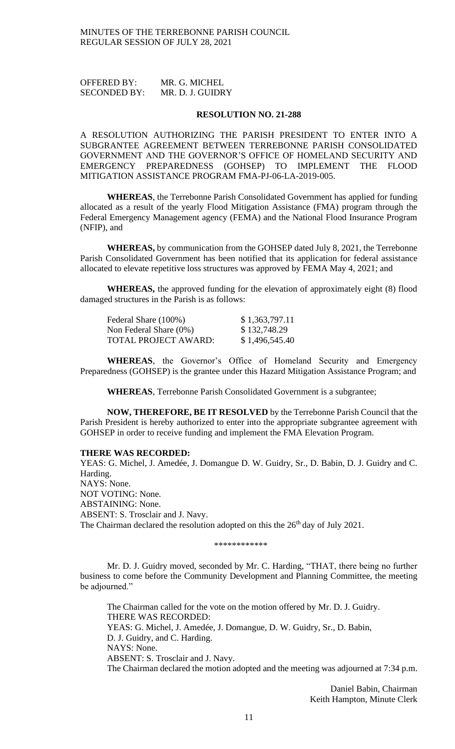OFFERED BY: MR. G. MICHEL
SECONDED BY: MR. D. J. GUIDRY

**RESOLUTION NO. 21-288**

A RESOLUTION AUTHORIZING THE PARISH PRESIDENT TO ENTER INTO A SUBGRANTEE AGREEMENT BETWEEN TERREBONNE PARISH CONSOLIDATED GOVERNMENT AND THE GOVERNOR'S OFFICE OF HOMELAND SECURITY AND EMERGENCY PREPAREDNESS (GOHSEP) TO IMPLEMENT THE FLOOD MITIGATION ASSISTANCE PROGRAM FMA-PJ-06-LA-2019-005.

**WHEREAS**, the Terrebonne Parish Consolidated Government has applied for funding allocated as a result of the yearly Flood Mitigation Assistance (FMA) program through the Federal Emergency Management agency (FEMA) and the National Flood Insurance Program (NFIP), and

**WHEREAS,** by communication from the GOHSEP dated July 8, 2021, the Terrebonne Parish Consolidated Government has been notified that its application for federal assistance allocated to elevate repetitive loss structures was approved by FEMA May 4, 2021; and

**WHEREAS,** the approved funding for the elevation of approximately eight (8) flood damaged structures in the Parish is as follows:

| | |
|---|---|
| Federal Share (100%) | $ 1,363,797.11 |
| Non Federal Share (0%) | $ 132,748.29 |
| TOTAL PROJECT AWARD: | $ 1,496,545.40 |

**WHEREAS**, the Governor's Office of Homeland Security and Emergency Preparedness (GOHSEP) is the grantee under this Hazard Mitigation Assistance Program; and

**WHEREAS**, Terrebonne Parish Consolidated Government is a subgrantee;

**NOW, THEREFORE, BE IT RESOLVED** by the Terrebonne Parish Council that the Parish President is hereby authorized to enter into the appropriate subgrantee agreement with GOHSEP in order to receive funding and implement the FMA Elevation Program.

**THERE WAS RECORDED:**
YEAS: G. Michel, J. Amedée, J. Domangue D. W. Guidry, Sr., D. Babin, D. J. Guidry and C. Harding.
NAYS: None.
NOT VOTING: None.
ABSTAINING: None.
ABSENT: S. Trosclair and J. Navy.
The Chairman declared the resolution adopted on this the 26th day of July 2021.

\*\*\*\*\*\*\*\*\*\*\*\*

Mr. D. J. Guidry moved, seconded by Mr. C. Harding, "THAT, there being no further business to come before the Community Development and Planning Committee, the meeting be adjourned."

The Chairman called for the vote on the motion offered by Mr. D. J. Guidry.
THERE WAS RECORDED:
YEAS: G. Michel, J. Amedée, J. Domangue, D. W. Guidry, Sr., D. Babin, D. J. Guidry, and C. Harding.
NAYS: None.
ABSENT: S. Trosclair and J. Navy.
The Chairman declared the motion adopted and the meeting was adjourned at 7:34 p.m.

Daniel Babin, Chairman
Keith Hampton, Minute Clerk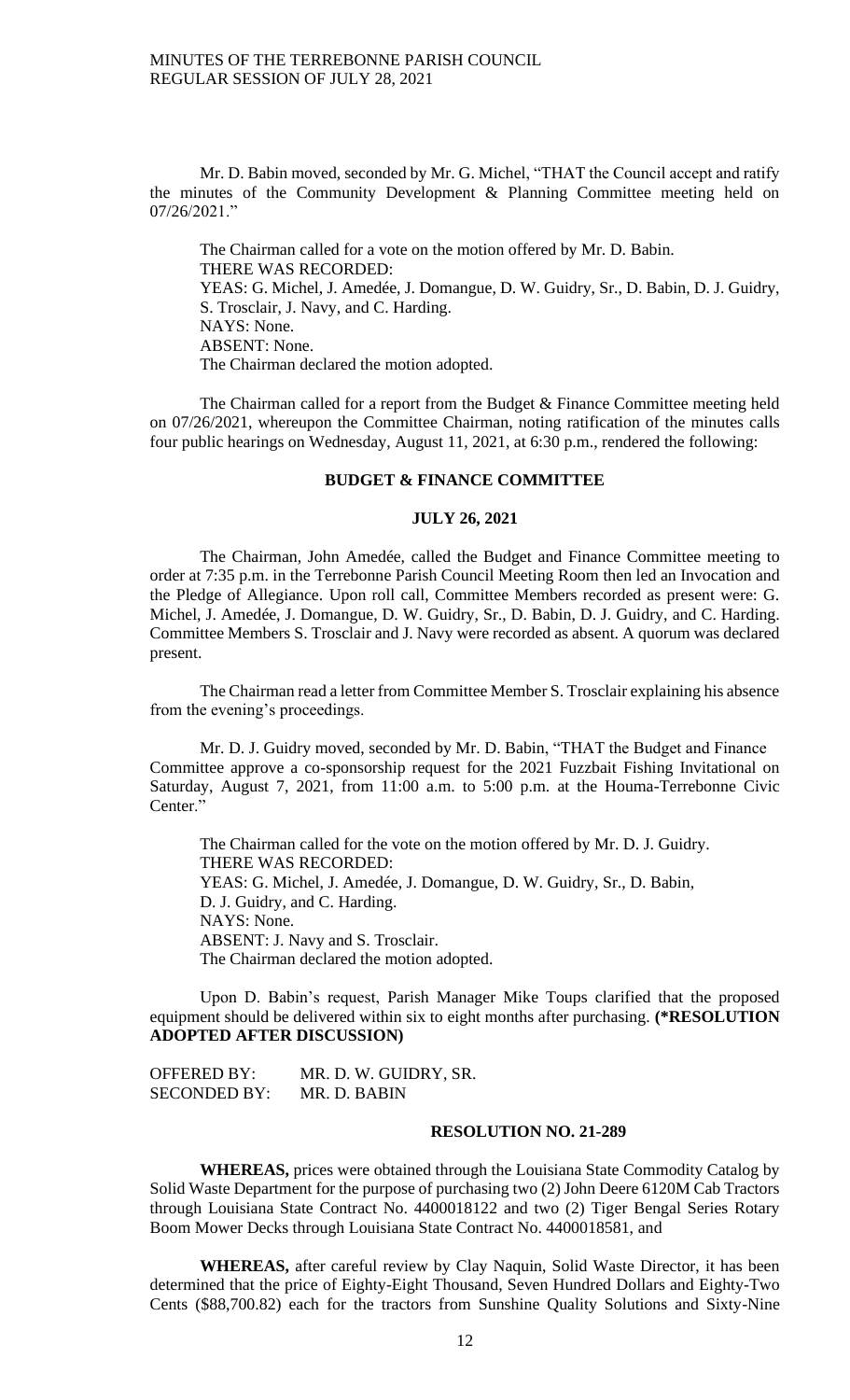Mr. D. Babin moved, seconded by Mr. G. Michel, "THAT the Council accept and ratify the minutes of the Community Development & Planning Committee meeting held on 07/26/2021."

The Chairman called for a vote on the motion offered by Mr. D. Babin.
THERE WAS RECORDED:
YEAS: G. Michel, J. Amedée, J. Domangue, D. W. Guidry, Sr., D. Babin, D. J. Guidry, S. Trosclair, J. Navy, and C. Harding.
NAYS: None.
ABSENT: None.
The Chairman declared the motion adopted.

The Chairman called for a report from the Budget & Finance Committee meeting held on 07/26/2021, whereupon the Committee Chairman, noting ratification of the minutes calls four public hearings on Wednesday, August 11, 2021, at 6:30 p.m., rendered the following:

**BUDGET & FINANCE COMMITTEE**

**JULY 26, 2021**

The Chairman, John Amedée, called the Budget and Finance Committee meeting to order at 7:35 p.m. in the Terrebonne Parish Council Meeting Room then led an Invocation and the Pledge of Allegiance. Upon roll call, Committee Members recorded as present were: G. Michel, J. Amedée, J. Domangue, D. W. Guidry, Sr., D. Babin, D. J. Guidry, and C. Harding. Committee Members S. Trosclair and J. Navy were recorded as absent. A quorum was declared present.

The Chairman read a letter from Committee Member S. Trosclair explaining his absence from the evening's proceedings.

Mr. D. J. Guidry moved, seconded by Mr. D. Babin, "THAT the Budget and Finance Committee approve a co-sponsorship request for the 2021 Fuzzbait Fishing Invitational on Saturday, August 7, 2021, from 11:00 a.m. to 5:00 p.m. at the Houma-Terrebonne Civic Center."

The Chairman called for the vote on the motion offered by Mr. D. J. Guidry.
THERE WAS RECORDED:
YEAS: G. Michel, J. Amedée, J. Domangue, D. W. Guidry, Sr., D. Babin, D. J. Guidry, and C. Harding.
NAYS: None.
ABSENT: J. Navy and S. Trosclair.
The Chairman declared the motion adopted.

Upon D. Babin's request, Parish Manager Mike Toups clarified that the proposed equipment should be delivered within six to eight months after purchasing. **(\*RESOLUTION ADOPTED AFTER DISCUSSION)**

OFFERED BY: MR. D. W. GUIDRY, SR.
SECONDED BY: MR. D. BABIN

**RESOLUTION NO. 21-289**

**WHEREAS,** prices were obtained through the Louisiana State Commodity Catalog by Solid Waste Department for the purpose of purchasing two (2) John Deere 6120M Cab Tractors through Louisiana State Contract No. 4400018122 and two (2) Tiger Bengal Series Rotary Boom Mower Decks through Louisiana State Contract No. 4400018581, and

**WHEREAS,** after careful review by Clay Naquin, Solid Waste Director, it has been determined that the price of Eighty-Eight Thousand, Seven Hundred Dollars and Eighty-Two Cents ($88,700.82) each for the tractors from Sunshine Quality Solutions and Sixty-Nine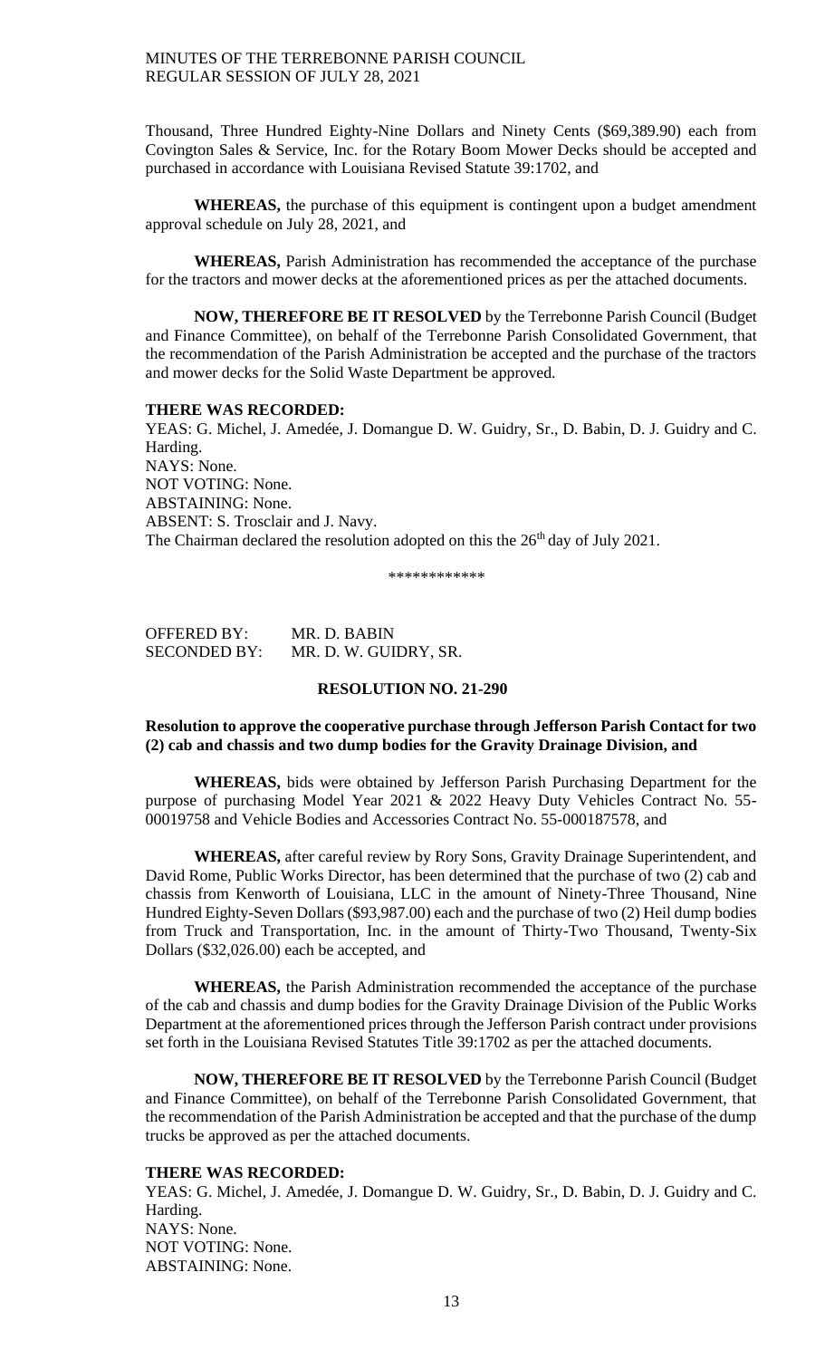Thousand, Three Hundred Eighty-Nine Dollars and Ninety Cents ($69,389.90) each from Covington Sales & Service, Inc. for the Rotary Boom Mower Decks should be accepted and purchased in accordance with Louisiana Revised Statute 39:1702, and

**WHEREAS,** the purchase of this equipment is contingent upon a budget amendment approval schedule on July 28, 2021, and

**WHEREAS,** Parish Administration has recommended the acceptance of the purchase for the tractors and mower decks at the aforementioned prices as per the attached documents.

**NOW, THEREFORE BE IT RESOLVED** by the Terrebonne Parish Council (Budget and Finance Committee), on behalf of the Terrebonne Parish Consolidated Government, that the recommendation of the Parish Administration be accepted and the purchase of the tractors and mower decks for the Solid Waste Department be approved.

**THERE WAS RECORDED:**

YEAS: G. Michel, J. Amedée, J. Domangue D. W. Guidry, Sr., D. Babin, D. J. Guidry and C. Harding.
NAYS: None.
NOT VOTING: None.
ABSTAINING: None.
ABSENT: S. Trosclair and J. Navy.
The Chairman declared the resolution adopted on this the 26th day of July 2021.

\*\*\*\*\*\*\*\*\*\*\*\*

OFFERED BY: MR. D. BABIN
SECONDED BY: MR. D. W. GUIDRY, SR.

**RESOLUTION NO. 21-290**

**Resolution to approve the cooperative purchase through Jefferson Parish Contact for two (2) cab and chassis and two dump bodies for the Gravity Drainage Division, and**

**WHEREAS,** bids were obtained by Jefferson Parish Purchasing Department for the purpose of purchasing Model Year 2021 & 2022 Heavy Duty Vehicles Contract No. 55-00019758 and Vehicle Bodies and Accessories Contract No. 55-000187578, and

**WHEREAS,** after careful review by Rory Sons, Gravity Drainage Superintendent, and David Rome, Public Works Director, has been determined that the purchase of two (2) cab and chassis from Kenworth of Louisiana, LLC in the amount of Ninety-Three Thousand, Nine Hundred Eighty-Seven Dollars ($93,987.00) each and the purchase of two (2) Heil dump bodies from Truck and Transportation, Inc. in the amount of Thirty-Two Thousand, Twenty-Six Dollars ($32,026.00) each be accepted, and

**WHEREAS,** the Parish Administration recommended the acceptance of the purchase of the cab and chassis and dump bodies for the Gravity Drainage Division of the Public Works Department at the aforementioned prices through the Jefferson Parish contract under provisions set forth in the Louisiana Revised Statutes Title 39:1702 as per the attached documents.

**NOW, THEREFORE BE IT RESOLVED** by the Terrebonne Parish Council (Budget and Finance Committee), on behalf of the Terrebonne Parish Consolidated Government, that the recommendation of the Parish Administration be accepted and that the purchase of the dump trucks be approved as per the attached documents.

**THERE WAS RECORDED:**

YEAS: G. Michel, J. Amedée, J. Domangue D. W. Guidry, Sr., D. Babin, D. J. Guidry and C. Harding.
NAYS: None.
NOT VOTING: None.
ABSTAINING: None.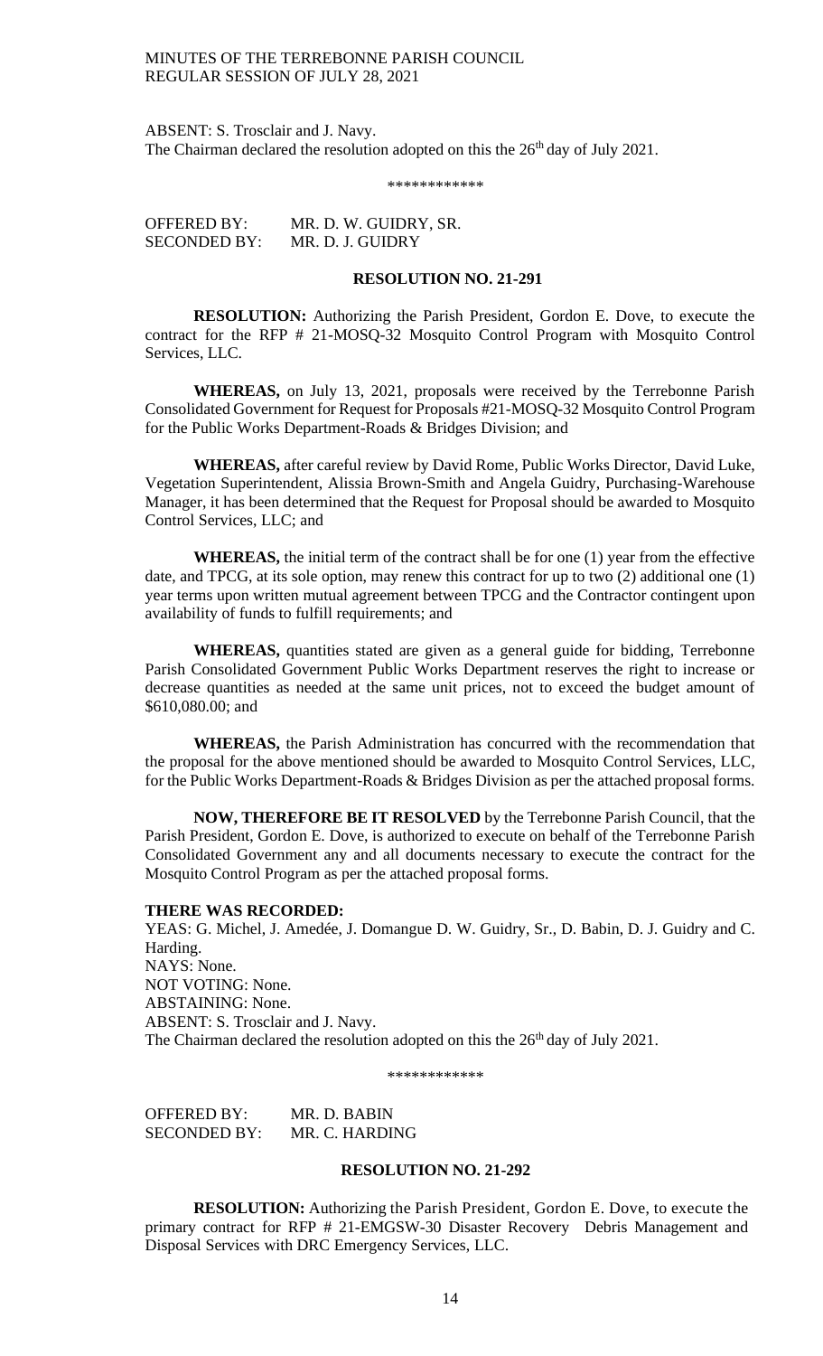ABSENT: S. Trosclair and J. Navy.
The Chairman declared the resolution adopted on this the 26th day of July 2021.

\*\*\*\*\*\*\*\*\*\*\*\*

OFFERED BY: MR. D. W. GUIDRY, SR.
SECONDED BY: MR. D. J. GUIDRY

**RESOLUTION NO. 21-291**

**RESOLUTION:** Authorizing the Parish President, Gordon E. Dove, to execute the contract for the RFP # 21-MOSQ-32 Mosquito Control Program with Mosquito Control Services, LLC.

**WHEREAS,** on July 13, 2021, proposals were received by the Terrebonne Parish Consolidated Government for Request for Proposals #21-MOSQ-32 Mosquito Control Program for the Public Works Department-Roads & Bridges Division; and

**WHEREAS,** after careful review by David Rome, Public Works Director, David Luke, Vegetation Superintendent, Alissia Brown-Smith and Angela Guidry, Purchasing-Warehouse Manager, it has been determined that the Request for Proposal should be awarded to Mosquito Control Services, LLC; and

**WHEREAS,** the initial term of the contract shall be for one (1) year from the effective date, and TPCG, at its sole option, may renew this contract for up to two (2) additional one (1) year terms upon written mutual agreement between TPCG and the Contractor contingent upon availability of funds to fulfill requirements; and

**WHEREAS,** quantities stated are given as a general guide for bidding, Terrebonne Parish Consolidated Government Public Works Department reserves the right to increase or decrease quantities as needed at the same unit prices, not to exceed the budget amount of $610,080.00; and

**WHEREAS,** the Parish Administration has concurred with the recommendation that the proposal for the above mentioned should be awarded to Mosquito Control Services, LLC, for the Public Works Department-Roads & Bridges Division as per the attached proposal forms.

**NOW, THEREFORE BE IT RESOLVED** by the Terrebonne Parish Council, that the Parish President, Gordon E. Dove, is authorized to execute on behalf of the Terrebonne Parish Consolidated Government any and all documents necessary to execute the contract for the Mosquito Control Program as per the attached proposal forms.

**THERE WAS RECORDED:**
YEAS: G. Michel, J. Amedée, J. Domangue D. W. Guidry, Sr., D. Babin, D. J. Guidry and C. Harding.
NAYS: None.
NOT VOTING: None.
ABSTAINING: None.
ABSENT: S. Trosclair and J. Navy.
The Chairman declared the resolution adopted on this the 26th day of July 2021.

\*\*\*\*\*\*\*\*\*\*\*\*

OFFERED BY: MR. D. BABIN
SECONDED BY: MR. C. HARDING

**RESOLUTION NO. 21-292**

**RESOLUTION:** Authorizing the Parish President, Gordon E. Dove, to execute the primary contract for RFP # 21-EMGSW-30 Disaster Recovery Debris Management and Disposal Services with DRC Emergency Services, LLC.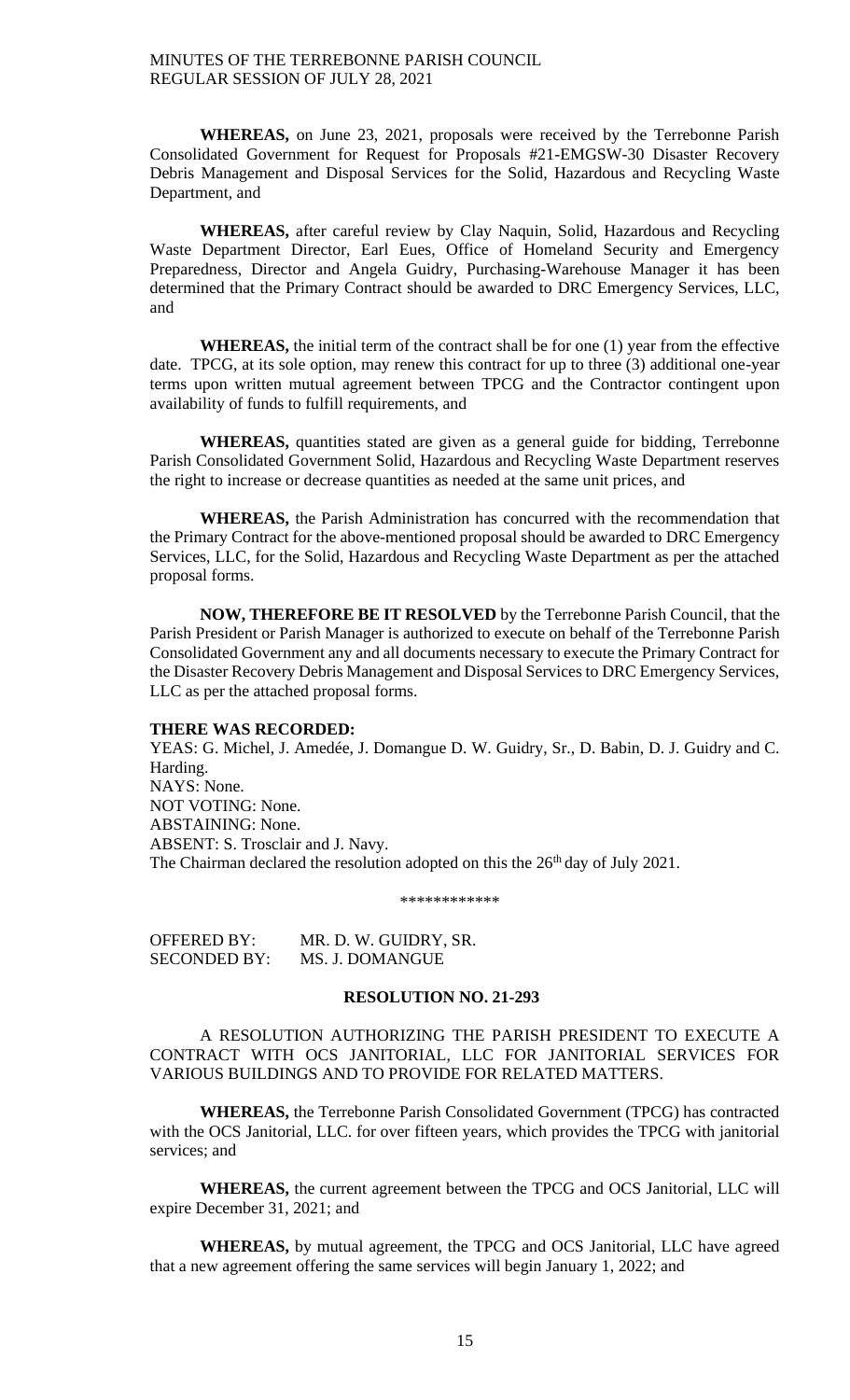**WHEREAS,** on June 23, 2021, proposals were received by the Terrebonne Parish Consolidated Government for Request for Proposals #21-EMGSW-30 Disaster Recovery Debris Management and Disposal Services for the Solid, Hazardous and Recycling Waste Department, and

**WHEREAS,** after careful review by Clay Naquin, Solid, Hazardous and Recycling Waste Department Director, Earl Eues, Office of Homeland Security and Emergency Preparedness, Director and Angela Guidry, Purchasing-Warehouse Manager it has been determined that the Primary Contract should be awarded to DRC Emergency Services, LLC, and

**WHEREAS,** the initial term of the contract shall be for one (1) year from the effective date. TPCG, at its sole option, may renew this contract for up to three (3) additional one-year terms upon written mutual agreement between TPCG and the Contractor contingent upon availability of funds to fulfill requirements, and

**WHEREAS,** quantities stated are given as a general guide for bidding, Terrebonne Parish Consolidated Government Solid, Hazardous and Recycling Waste Department reserves the right to increase or decrease quantities as needed at the same unit prices, and

**WHEREAS,** the Parish Administration has concurred with the recommendation that the Primary Contract for the above-mentioned proposal should be awarded to DRC Emergency Services, LLC, for the Solid, Hazardous and Recycling Waste Department as per the attached proposal forms.

**NOW, THEREFORE BE IT RESOLVED** by the Terrebonne Parish Council, that the Parish President or Parish Manager is authorized to execute on behalf of the Terrebonne Parish Consolidated Government any and all documents necessary to execute the Primary Contract for the Disaster Recovery Debris Management and Disposal Services to DRC Emergency Services, LLC as per the attached proposal forms.

**THERE WAS RECORDED:**

YEAS: G. Michel, J. Amedée, J. Domangue D. W. Guidry, Sr., D. Babin, D. J. Guidry and C. Harding.
NAYS: None.
NOT VOTING: None.
ABSTAINING: None.
ABSENT: S. Trosclair and J. Navy.
The Chairman declared the resolution adopted on this the 26th day of July 2021.

\*\*\*\*\*\*\*\*\*\*\*\*

OFFERED BY: MR. D. W. GUIDRY, SR.
SECONDED BY: MS. J. DOMANGUE

**RESOLUTION NO. 21-293**

A RESOLUTION AUTHORIZING THE PARISH PRESIDENT TO EXECUTE A CONTRACT WITH OCS JANITORIAL, LLC FOR JANITORIAL SERVICES FOR VARIOUS BUILDINGS AND TO PROVIDE FOR RELATED MATTERS.

**WHEREAS,** the Terrebonne Parish Consolidated Government (TPCG) has contracted with the OCS Janitorial, LLC. for over fifteen years, which provides the TPCG with janitorial services; and

**WHEREAS,** the current agreement between the TPCG and OCS Janitorial, LLC will expire December 31, 2021; and

**WHEREAS,** by mutual agreement, the TPCG and OCS Janitorial, LLC have agreed that a new agreement offering the same services will begin January 1, 2022; and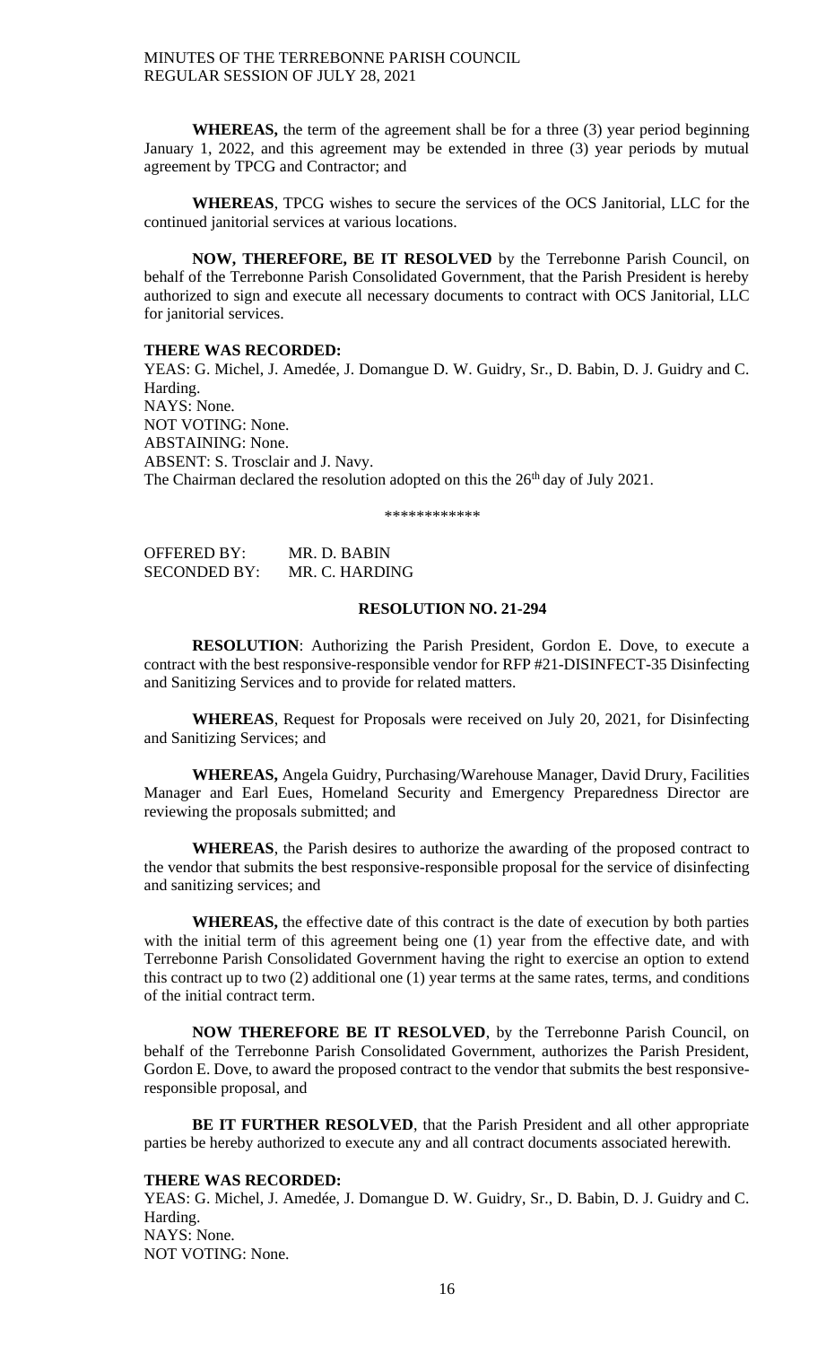**WHEREAS,** the term of the agreement shall be for a three (3) year period beginning January 1, 2022, and this agreement may be extended in three (3) year periods by mutual agreement by TPCG and Contractor; and

**WHEREAS**, TPCG wishes to secure the services of the OCS Janitorial, LLC for the continued janitorial services at various locations.

**NOW, THEREFORE, BE IT RESOLVED** by the Terrebonne Parish Council, on behalf of the Terrebonne Parish Consolidated Government, that the Parish President is hereby authorized to sign and execute all necessary documents to contract with OCS Janitorial, LLC for janitorial services.

**THERE WAS RECORDED:**

YEAS: G. Michel, J. Amedée, J. Domangue D. W. Guidry, Sr., D. Babin, D. J. Guidry and C. Harding.
NAYS: None.
NOT VOTING: None.
ABSTAINING: None.
ABSENT: S. Trosclair and J. Navy.
The Chairman declared the resolution adopted on this the 26th day of July 2021.

\*\*\*\*\*\*\*\*\*\*\*\*

OFFERED BY: MR. D. BABIN
SECONDED BY: MR. C. HARDING

**RESOLUTION NO. 21-294**

**RESOLUTION**: Authorizing the Parish President, Gordon E. Dove, to execute a contract with the best responsive-responsible vendor for RFP #21-DISINFECT-35 Disinfecting and Sanitizing Services and to provide for related matters.

**WHEREAS**, Request for Proposals were received on July 20, 2021, for Disinfecting and Sanitizing Services; and

**WHEREAS,** Angela Guidry, Purchasing/Warehouse Manager, David Drury, Facilities Manager and Earl Eues, Homeland Security and Emergency Preparedness Director are reviewing the proposals submitted; and

**WHEREAS**, the Parish desires to authorize the awarding of the proposed contract to the vendor that submits the best responsive-responsible proposal for the service of disinfecting and sanitizing services; and

**WHEREAS,** the effective date of this contract is the date of execution by both parties with the initial term of this agreement being one (1) year from the effective date, and with Terrebonne Parish Consolidated Government having the right to exercise an option to extend this contract up to two (2) additional one (1) year terms at the same rates, terms, and conditions of the initial contract term.

**NOW THEREFORE BE IT RESOLVED**, by the Terrebonne Parish Council, on behalf of the Terrebonne Parish Consolidated Government, authorizes the Parish President, Gordon E. Dove, to award the proposed contract to the vendor that submits the best responsive-responsible proposal, and

**BE IT FURTHER RESOLVED**, that the Parish President and all other appropriate parties be hereby authorized to execute any and all contract documents associated herewith.

**THERE WAS RECORDED:**

YEAS: G. Michel, J. Amedée, J. Domangue D. W. Guidry, Sr., D. Babin, D. J. Guidry and C. Harding.
NAYS: None.
NOT VOTING: None.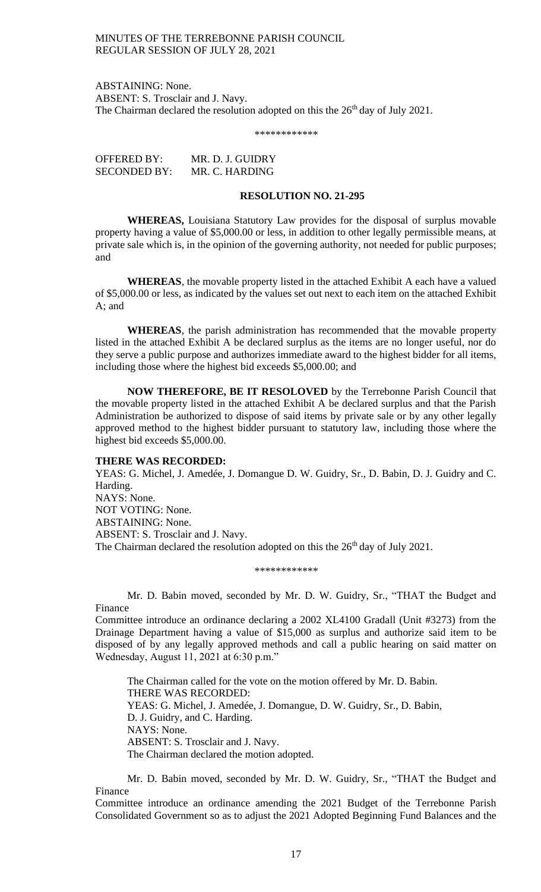ABSTAINING: None.
ABSENT: S. Trosclair and J. Navy.
The Chairman declared the resolution adopted on this the 26th day of July 2021.

\*\*\*\*\*\*\*\*\*\*\*\*

OFFERED BY: MR. D. J. GUIDRY
SECONDED BY: MR. C. HARDING

**RESOLUTION NO. 21-295**

**WHEREAS,** Louisiana Statutory Law provides for the disposal of surplus movable property having a value of $5,000.00 or less, in addition to other legally permissible means, at private sale which is, in the opinion of the governing authority, not needed for public purposes; and

**WHEREAS**, the movable property listed in the attached Exhibit A each have a valued of $5,000.00 or less, as indicated by the values set out next to each item on the attached Exhibit A; and

**WHEREAS**, the parish administration has recommended that the movable property listed in the attached Exhibit A be declared surplus as the items are no longer useful, nor do they serve a public purpose and authorizes immediate award to the highest bidder for all items, including those where the highest bid exceeds $5,000.00; and

**NOW THEREFORE, BE IT RESOLOVED** by the Terrebonne Parish Council that the movable property listed in the attached Exhibit A be declared surplus and that the Parish Administration be authorized to dispose of said items by private sale or by any other legally approved method to the highest bidder pursuant to statutory law, including those where the highest bid exceeds $5,000.00.

**THERE WAS RECORDED:**
YEAS: G. Michel, J. Amedée, J. Domangue D. W. Guidry, Sr., D. Babin, D. J. Guidry and C. Harding.
NAYS: None.
NOT VOTING: None.
ABSTAINING: None.
ABSENT: S. Trosclair and J. Navy.
The Chairman declared the resolution adopted on this the 26th day of July 2021.

\*\*\*\*\*\*\*\*\*\*\*\*

Mr. D. Babin moved, seconded by Mr. D. W. Guidry, Sr., "THAT the Budget and Finance
Committee introduce an ordinance declaring a 2002 XL4100 Gradall (Unit #3273) from the Drainage Department having a value of $15,000 as surplus and authorize said item to be disposed of by any legally approved methods and call a public hearing on said matter on Wednesday, August 11, 2021 at 6:30 p.m."

The Chairman called for the vote on the motion offered by Mr. D. Babin.
THERE WAS RECORDED:
YEAS: G. Michel, J. Amedée, J. Domangue, D. W. Guidry, Sr., D. Babin, D. J. Guidry, and C. Harding.
NAYS: None.
ABSENT: S. Trosclair and J. Navy.
The Chairman declared the motion adopted.

Mr. D. Babin moved, seconded by Mr. D. W. Guidry, Sr., "THAT the Budget and Finance
Committee introduce an ordinance amending the 2021 Budget of the Terrebonne Parish Consolidated Government so as to adjust the 2021 Adopted Beginning Fund Balances and the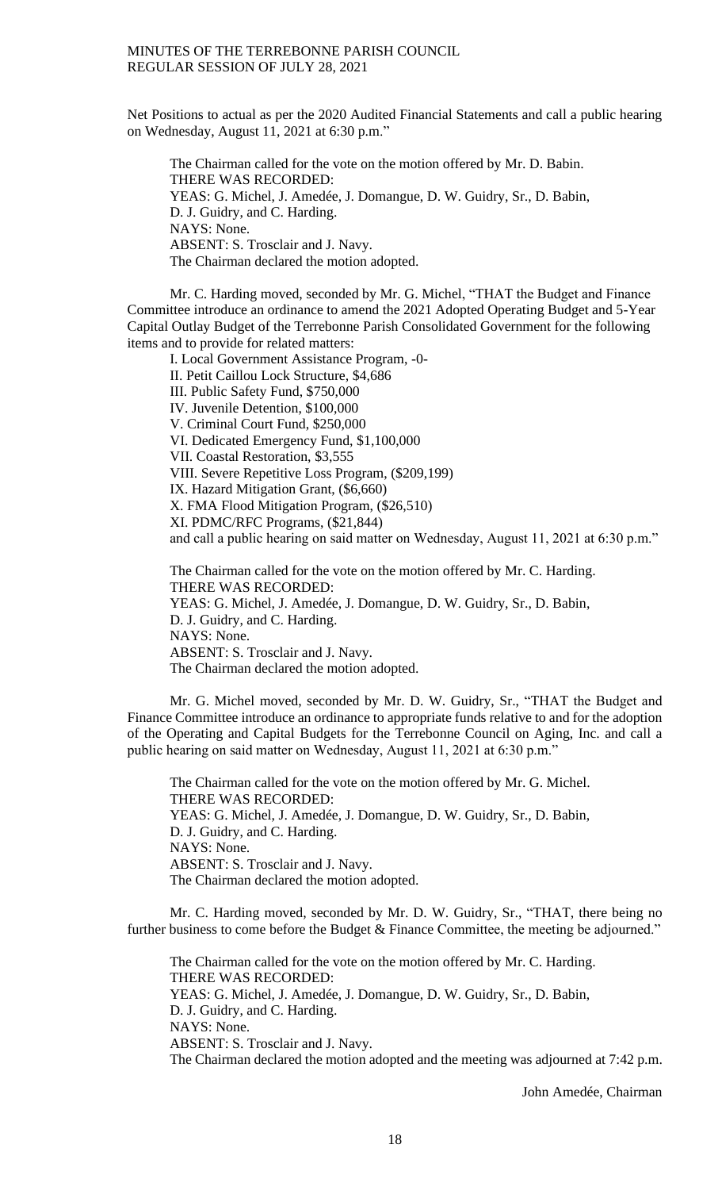Net Positions to actual as per the 2020 Audited Financial Statements and call a public hearing on Wednesday, August 11, 2021 at 6:30 p.m."

The Chairman called for the vote on the motion offered by Mr. D. Babin.
THERE WAS RECORDED:
YEAS: G. Michel, J. Amedée, J. Domangue, D. W. Guidry, Sr., D. Babin, D. J. Guidry, and C. Harding.
NAYS: None.
ABSENT: S. Trosclair and J. Navy.
The Chairman declared the motion adopted.

Mr. C. Harding moved, seconded by Mr. G. Michel, "THAT the Budget and Finance Committee introduce an ordinance to amend the 2021 Adopted Operating Budget and 5-Year Capital Outlay Budget of the Terrebonne Parish Consolidated Government for the following items and to provide for related matters:

I. Local Government Assistance Program, -0-
II. Petit Caillou Lock Structure, $4,686
III. Public Safety Fund, $750,000
IV. Juvenile Detention, $100,000
V. Criminal Court Fund, $250,000
VI. Dedicated Emergency Fund, $1,100,000
VII. Coastal Restoration, $3,555
VIII. Severe Repetitive Loss Program, ($209,199)
IX. Hazard Mitigation Grant, ($6,660)
X. FMA Flood Mitigation Program, ($26,510)
XI. PDMC/RFC Programs, ($21,844)
and call a public hearing on said matter on Wednesday, August 11, 2021 at 6:30 p.m."

The Chairman called for the vote on the motion offered by Mr. C. Harding.
THERE WAS RECORDED:
YEAS: G. Michel, J. Amedée, J. Domangue, D. W. Guidry, Sr., D. Babin, D. J. Guidry, and C. Harding.
NAYS: None.
ABSENT: S. Trosclair and J. Navy.
The Chairman declared the motion adopted.

Mr. G. Michel moved, seconded by Mr. D. W. Guidry, Sr., "THAT the Budget and Finance Committee introduce an ordinance to appropriate funds relative to and for the adoption of the Operating and Capital Budgets for the Terrebonne Council on Aging, Inc. and call a public hearing on said matter on Wednesday, August 11, 2021 at 6:30 p.m."

The Chairman called for the vote on the motion offered by Mr. G. Michel.
THERE WAS RECORDED:
YEAS: G. Michel, J. Amedée, J. Domangue, D. W. Guidry, Sr., D. Babin, D. J. Guidry, and C. Harding.
NAYS: None.
ABSENT: S. Trosclair and J. Navy.
The Chairman declared the motion adopted.

Mr. C. Harding moved, seconded by Mr. D. W. Guidry, Sr., "THAT, there being no further business to come before the Budget & Finance Committee, the meeting be adjourned."

The Chairman called for the vote on the motion offered by Mr. C. Harding.
THERE WAS RECORDED:
YEAS: G. Michel, J. Amedée, J. Domangue, D. W. Guidry, Sr., D. Babin, D. J. Guidry, and C. Harding.
NAYS: None.
ABSENT: S. Trosclair and J. Navy.
The Chairman declared the motion adopted and the meeting was adjourned at 7:42 p.m.

John Amedée, Chairman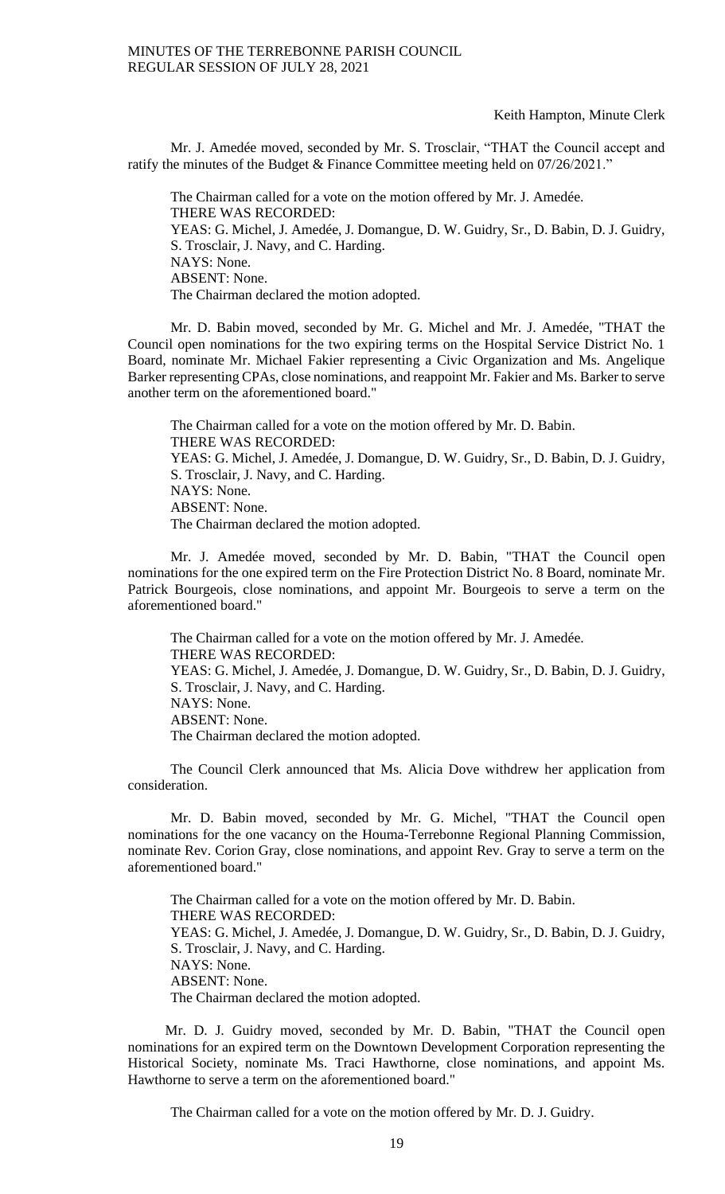Keith Hampton, Minute Clerk

Mr. J. Amedée moved, seconded by Mr. S. Trosclair, "THAT the Council accept and ratify the minutes of the Budget & Finance Committee meeting held on 07/26/2021."

The Chairman called for a vote on the motion offered by Mr. J. Amedée.
THERE WAS RECORDED:
YEAS: G. Michel, J. Amedée, J. Domangue, D. W. Guidry, Sr., D. Babin, D. J. Guidry, S. Trosclair, J. Navy, and C. Harding.
NAYS: None.
ABSENT: None.
The Chairman declared the motion adopted.

Mr. D. Babin moved, seconded by Mr. G. Michel and Mr. J. Amedée, "THAT the Council open nominations for the two expiring terms on the Hospital Service District No. 1 Board, nominate Mr. Michael Fakier representing a Civic Organization and Ms. Angelique Barker representing CPAs, close nominations, and reappoint Mr. Fakier and Ms. Barker to serve another term on the aforementioned board."

The Chairman called for a vote on the motion offered by Mr. D. Babin.
THERE WAS RECORDED:
YEAS: G. Michel, J. Amedée, J. Domangue, D. W. Guidry, Sr., D. Babin, D. J. Guidry, S. Trosclair, J. Navy, and C. Harding.
NAYS: None.
ABSENT: None.
The Chairman declared the motion adopted.

Mr. J. Amedée moved, seconded by Mr. D. Babin, "THAT the Council open nominations for the one expired term on the Fire Protection District No. 8 Board, nominate Mr. Patrick Bourgeois, close nominations, and appoint Mr. Bourgeois to serve a term on the aforementioned board."

The Chairman called for a vote on the motion offered by Mr. J. Amedée.
THERE WAS RECORDED:
YEAS: G. Michel, J. Amedée, J. Domangue, D. W. Guidry, Sr., D. Babin, D. J. Guidry, S. Trosclair, J. Navy, and C. Harding.
NAYS: None.
ABSENT: None.
The Chairman declared the motion adopted.

The Council Clerk announced that Ms. Alicia Dove withdrew her application from consideration.

Mr. D. Babin moved, seconded by Mr. G. Michel, "THAT the Council open nominations for the one vacancy on the Houma-Terrebonne Regional Planning Commission, nominate Rev. Corion Gray, close nominations, and appoint Rev. Gray to serve a term on the aforementioned board."

The Chairman called for a vote on the motion offered by Mr. D. Babin.
THERE WAS RECORDED:
YEAS: G. Michel, J. Amedée, J. Domangue, D. W. Guidry, Sr., D. Babin, D. J. Guidry, S. Trosclair, J. Navy, and C. Harding.
NAYS: None.
ABSENT: None.
The Chairman declared the motion adopted.

Mr. D. J. Guidry moved, seconded by Mr. D. Babin, "THAT the Council open nominations for an expired term on the Downtown Development Corporation representing the Historical Society, nominate Ms. Traci Hawthorne, close nominations, and appoint Ms. Hawthorne to serve a term on the aforementioned board."

The Chairman called for a vote on the motion offered by Mr. D. J. Guidry.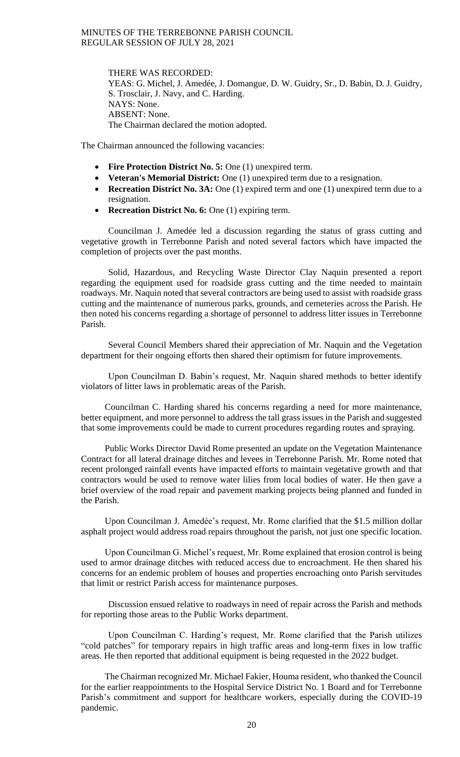THERE WAS RECORDED:
YEAS: G. Michel, J. Amedée, J. Domangue, D. W. Guidry, Sr., D. Babin, D. J. Guidry, S. Trosclair, J. Navy, and C. Harding.
NAYS: None.
ABSENT: None.
The Chairman declared the motion adopted.

The Chairman announced the following vacancies:

- **Fire Protection District No. 5:** One (1) unexpired term.
- **Veteran's Memorial District:** One (1) unexpired term due to a resignation.
- **Recreation District No. 3A:** One (1) expired term and one (1) unexpired term due to a resignation.
- **Recreation District No. 6:** One (1) expiring term.

Councilman J. Amedée led a discussion regarding the status of grass cutting and vegetative growth in Terrebonne Parish and noted several factors which have impacted the completion of projects over the past months.

Solid, Hazardous, and Recycling Waste Director Clay Naquin presented a report regarding the equipment used for roadside grass cutting and the time needed to maintain roadways. Mr. Naquin noted that several contractors are being used to assist with roadside grass cutting and the maintenance of numerous parks, grounds, and cemeteries across the Parish. He then noted his concerns regarding a shortage of personnel to address litter issues in Terrebonne Parish.

Several Council Members shared their appreciation of Mr. Naquin and the Vegetation department for their ongoing efforts then shared their optimism for future improvements.

Upon Councilman D. Babin's request, Mr. Naquin shared methods to better identify violators of litter laws in problematic areas of the Parish.

Councilman C. Harding shared his concerns regarding a need for more maintenance, better equipment, and more personnel to address the tall grass issues in the Parish and suggested that some improvements could be made to current procedures regarding routes and spraying.

Public Works Director David Rome presented an update on the Vegetation Maintenance Contract for all lateral drainage ditches and levees in Terrebonne Parish. Mr. Rome noted that recent prolonged rainfall events have impacted efforts to maintain vegetative growth and that contractors would be used to remove water lilies from local bodies of water. He then gave a brief overview of the road repair and pavement marking projects being planned and funded in the Parish.

Upon Councilman J. Amedée's request, Mr. Rome clarified that the $1.5 million dollar asphalt project would address road repairs throughout the parish, not just one specific location.

Upon Councilman G. Michel's request, Mr. Rome explained that erosion control is being used to armor drainage ditches with reduced access due to encroachment. He then shared his concerns for an endemic problem of houses and properties encroaching onto Parish servitudes that limit or restrict Parish access for maintenance purposes.

Discussion ensued relative to roadways in need of repair across the Parish and methods for reporting those areas to the Public Works department.

Upon Councilman C. Harding's request, Mr. Rome clarified that the Parish utilizes "cold patches" for temporary repairs in high traffic areas and long-term fixes in low traffic areas. He then reported that additional equipment is being requested in the 2022 budget.

The Chairman recognized Mr. Michael Fakier, Houma resident, who thanked the Council for the earlier reappointments to the Hospital Service District No. 1 Board and for Terrebonne Parish's commitment and support for healthcare workers, especially during the COVID-19 pandemic.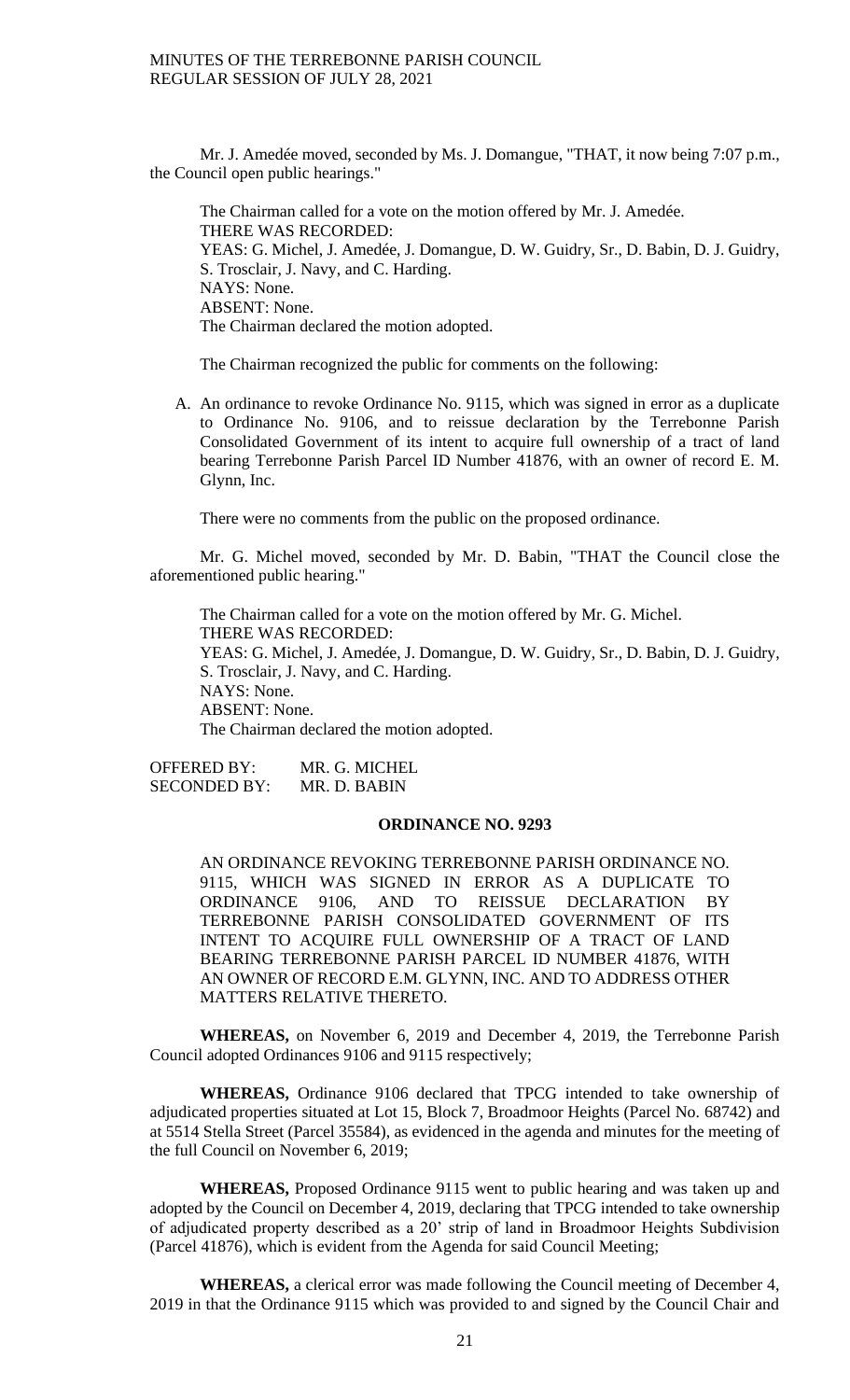Mr. J. Amedée moved, seconded by Ms. J. Domangue, "THAT, it now being 7:07 p.m., the Council open public hearings."

The Chairman called for a vote on the motion offered by Mr. J. Amedée.
THERE WAS RECORDED:
YEAS: G. Michel, J. Amedée, J. Domangue, D. W. Guidry, Sr., D. Babin, D. J. Guidry, S. Trosclair, J. Navy, and C. Harding.
NAYS: None.
ABSENT: None.
The Chairman declared the motion adopted.

The Chairman recognized the public for comments on the following:

A. An ordinance to revoke Ordinance No. 9115, which was signed in error as a duplicate to Ordinance No. 9106, and to reissue declaration by the Terrebonne Parish Consolidated Government of its intent to acquire full ownership of a tract of land bearing Terrebonne Parish Parcel ID Number 41876, with an owner of record E. M. Glynn, Inc.

There were no comments from the public on the proposed ordinance.

Mr. G. Michel moved, seconded by Mr. D. Babin, "THAT the Council close the aforementioned public hearing."

The Chairman called for a vote on the motion offered by Mr. G. Michel.
THERE WAS RECORDED:
YEAS: G. Michel, J. Amedée, J. Domangue, D. W. Guidry, Sr., D. Babin, D. J. Guidry, S. Trosclair, J. Navy, and C. Harding.
NAYS: None.
ABSENT: None.
The Chairman declared the motion adopted.

OFFERED BY: MR. G. MICHEL
SECONDED BY: MR. D. BABIN

**ORDINANCE NO. 9293**

AN ORDINANCE REVOKING TERREBONNE PARISH ORDINANCE NO. 9115, WHICH WAS SIGNED IN ERROR AS A DUPLICATE TO ORDINANCE 9106, AND TO REISSUE DECLARATION BY TERREBONNE PARISH CONSOLIDATED GOVERNMENT OF ITS INTENT TO ACQUIRE FULL OWNERSHIP OF A TRACT OF LAND BEARING TERREBONNE PARISH PARCEL ID NUMBER 41876, WITH AN OWNER OF RECORD E.M. GLYNN, INC. AND TO ADDRESS OTHER MATTERS RELATIVE THERETO.

**WHEREAS,** on November 6, 2019 and December 4, 2019, the Terrebonne Parish Council adopted Ordinances 9106 and 9115 respectively;

**WHEREAS,** Ordinance 9106 declared that TPCG intended to take ownership of adjudicated properties situated at Lot 15, Block 7, Broadmoor Heights (Parcel No. 68742) and at 5514 Stella Street (Parcel 35584), as evidenced in the agenda and minutes for the meeting of the full Council on November 6, 2019;

**WHEREAS,** Proposed Ordinance 9115 went to public hearing and was taken up and adopted by the Council on December 4, 2019, declaring that TPCG intended to take ownership of adjudicated property described as a 20' strip of land in Broadmoor Heights Subdivision (Parcel 41876), which is evident from the Agenda for said Council Meeting;

**WHEREAS,** a clerical error was made following the Council meeting of December 4, 2019 in that the Ordinance 9115 which was provided to and signed by the Council Chair and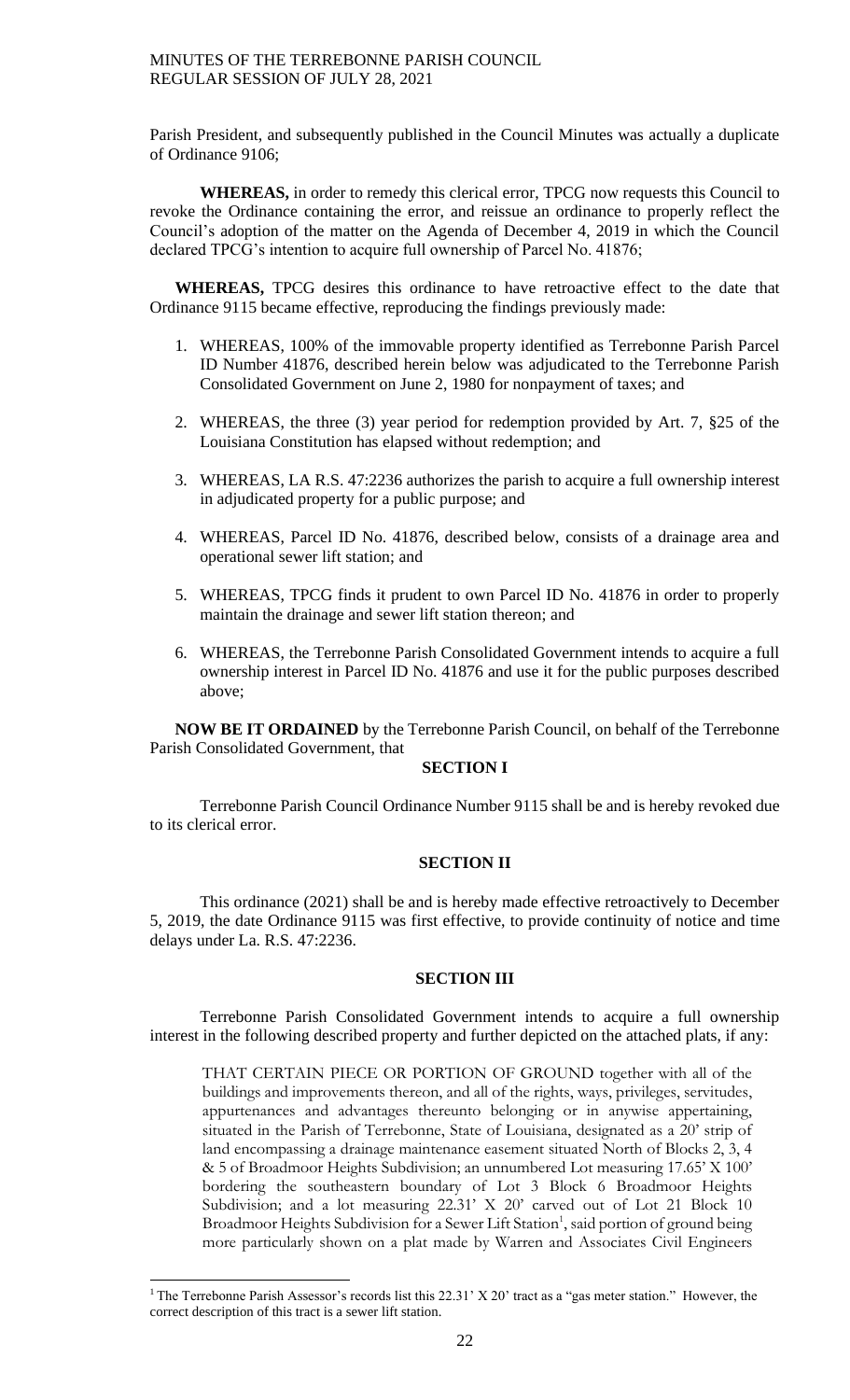Parish President, and subsequently published in the Council Minutes was actually a duplicate of Ordinance 9106;

**WHEREAS,** in order to remedy this clerical error, TPCG now requests this Council to revoke the Ordinance containing the error, and reissue an ordinance to properly reflect the Council's adoption of the matter on the Agenda of December 4, 2019 in which the Council declared TPCG's intention to acquire full ownership of Parcel No. 41876;

**WHEREAS,** TPCG desires this ordinance to have retroactive effect to the date that Ordinance 9115 became effective, reproducing the findings previously made:

1. WHEREAS, 100% of the immovable property identified as Terrebonne Parish Parcel ID Number 41876, described herein below was adjudicated to the Terrebonne Parish Consolidated Government on June 2, 1980 for nonpayment of taxes; and
2. WHEREAS, the three (3) year period for redemption provided by Art. 7, §25 of the Louisiana Constitution has elapsed without redemption; and
3. WHEREAS, LA R.S. 47:2236 authorizes the parish to acquire a full ownership interest in adjudicated property for a public purpose; and
4. WHEREAS, Parcel ID No. 41876, described below, consists of a drainage area and operational sewer lift station; and
5. WHEREAS, TPCG finds it prudent to own Parcel ID No. 41876 in order to properly maintain the drainage and sewer lift station thereon; and
6. WHEREAS, the Terrebonne Parish Consolidated Government intends to acquire a full ownership interest in Parcel ID No. 41876 and use it for the public purposes described above;

**NOW BE IT ORDAINED** by the Terrebonne Parish Council, on behalf of the Terrebonne Parish Consolidated Government, that

**SECTION I**

Terrebonne Parish Council Ordinance Number 9115 shall be and is hereby revoked due to its clerical error.

**SECTION II**

This ordinance (2021) shall be and is hereby made effective retroactively to December 5, 2019, the date Ordinance 9115 was first effective, to provide continuity of notice and time delays under La. R.S. 47:2236.

**SECTION III**

Terrebonne Parish Consolidated Government intends to acquire a full ownership interest in the following described property and further depicted on the attached plats, if any:

THAT CERTAIN PIECE OR PORTION OF GROUND together with all of the buildings and improvements thereon, and all of the rights, ways, privileges, servitudes, appurtenances and advantages thereunto belonging or in anywise appertaining, situated in the Parish of Terrebonne, State of Louisiana, designated as a 20' strip of land encompassing a drainage maintenance easement situated North of Blocks 2, 3, 4 & 5 of Broadmoor Heights Subdivision; an unnumbered Lot measuring 17.65' X 100' bordering the southeastern boundary of Lot 3 Block 6 Broadmoor Heights Subdivision; and a lot measuring 22.31' X 20' carved out of Lot 21 Block 10 Broadmoor Heights Subdivision for a Sewer Lift Station[1], said portion of ground being more particularly shown on a plat made by Warren and Associates Civil Engineers

[1] The Terrebonne Parish Assessor's records list this 22.31' X 20' tract as a "gas meter station." However, the correct description of this tract is a sewer lift station.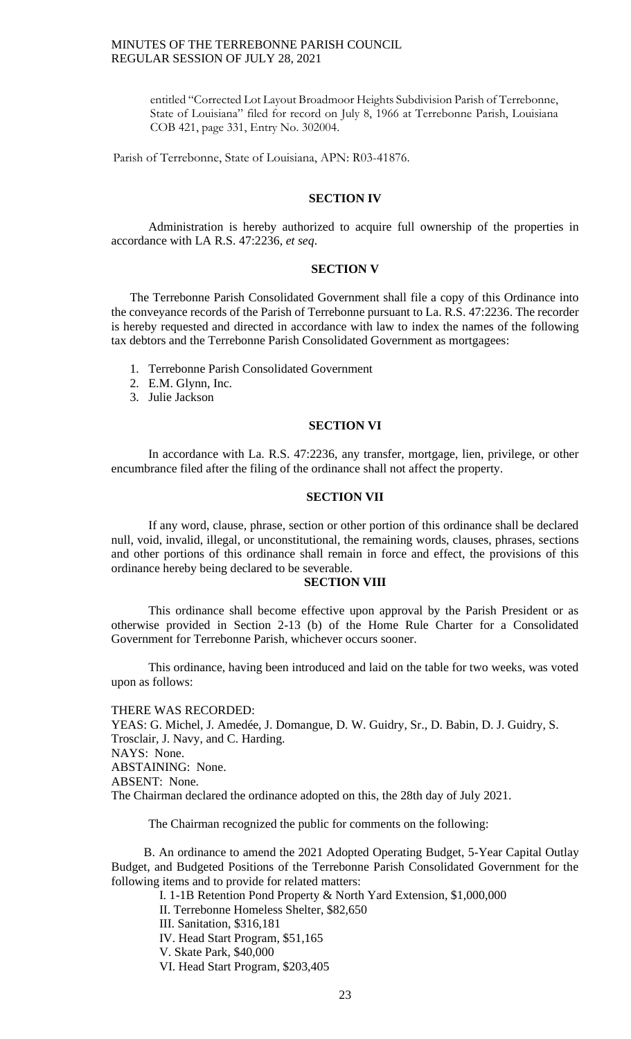entitled "Corrected Lot Layout Broadmoor Heights Subdivision Parish of Terrebonne, State of Louisiana" filed for record on July 8, 1966 at Terrebonne Parish, Louisiana COB 421, page 331, Entry No. 302004.

Parish of Terrebonne, State of Louisiana, APN: R03-41876.

**SECTION IV**

Administration is hereby authorized to acquire full ownership of the properties in accordance with LA R.S. 47:2236, *et seq*.

**SECTION V**

The Terrebonne Parish Consolidated Government shall file a copy of this Ordinance into the conveyance records of the Parish of Terrebonne pursuant to La. R.S. 47:2236. The recorder is hereby requested and directed in accordance with law to index the names of the following tax debtors and the Terrebonne Parish Consolidated Government as mortgagees:

1. Terrebonne Parish Consolidated Government
2. E.M. Glynn, Inc.
3. Julie Jackson

**SECTION VI**

In accordance with La. R.S. 47:2236, any transfer, mortgage, lien, privilege, or other encumbrance filed after the filing of the ordinance shall not affect the property.

**SECTION VII**

If any word, clause, phrase, section or other portion of this ordinance shall be declared null, void, invalid, illegal, or unconstitutional, the remaining words, clauses, phrases, sections and other portions of this ordinance shall remain in force and effect, the provisions of this ordinance hereby being declared to be severable.

**SECTION VIII**

This ordinance shall become effective upon approval by the Parish President or as otherwise provided in Section 2-13 (b) of the Home Rule Charter for a Consolidated Government for Terrebonne Parish, whichever occurs sooner.

This ordinance, having been introduced and laid on the table for two weeks, was voted upon as follows:

THERE WAS RECORDED:
YEAS: G. Michel, J. Amedée, J. Domangue, D. W. Guidry, Sr., D. Babin, D. J. Guidry, S. Trosclair, J. Navy, and C. Harding.
NAYS: None.
ABSTAINING: None.
ABSENT: None.
The Chairman declared the ordinance adopted on this, the 28th day of July 2021.

The Chairman recognized the public for comments on the following:

B. An ordinance to amend the 2021 Adopted Operating Budget, 5-Year Capital Outlay Budget, and Budgeted Positions of the Terrebonne Parish Consolidated Government for the following items and to provide for related matters:

I. 1-1B Retention Pond Property & North Yard Extension, $1,000,000
II. Terrebonne Homeless Shelter, $82,650
III. Sanitation, $316,181
IV. Head Start Program, $51,165
V. Skate Park, $40,000
VI. Head Start Program, $203,405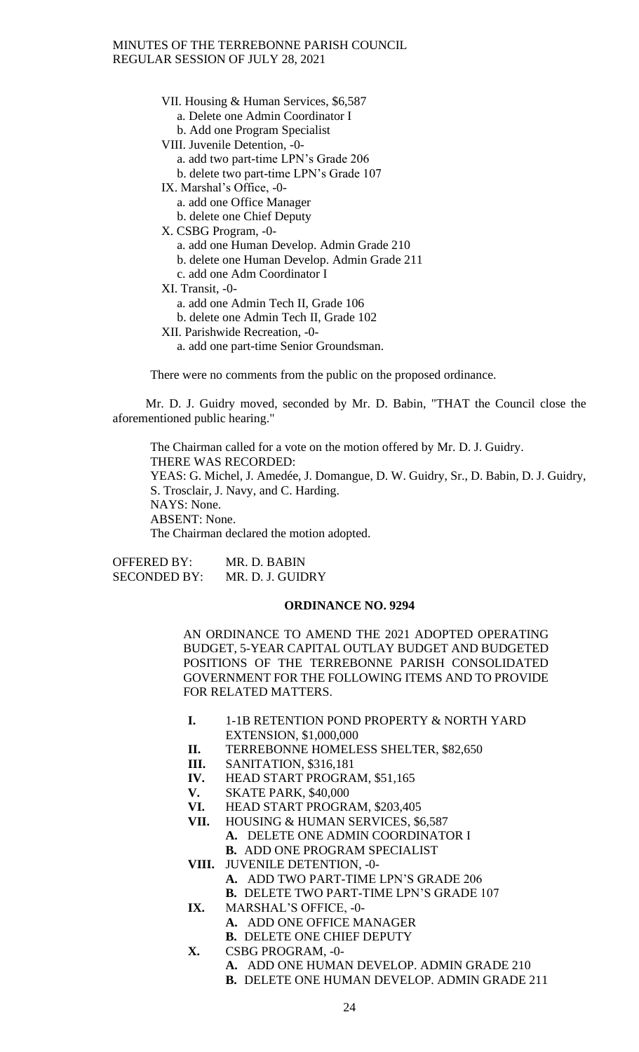VII. Housing & Human Services, $6,587
- a. Delete one Admin Coordinator I
- b. Add one Program Specialist

VIII. Juvenile Detention, -0-
- a. add two part-time LPN's Grade 206
- b. delete two part-time LPN's Grade 107

IX. Marshal's Office, -0-
- a. add one Office Manager
- b. delete one Chief Deputy

X. CSBG Program, -0-
- a. add one Human Develop. Admin Grade 210
- b. delete one Human Develop. Admin Grade 211
- c. add one Adm Coordinator I

XI. Transit, -0-
- a. add one Admin Tech II, Grade 106
- b. delete one Admin Tech II, Grade 102

XII. Parishwide Recreation, -0-
- a. add one part-time Senior Groundsman.

There were no comments from the public on the proposed ordinance.

Mr. D. J. Guidry moved, seconded by Mr. D. Babin, "THAT the Council close the aforementioned public hearing."

The Chairman called for a vote on the motion offered by Mr. D. J. Guidry.
THERE WAS RECORDED:
YEAS: G. Michel, J. Amedée, J. Domangue, D. W. Guidry, Sr., D. Babin, D. J. Guidry, S. Trosclair, J. Navy, and C. Harding.
NAYS: None.
ABSENT: None.
The Chairman declared the motion adopted.

OFFERED BY: MR. D. BABIN
SECONDED BY: MR. D. J. GUIDRY

**ORDINANCE NO. 9294**

AN ORDINANCE TO AMEND THE 2021 ADOPTED OPERATING BUDGET, 5-YEAR CAPITAL OUTLAY BUDGET AND BUDGETED POSITIONS OF THE TERREBONNE PARISH CONSOLIDATED GOVERNMENT FOR THE FOLLOWING ITEMS AND TO PROVIDE FOR RELATED MATTERS.

**I.** 1-1B RETENTION POND PROPERTY & NORTH YARD EXTENSION, $1,000,000

**II.** TERREBONNE HOMELESS SHELTER, $82,650

**III.** SANITATION, $316,181

**IV.** HEAD START PROGRAM, $51,165

**V.** SKATE PARK, $40,000

**VI.** HEAD START PROGRAM, $203,405

**VII.** HOUSING & HUMAN SERVICES, $6,587
- **A.** DELETE ONE ADMIN COORDINATOR I
- **B.** ADD ONE PROGRAM SPECIALIST

**VIII.** JUVENILE DETENTION, -0-
- **A.** ADD TWO PART-TIME LPN'S GRADE 206
- **B.** DELETE TWO PART-TIME LPN'S GRADE 107

**IX.** MARSHAL'S OFFICE, -0-
- **A.** ADD ONE OFFICE MANAGER
- **B.** DELETE ONE CHIEF DEPUTY

**X.** CSBG PROGRAM, -0-
- **A.** ADD ONE HUMAN DEVELOP. ADMIN GRADE 210
- **B.** DELETE ONE HUMAN DEVELOP. ADMIN GRADE 211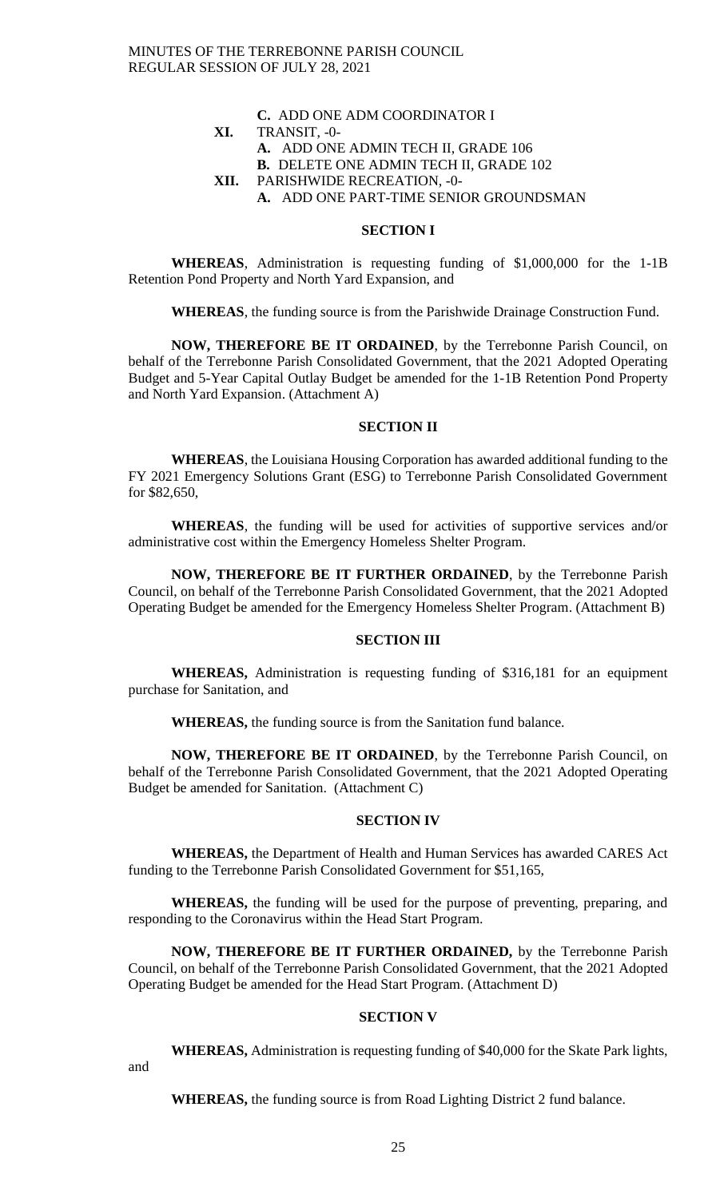**C.** ADD ONE ADM COORDINATOR I

**XI.** TRANSIT, -0-

**A.** ADD ONE ADMIN TECH II, GRADE 106

**B.** DELETE ONE ADMIN TECH II, GRADE 102

**XII.** PARISHWIDE RECREATION, -0-

**A.** ADD ONE PART-TIME SENIOR GROUNDSMAN

## SECTION I

**WHEREAS**, Administration is requesting funding of $1,000,000 for the 1-1B Retention Pond Property and North Yard Expansion, and

**WHEREAS**, the funding source is from the Parishwide Drainage Construction Fund.

**NOW, THEREFORE BE IT ORDAINED**, by the Terrebonne Parish Council, on behalf of the Terrebonne Parish Consolidated Government, that the 2021 Adopted Operating Budget and 5-Year Capital Outlay Budget be amended for the 1-1B Retention Pond Property and North Yard Expansion. (Attachment A)

## SECTION II

**WHEREAS**, the Louisiana Housing Corporation has awarded additional funding to the FY 2021 Emergency Solutions Grant (ESG) to Terrebonne Parish Consolidated Government for $82,650,

**WHEREAS**, the funding will be used for activities of supportive services and/or administrative cost within the Emergency Homeless Shelter Program.

**NOW, THEREFORE BE IT FURTHER ORDAINED**, by the Terrebonne Parish Council, on behalf of the Terrebonne Parish Consolidated Government, that the 2021 Adopted Operating Budget be amended for the Emergency Homeless Shelter Program. (Attachment B)

## SECTION III

**WHEREAS,** Administration is requesting funding of $316,181 for an equipment purchase for Sanitation, and

**WHEREAS,** the funding source is from the Sanitation fund balance.

**NOW, THEREFORE BE IT ORDAINED**, by the Terrebonne Parish Council, on behalf of the Terrebonne Parish Consolidated Government, that the 2021 Adopted Operating Budget be amended for Sanitation. (Attachment C)

## SECTION IV

**WHEREAS,** the Department of Health and Human Services has awarded CARES Act funding to the Terrebonne Parish Consolidated Government for $51,165,

**WHEREAS,** the funding will be used for the purpose of preventing, preparing, and responding to the Coronavirus within the Head Start Program.

**NOW, THEREFORE BE IT FURTHER ORDAINED,** by the Terrebonne Parish Council, on behalf of the Terrebonne Parish Consolidated Government, that the 2021 Adopted Operating Budget be amended for the Head Start Program. (Attachment D)

## SECTION V

**WHEREAS,** Administration is requesting funding of $40,000 for the Skate Park lights, and

**WHEREAS,** the funding source is from Road Lighting District 2 fund balance.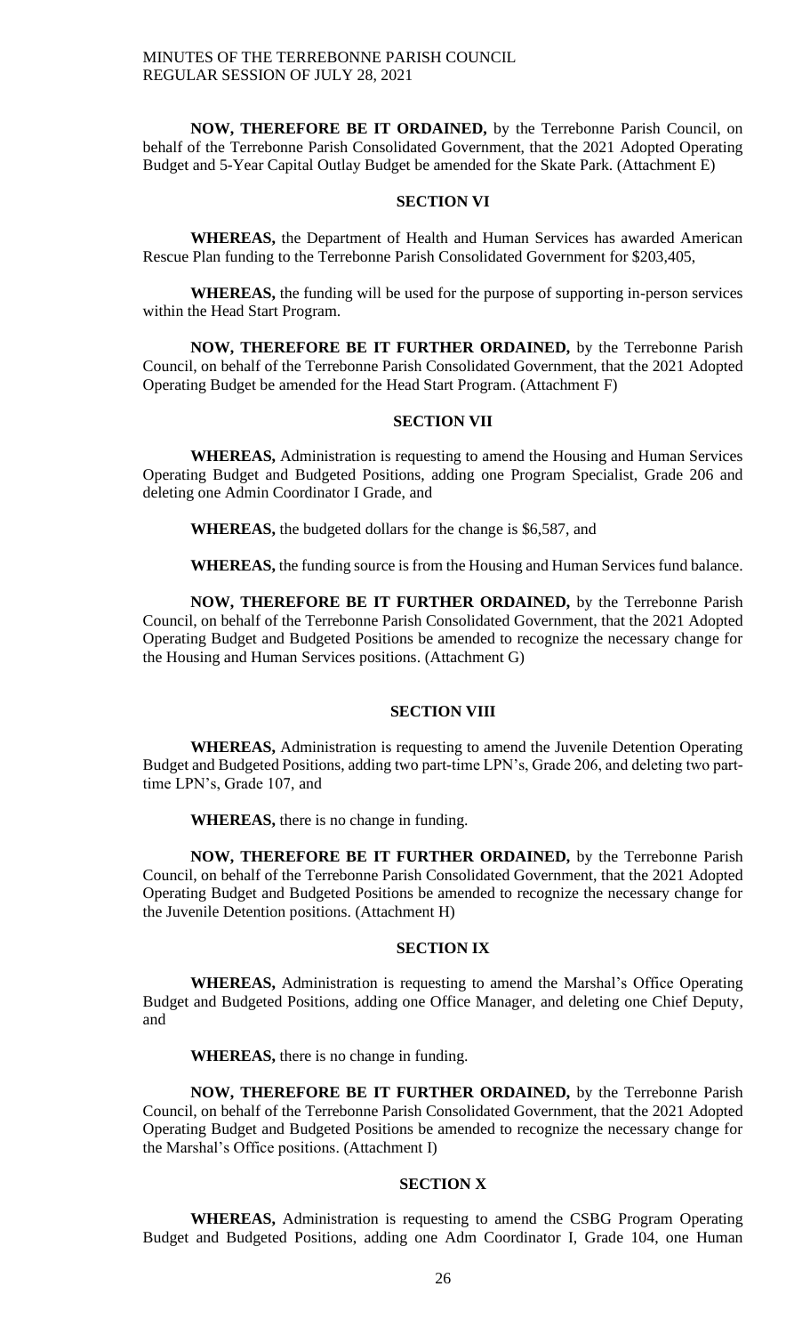**NOW, THEREFORE BE IT ORDAINED,** by the Terrebonne Parish Council, on behalf of the Terrebonne Parish Consolidated Government, that the 2021 Adopted Operating Budget and 5-Year Capital Outlay Budget be amended for the Skate Park. (Attachment E)

**SECTION VI**

**WHEREAS,** the Department of Health and Human Services has awarded American Rescue Plan funding to the Terrebonne Parish Consolidated Government for $203,405,

**WHEREAS,** the funding will be used for the purpose of supporting in-person services within the Head Start Program.

**NOW, THEREFORE BE IT FURTHER ORDAINED,** by the Terrebonne Parish Council, on behalf of the Terrebonne Parish Consolidated Government, that the 2021 Adopted Operating Budget be amended for the Head Start Program. (Attachment F)

**SECTION VII**

**WHEREAS,** Administration is requesting to amend the Housing and Human Services Operating Budget and Budgeted Positions, adding one Program Specialist, Grade 206 and deleting one Admin Coordinator I Grade, and

**WHEREAS,** the budgeted dollars for the change is $6,587, and

**WHEREAS,** the funding source is from the Housing and Human Services fund balance.

**NOW, THEREFORE BE IT FURTHER ORDAINED,** by the Terrebonne Parish Council, on behalf of the Terrebonne Parish Consolidated Government, that the 2021 Adopted Operating Budget and Budgeted Positions be amended to recognize the necessary change for the Housing and Human Services positions. (Attachment G)

**SECTION VIII**

**WHEREAS,** Administration is requesting to amend the Juvenile Detention Operating Budget and Budgeted Positions, adding two part-time LPN's, Grade 206, and deleting two part-time LPN's, Grade 107, and

**WHEREAS,** there is no change in funding.

**NOW, THEREFORE BE IT FURTHER ORDAINED,** by the Terrebonne Parish Council, on behalf of the Terrebonne Parish Consolidated Government, that the 2021 Adopted Operating Budget and Budgeted Positions be amended to recognize the necessary change for the Juvenile Detention positions. (Attachment H)

**SECTION IX**

**WHEREAS,** Administration is requesting to amend the Marshal's Office Operating Budget and Budgeted Positions, adding one Office Manager, and deleting one Chief Deputy, and

**WHEREAS,** there is no change in funding.

**NOW, THEREFORE BE IT FURTHER ORDAINED,** by the Terrebonne Parish Council, on behalf of the Terrebonne Parish Consolidated Government, that the 2021 Adopted Operating Budget and Budgeted Positions be amended to recognize the necessary change for the Marshal's Office positions. (Attachment I)

**SECTION X**

**WHEREAS,** Administration is requesting to amend the CSBG Program Operating Budget and Budgeted Positions, adding one Adm Coordinator I, Grade 104, one Human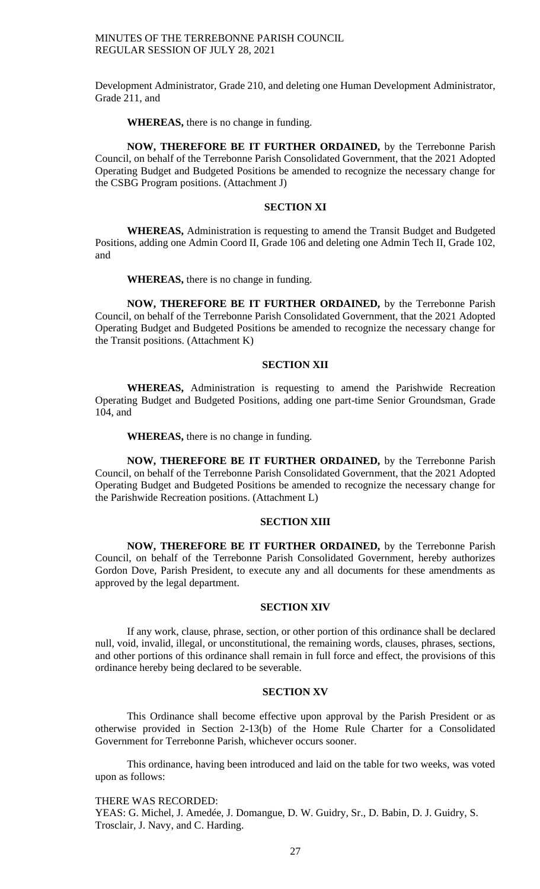Development Administrator, Grade 210, and deleting one Human Development Administrator, Grade 211, and

**WHEREAS,** there is no change in funding.

**NOW, THEREFORE BE IT FURTHER ORDAINED,** by the Terrebonne Parish Council, on behalf of the Terrebonne Parish Consolidated Government, that the 2021 Adopted Operating Budget and Budgeted Positions be amended to recognize the necessary change for the CSBG Program positions. (Attachment J)

**SECTION XI**

**WHEREAS,** Administration is requesting to amend the Transit Budget and Budgeted Positions, adding one Admin Coord II, Grade 106 and deleting one Admin Tech II, Grade 102, and

**WHEREAS,** there is no change in funding.

**NOW, THEREFORE BE IT FURTHER ORDAINED,** by the Terrebonne Parish Council, on behalf of the Terrebonne Parish Consolidated Government, that the 2021 Adopted Operating Budget and Budgeted Positions be amended to recognize the necessary change for the Transit positions. (Attachment K)

**SECTION XII**

**WHEREAS,** Administration is requesting to amend the Parishwide Recreation Operating Budget and Budgeted Positions, adding one part-time Senior Groundsman, Grade 104, and

**WHEREAS,** there is no change in funding.

**NOW, THEREFORE BE IT FURTHER ORDAINED,** by the Terrebonne Parish Council, on behalf of the Terrebonne Parish Consolidated Government, that the 2021 Adopted Operating Budget and Budgeted Positions be amended to recognize the necessary change for the Parishwide Recreation positions. (Attachment L)

**SECTION XIII**

**NOW, THEREFORE BE IT FURTHER ORDAINED,** by the Terrebonne Parish Council, on behalf of the Terrebonne Parish Consolidated Government, hereby authorizes Gordon Dove, Parish President, to execute any and all documents for these amendments as approved by the legal department.

**SECTION XIV**

If any work, clause, phrase, section, or other portion of this ordinance shall be declared null, void, invalid, illegal, or unconstitutional, the remaining words, clauses, phrases, sections, and other portions of this ordinance shall remain in full force and effect, the provisions of this ordinance hereby being declared to be severable.

**SECTION XV**

This Ordinance shall become effective upon approval by the Parish President or as otherwise provided in Section 2-13(b) of the Home Rule Charter for a Consolidated Government for Terrebonne Parish, whichever occurs sooner.

This ordinance, having been introduced and laid on the table for two weeks, was voted upon as follows:

THERE WAS RECORDED:
YEAS: G. Michel, J. Amedée, J. Domangue, D. W. Guidry, Sr., D. Babin, D. J. Guidry, S. Trosclair, J. Navy, and C. Harding.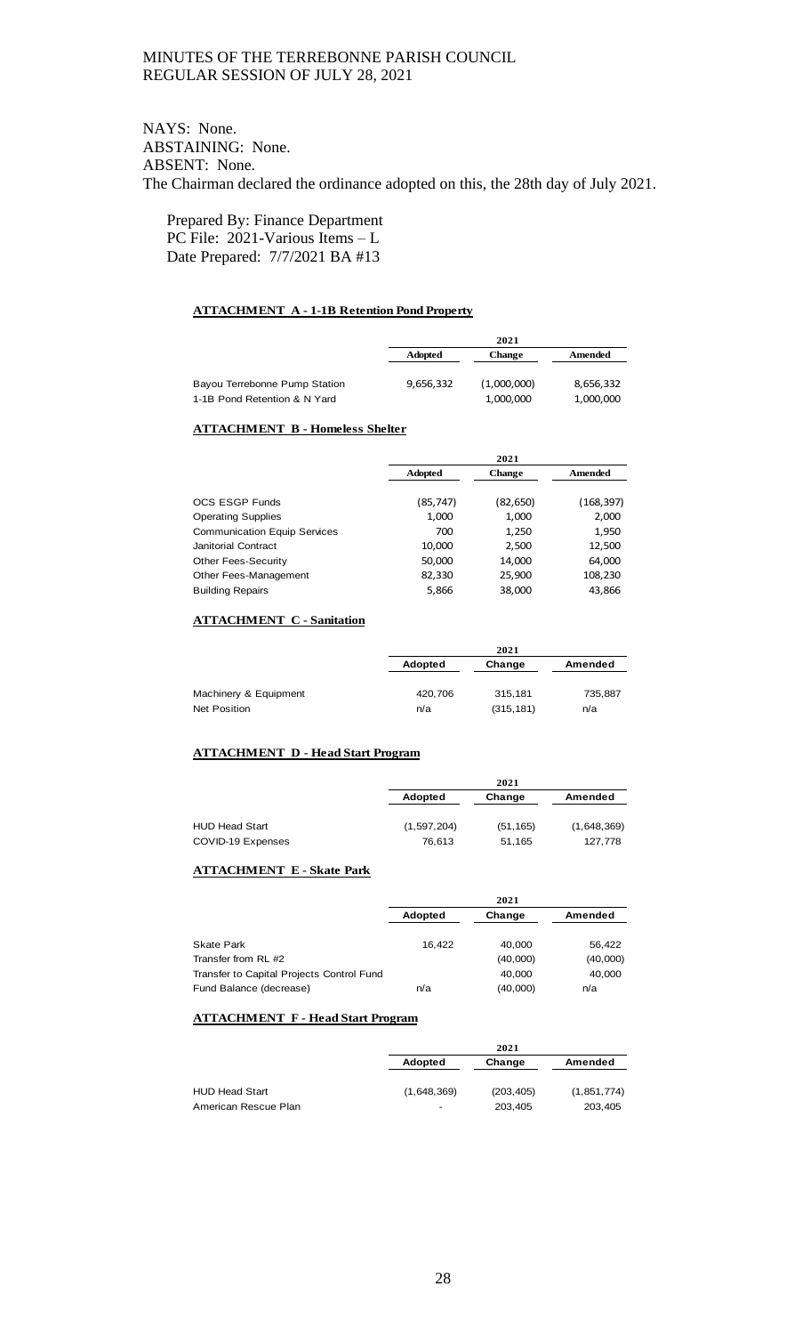NAYS: None.
ABSTAINING: None.
ABSENT: None.
The Chairman declared the ordinance adopted on this, the 28th day of July 2021.

Prepared By: Finance Department
PC File: 2021-Various Items – L
Date Prepared: 7/7/2021 BA #13

**ATTACHMENT A - 1-1B Retention Pond Property**

| | 2021 | | |
|---|---|---|---|
| | **Adopted** | **Change** | **Amended** |
| Bayou Terrebonne Pump Station | 9,656,332 | (1,000,000) | 8,656,332 |
| 1-1B Pond Retention & N Yard | | 1,000,000 | 1,000,000 |

**ATTACHMENT B - Homeless Shelter**

| | 2021 | | |
|---|---|---|---|
| | **Adopted** | **Change** | **Amended** |
| OCS ESGP Funds | (85,747) | (82,650) | (168,397) |
| Operating Supplies | 1,000 | 1,000 | 2,000 |
| Communication Equip Services | 700 | 1,250 | 1,950 |
| Janitorial Contract | 10,000 | 2,500 | 12,500 |
| Other Fees-Security | 50,000 | 14,000 | 64,000 |
| Other Fees-Management | 82,330 | 25,900 | 108,230 |
| Building Repairs | 5,866 | 38,000 | 43,866 |

**ATTACHMENT C - Sanitation**

| | 2021 | | |
|---|---|---|---|
| | **Adopted** | **Change** | **Amended** |
| Machinery & Equipment | 420,706 | 315,181 | 735,887 |
| Net Position | n/a | (315,181) | n/a |

**ATTACHMENT D - Head Start Program**

| | 2021 | | |
|---|---|---|---|
| | **Adopted** | **Change** | **Amended** |
| HUD Head Start | (1,597,204) | (51,165) | (1,648,369) |
| COVID-19 Expenses | 76,613 | 51,165 | 127,778 |

**ATTACHMENT E - Skate Park**

| | 2021 | | |
|---|---|---|---|
| | **Adopted** | **Change** | **Amended** |
| Skate Park | 16,422 | 40,000 | 56,422 |
| Transfer from RL #2 | | (40,000) | (40,000) |
| Transfer to Capital Projects Control Fund | | 40,000 | 40,000 |
| Fund Balance (decrease) | n/a | (40,000) | n/a |

**ATTACHMENT F - Head Start Program**

| | 2021 | | |
|---|---|---|---|
| | **Adopted** | **Change** | **Amended** |
| HUD Head Start | (1,648,369) | (203,405) | (1,851,774) |
| American Rescue Plan | - | 203,405 | 203,405 |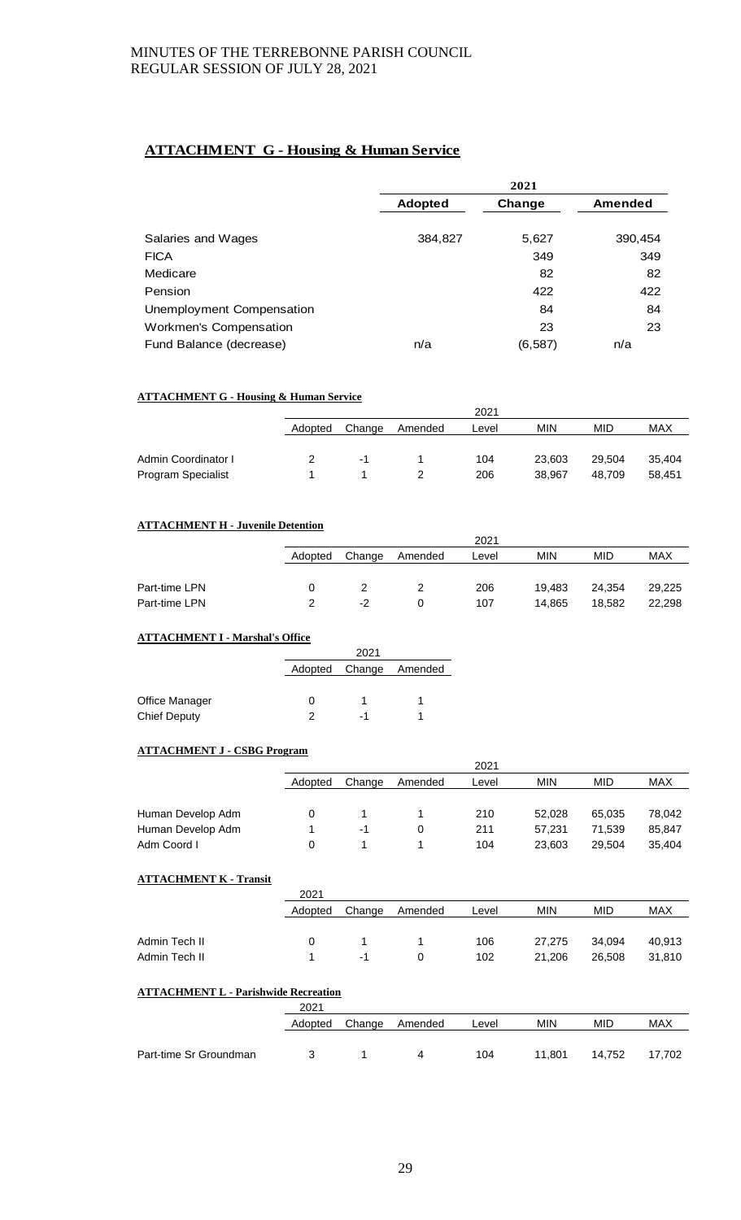## ATTACHMENT G - Housing & Human Service

| | 2021 | | |
|---|---|---|---|
| | **Adopted** | **Change** | **Amended** |
| Salaries and Wages | 384,827 | 5,627 | 390,454 |
| FICA | | 349 | 349 |
| Medicare | | 82 | 82 |
| Pension | | 422 | 422 |
| Unemployment Compensation | | 84 | 84 |
| Workmen's Compensation | | 23 | 23 |
| Fund Balance (decrease) | n/a | (6,587) | n/a |

**ATTACHMENT G - Housing & Human Service**

| | 2021 | | | | | | |
|---|---|---|---|---|---|---|---|
| | Adopted | Change | Amended | Level | MIN | MID | MAX |
| Admin Coordinator I | 2 | -1 | 1 | 104 | 23,603 | 29,504 | 35,404 |
| Program Specialist | 1 | 1 | 2 | 206 | 38,967 | 48,709 | 58,451 |

**ATTACHMENT H - Juvenile Detention**

| | 2021 | | | | | | |
|---|---|---|---|---|---|---|---|
| | Adopted | Change | Amended | Level | MIN | MID | MAX |
| Part-time LPN | 0 | 2 | 2 | 206 | 19,483 | 24,354 | 29,225 |
| Part-time LPN | 2 | -2 | 0 | 107 | 14,865 | 18,582 | 22,298 |

**ATTACHMENT I - Marshal's Office**

| | 2021 | | |
|---|---|---|---|
| | Adopted | Change | Amended |
| Office Manager | 0 | 1 | 1 |
| Chief Deputy | 2 | -1 | 1 |

**ATTACHMENT J - CSBG Program**

| | 2021 | | | | | | |
|---|---|---|---|---|---|---|---|
| | Adopted | Change | Amended | Level | MIN | MID | MAX |
| Human Develop Adm | 0 | 1 | 1 | 210 | 52,028 | 65,035 | 78,042 |
| Human Develop Adm | 1 | -1 | 0 | 211 | 57,231 | 71,539 | 85,847 |
| Adm Coord I | 0 | 1 | 1 | 104 | 23,603 | 29,504 | 35,404 |

**ATTACHMENT K - Transit**

| | 2021 | | | | | | |
|---|---|---|---|---|---|---|---|
| | Adopted | Change | Amended | Level | MIN | MID | MAX |
| Admin Tech II | 0 | 1 | 1 | 106 | 27,275 | 34,094 | 40,913 |
| Admin Tech II | 1 | -1 | 0 | 102 | 21,206 | 26,508 | 31,810 |

**ATTACHMENT L - Parishwide Recreation**

| | 2021 | | | | | | |
|---|---|---|---|---|---|---|---|
| | Adopted | Change | Amended | Level | MIN | MID | MAX |
| Part-time Sr Groundman | 3 | 1 | 4 | 104 | 11,801 | 14,752 | 17,702 |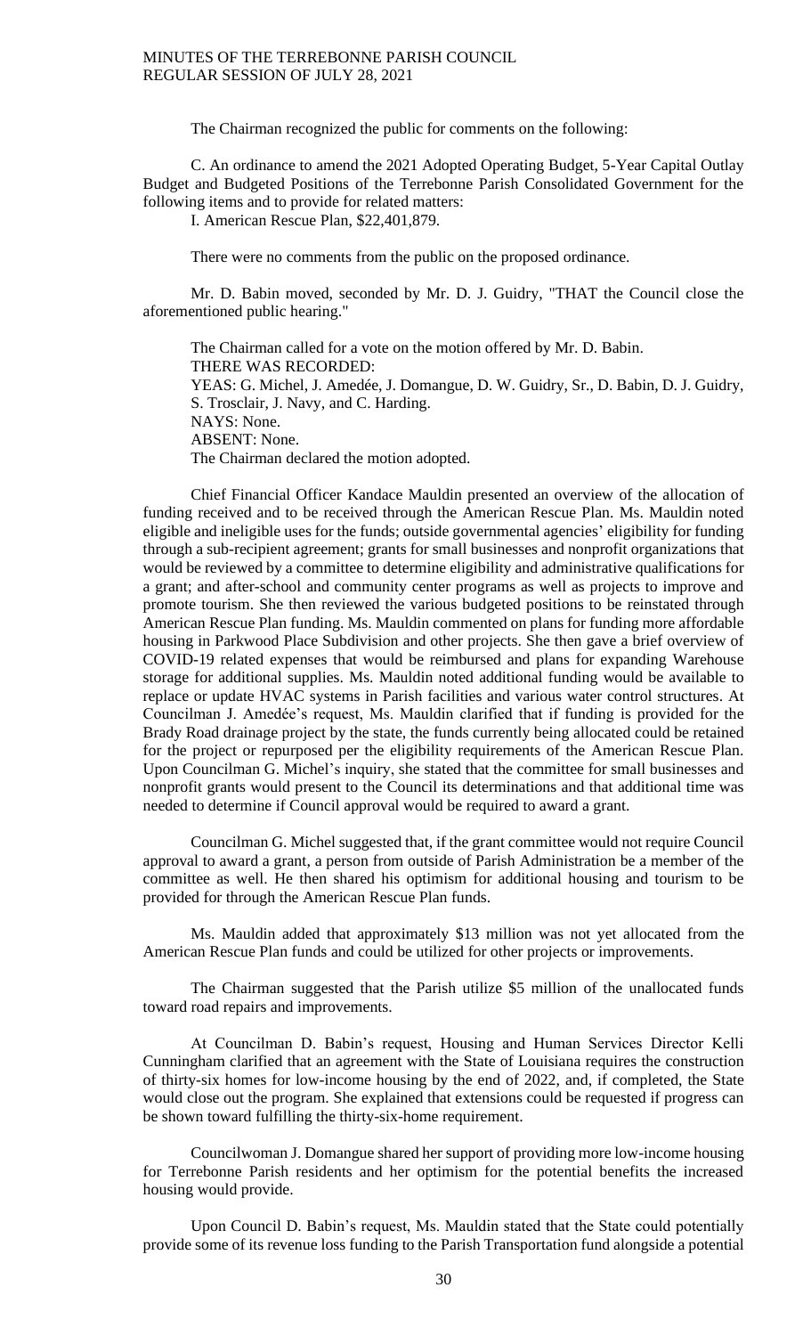The Chairman recognized the public for comments on the following:

C. An ordinance to amend the 2021 Adopted Operating Budget, 5-Year Capital Outlay Budget and Budgeted Positions of the Terrebonne Parish Consolidated Government for the following items and to provide for related matters:

I. American Rescue Plan, $22,401,879.

There were no comments from the public on the proposed ordinance.

Mr. D. Babin moved, seconded by Mr. D. J. Guidry, "THAT the Council close the aforementioned public hearing."

The Chairman called for a vote on the motion offered by Mr. D. Babin.
THERE WAS RECORDED:
YEAS: G. Michel, J. Amedée, J. Domangue, D. W. Guidry, Sr., D. Babin, D. J. Guidry, S. Trosclair, J. Navy, and C. Harding.
NAYS: None.
ABSENT: None.
The Chairman declared the motion adopted.

Chief Financial Officer Kandace Mauldin presented an overview of the allocation of funding received and to be received through the American Rescue Plan. Ms. Mauldin noted eligible and ineligible uses for the funds; outside governmental agencies' eligibility for funding through a sub-recipient agreement; grants for small businesses and nonprofit organizations that would be reviewed by a committee to determine eligibility and administrative qualifications for a grant; and after-school and community center programs as well as projects to improve and promote tourism. She then reviewed the various budgeted positions to be reinstated through American Rescue Plan funding. Ms. Mauldin commented on plans for funding more affordable housing in Parkwood Place Subdivision and other projects. She then gave a brief overview of COVID-19 related expenses that would be reimbursed and plans for expanding Warehouse storage for additional supplies. Ms. Mauldin noted additional funding would be available to replace or update HVAC systems in Parish facilities and various water control structures. At Councilman J. Amedée's request, Ms. Mauldin clarified that if funding is provided for the Brady Road drainage project by the state, the funds currently being allocated could be retained for the project or repurposed per the eligibility requirements of the American Rescue Plan. Upon Councilman G. Michel's inquiry, she stated that the committee for small businesses and nonprofit grants would present to the Council its determinations and that additional time was needed to determine if Council approval would be required to award a grant.

Councilman G. Michel suggested that, if the grant committee would not require Council approval to award a grant, a person from outside of Parish Administration be a member of the committee as well. He then shared his optimism for additional housing and tourism to be provided for through the American Rescue Plan funds.

Ms. Mauldin added that approximately $13 million was not yet allocated from the American Rescue Plan funds and could be utilized for other projects or improvements.

The Chairman suggested that the Parish utilize $5 million of the unallocated funds toward road repairs and improvements.

At Councilman D. Babin's request, Housing and Human Services Director Kelli Cunningham clarified that an agreement with the State of Louisiana requires the construction of thirty-six homes for low-income housing by the end of 2022, and, if completed, the State would close out the program. She explained that extensions could be requested if progress can be shown toward fulfilling the thirty-six-home requirement.

Councilwoman J. Domangue shared her support of providing more low-income housing for Terrebonne Parish residents and her optimism for the potential benefits the increased housing would provide.

Upon Council D. Babin's request, Ms. Mauldin stated that the State could potentially provide some of its revenue loss funding to the Parish Transportation fund alongside a potential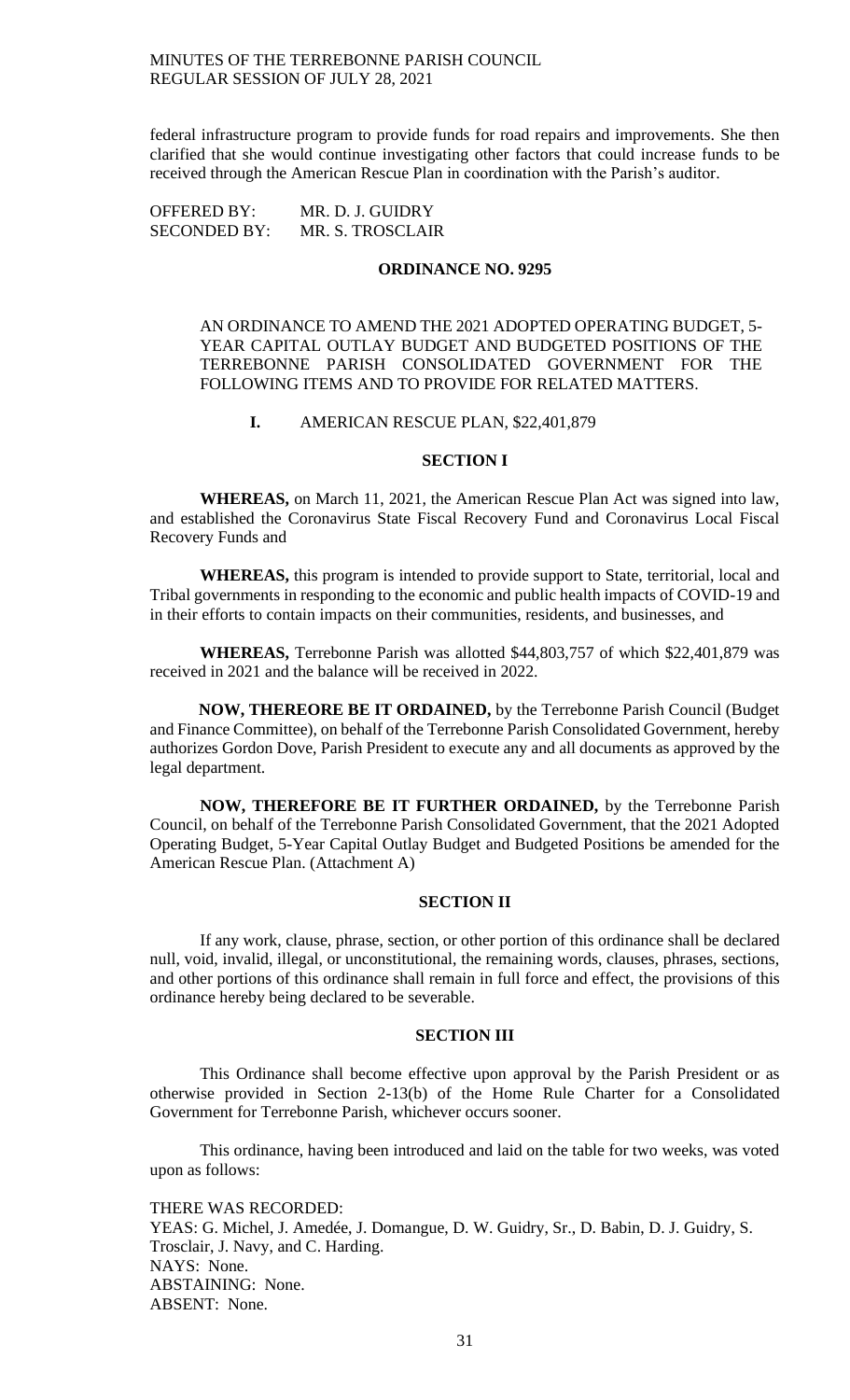federal infrastructure program to provide funds for road repairs and improvements. She then clarified that she would continue investigating other factors that could increase funds to be received through the American Rescue Plan in coordination with the Parish's auditor.

OFFERED BY: MR. D. J. GUIDRY
SECONDED BY: MR. S. TROSCLAIR

**ORDINANCE NO. 9295**

AN ORDINANCE TO AMEND THE 2021 ADOPTED OPERATING BUDGET, 5-YEAR CAPITAL OUTLAY BUDGET AND BUDGETED POSITIONS OF THE TERREBONNE PARISH CONSOLIDATED GOVERNMENT FOR THE FOLLOWING ITEMS AND TO PROVIDE FOR RELATED MATTERS.

**I.** AMERICAN RESCUE PLAN, $22,401,879

**SECTION I**

**WHEREAS,** on March 11, 2021, the American Rescue Plan Act was signed into law, and established the Coronavirus State Fiscal Recovery Fund and Coronavirus Local Fiscal Recovery Funds and

**WHEREAS,** this program is intended to provide support to State, territorial, local and Tribal governments in responding to the economic and public health impacts of COVID-19 and in their efforts to contain impacts on their communities, residents, and businesses, and

**WHEREAS,** Terrebonne Parish was allotted $44,803,757 of which $22,401,879 was received in 2021 and the balance will be received in 2022.

**NOW, THEREORE BE IT ORDAINED,** by the Terrebonne Parish Council (Budget and Finance Committee), on behalf of the Terrebonne Parish Consolidated Government, hereby authorizes Gordon Dove, Parish President to execute any and all documents as approved by the legal department.

**NOW, THEREFORE BE IT FURTHER ORDAINED,** by the Terrebonne Parish Council, on behalf of the Terrebonne Parish Consolidated Government, that the 2021 Adopted Operating Budget, 5-Year Capital Outlay Budget and Budgeted Positions be amended for the American Rescue Plan. (Attachment A)

**SECTION II**

If any work, clause, phrase, section, or other portion of this ordinance shall be declared null, void, invalid, illegal, or unconstitutional, the remaining words, clauses, phrases, sections, and other portions of this ordinance shall remain in full force and effect, the provisions of this ordinance hereby being declared to be severable.

**SECTION III**

This Ordinance shall become effective upon approval by the Parish President or as otherwise provided in Section 2-13(b) of the Home Rule Charter for a Consolidated Government for Terrebonne Parish, whichever occurs sooner.

This ordinance, having been introduced and laid on the table for two weeks, was voted upon as follows:

THERE WAS RECORDED:
YEAS: G. Michel, J. Amedée, J. Domangue, D. W. Guidry, Sr., D. Babin, D. J. Guidry, S. Trosclair, J. Navy, and C. Harding.
NAYS: None.
ABSTAINING: None.
ABSENT: None.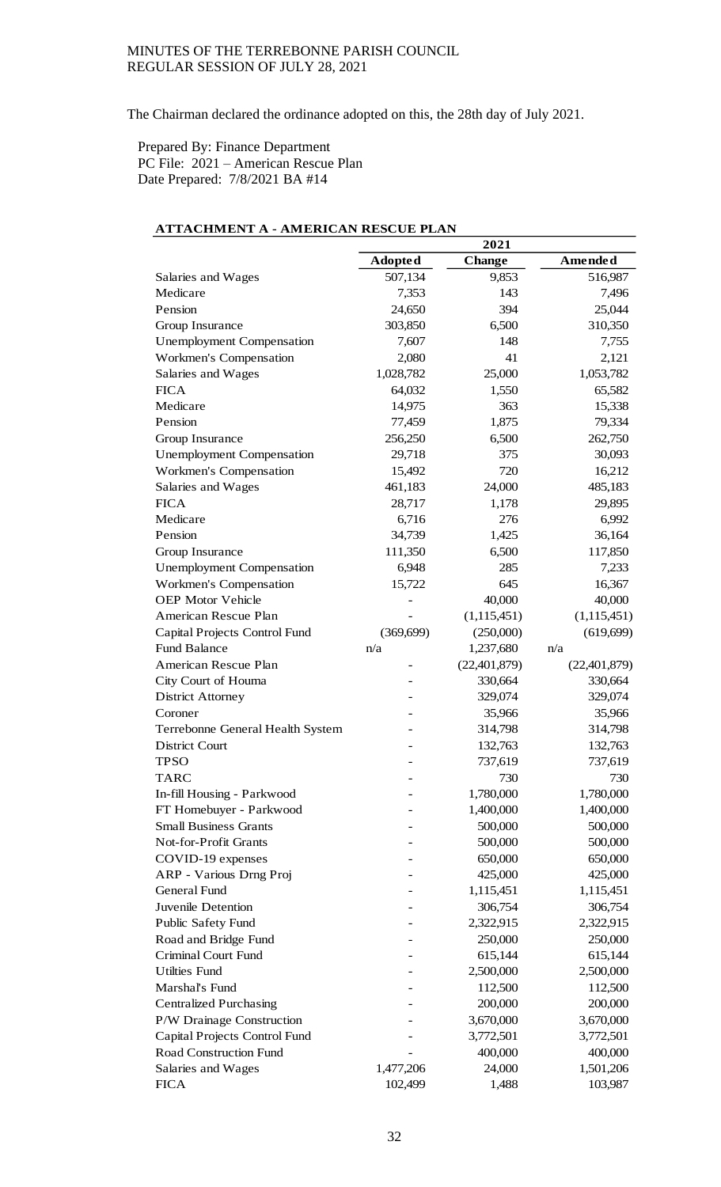The Chairman declared the ordinance adopted on this, the 28th day of July 2021.

Prepared By: Finance Department
PC File: 2021 – American Rescue Plan
Date Prepared: 7/8/2021 BA #14

**ATTACHMENT A - AMERICAN RESCUE PLAN**

| | 2021 | | |
|---|---|---|---|
| | **Adopted** | **Change** | **Amended** |
| Salaries and Wages | 507,134 | 9,853 | 516,987 |
| Medicare | 7,353 | 143 | 7,496 |
| Pension | 24,650 | 394 | 25,044 |
| Group Insurance | 303,850 | 6,500 | 310,350 |
| Unemployment Compensation | 7,607 | 148 | 7,755 |
| Workmen's Compensation | 2,080 | 41 | 2,121 |
| Salaries and Wages | 1,028,782 | 25,000 | 1,053,782 |
| FICA | 64,032 | 1,550 | 65,582 |
| Medicare | 14,975 | 363 | 15,338 |
| Pension | 77,459 | 1,875 | 79,334 |
| Group Insurance | 256,250 | 6,500 | 262,750 |
| Unemployment Compensation | 29,718 | 375 | 30,093 |
| Workmen's Compensation | 15,492 | 720 | 16,212 |
| Salaries and Wages | 461,183 | 24,000 | 485,183 |
| FICA | 28,717 | 1,178 | 29,895 |
| Medicare | 6,716 | 276 | 6,992 |
| Pension | 34,739 | 1,425 | 36,164 |
| Group Insurance | 111,350 | 6,500 | 117,850 |
| Unemployment Compensation | 6,948 | 285 | 7,233 |
| Workmen's Compensation | 15,722 | 645 | 16,367 |
| OEP Motor Vehicle | - | 40,000 | 40,000 |
| American Rescue Plan | - | (1,115,451) | (1,115,451) |
| Capital Projects Control Fund | (369,699) | (250,000) | (619,699) |
| Fund Balance | n/a | 1,237,680 | n/a |
| American Rescue Plan | - | (22,401,879) | (22,401,879) |
| City Court of Houma | - | 330,664 | 330,664 |
| District Attorney | - | 329,074 | 329,074 |
| Coroner | - | 35,966 | 35,966 |
| Terrebonne General Health System | - | 314,798 | 314,798 |
| District Court | - | 132,763 | 132,763 |
| TPSO | - | 737,619 | 737,619 |
| TARC | - | 730 | 730 |
| In-fill Housing - Parkwood | - | 1,780,000 | 1,780,000 |
| FT Homebuyer - Parkwood | - | 1,400,000 | 1,400,000 |
| Small Business Grants | - | 500,000 | 500,000 |
| Not-for-Profit Grants | - | 500,000 | 500,000 |
| COVID-19 expenses | - | 650,000 | 650,000 |
| ARP - Various Drng Proj | - | 425,000 | 425,000 |
| General Fund | - | 1,115,451 | 1,115,451 |
| Juvenile Detention | - | 306,754 | 306,754 |
| Public Safety Fund | - | 2,322,915 | 2,322,915 |
| Road and Bridge Fund | - | 250,000 | 250,000 |
| Criminal Court Fund | - | 615,144 | 615,144 |
| Utilties Fund | - | 2,500,000 | 2,500,000 |
| Marshal's Fund | - | 112,500 | 112,500 |
| Centralized Purchasing | - | 200,000 | 200,000 |
| P/W Drainage Construction | - | 3,670,000 | 3,670,000 |
| Capital Projects Control Fund | - | 3,772,501 | 3,772,501 |
| Road Construction Fund | - | 400,000 | 400,000 |
| Salaries and Wages | 1,477,206 | 24,000 | 1,501,206 |
| FICA | 102,499 | 1,488 | 103,987 |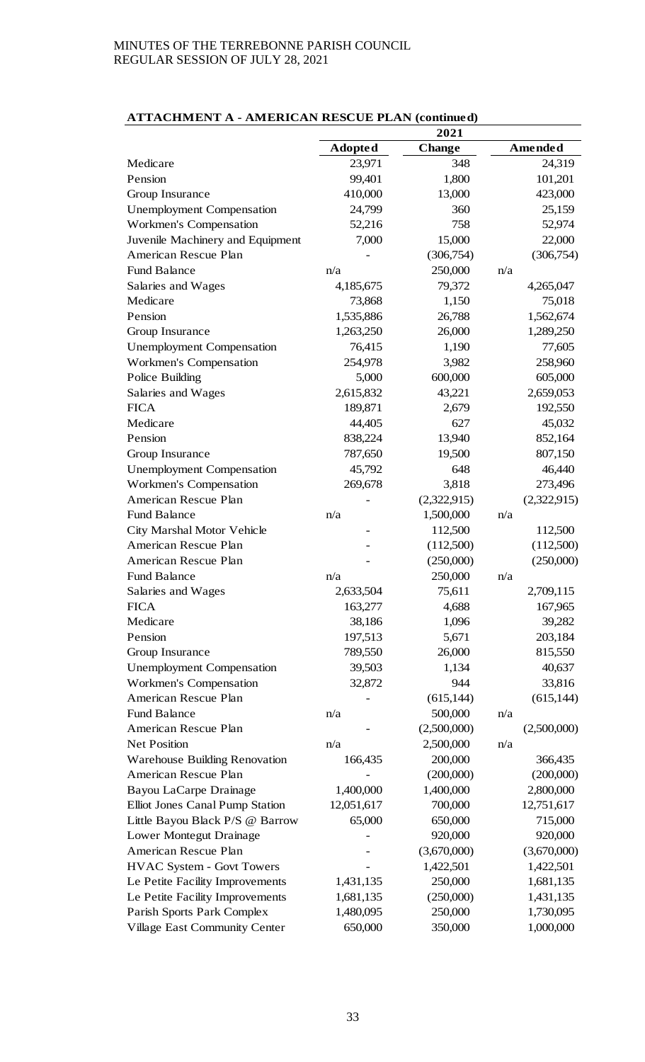**ATTACHMENT A - AMERICAN RESCUE PLAN (continued)**

| | 2021 | | |
|---|---|---|---|
| | **Adopted** | **Change** | **Amended** |
| Medicare | 23,971 | 348 | 24,319 |
| Pension | 99,401 | 1,800 | 101,201 |
| Group Insurance | 410,000 | 13,000 | 423,000 |
| Unemployment Compensation | 24,799 | 360 | 25,159 |
| Workmen's Compensation | 52,216 | 758 | 52,974 |
| Juvenile Machinery and Equipment | 7,000 | 15,000 | 22,000 |
| American Rescue Plan | - | (306,754) | (306,754) |
| Fund Balance | n/a | 250,000 | n/a |
| Salaries and Wages | 4,185,675 | 79,372 | 4,265,047 |
| Medicare | 73,868 | 1,150 | 75,018 |
| Pension | 1,535,886 | 26,788 | 1,562,674 |
| Group Insurance | 1,263,250 | 26,000 | 1,289,250 |
| Unemployment Compensation | 76,415 | 1,190 | 77,605 |
| Workmen's Compensation | 254,978 | 3,982 | 258,960 |
| Police Building | 5,000 | 600,000 | 605,000 |
| Salaries and Wages | 2,615,832 | 43,221 | 2,659,053 |
| FICA | 189,871 | 2,679 | 192,550 |
| Medicare | 44,405 | 627 | 45,032 |
| Pension | 838,224 | 13,940 | 852,164 |
| Group Insurance | 787,650 | 19,500 | 807,150 |
| Unemployment Compensation | 45,792 | 648 | 46,440 |
| Workmen's Compensation | 269,678 | 3,818 | 273,496 |
| American Rescue Plan | - | (2,322,915) | (2,322,915) |
| Fund Balance | n/a | 1,500,000 | n/a |
| City Marshal Motor Vehicle | - | 112,500 | 112,500 |
| American Rescue Plan | - | (112,500) | (112,500) |
| American Rescue Plan | - | (250,000) | (250,000) |
| Fund Balance | n/a | 250,000 | n/a |
| Salaries and Wages | 2,633,504 | 75,611 | 2,709,115 |
| FICA | 163,277 | 4,688 | 167,965 |
| Medicare | 38,186 | 1,096 | 39,282 |
| Pension | 197,513 | 5,671 | 203,184 |
| Group Insurance | 789,550 | 26,000 | 815,550 |
| Unemployment Compensation | 39,503 | 1,134 | 40,637 |
| Workmen's Compensation | 32,872 | 944 | 33,816 |
| American Rescue Plan | - | (615,144) | (615,144) |
| Fund Balance | n/a | 500,000 | n/a |
| American Rescue Plan | - | (2,500,000) | (2,500,000) |
| Net Position | n/a | 2,500,000 | n/a |
| Warehouse Building Renovation | 166,435 | 200,000 | 366,435 |
| American Rescue Plan | - | (200,000) | (200,000) |
| Bayou LaCarpe Drainage | 1,400,000 | 1,400,000 | 2,800,000 |
| Elliot Jones Canal Pump Station | 12,051,617 | 700,000 | 12,751,617 |
| Little Bayou Black P/S @ Barrow | 65,000 | 650,000 | 715,000 |
| Lower Montegut Drainage | - | 920,000 | 920,000 |
| American Rescue Plan | - | (3,670,000) | (3,670,000) |
| HVAC System - Govt Towers | - | 1,422,501 | 1,422,501 |
| Le Petite Facility Improvements | 1,431,135 | 250,000 | 1,681,135 |
| Le Petite Facility Improvements | 1,681,135 | (250,000) | 1,431,135 |
| Parish Sports Park Complex | 1,480,095 | 250,000 | 1,730,095 |
| Village East Community Center | 650,000 | 350,000 | 1,000,000 |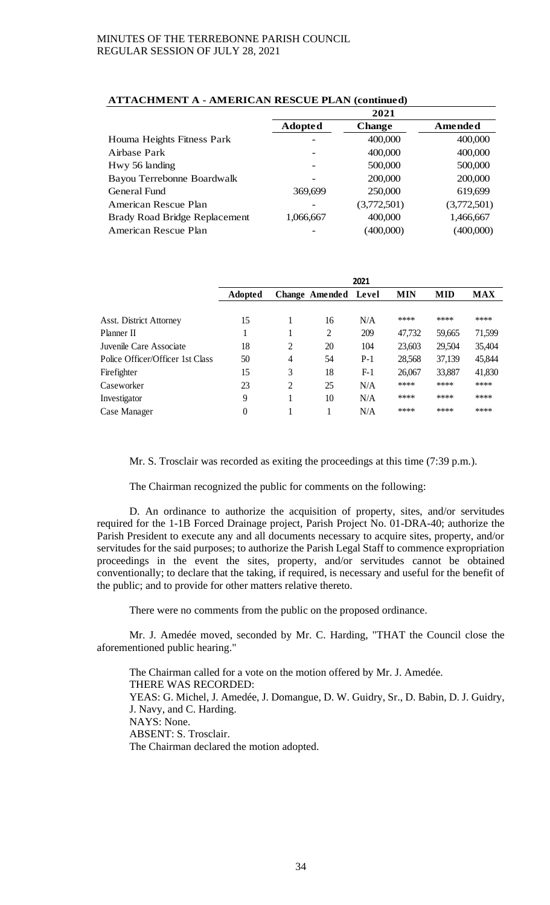**ATTACHMENT A - AMERICAN RESCUE PLAN (continued)**

| | 2021 | | |
|---|---|---|---|
| | **Adopted** | **Change** | **Amended** |
| Houma Heights Fitness Park | - | 400,000 | 400,000 |
| Airbase Park | - | 400,000 | 400,000 |
| Hwy 56 landing | - | 500,000 | 500,000 |
| Bayou Terrebonne Boardwalk | - | 200,000 | 200,000 |
| General Fund | 369,699 | 250,000 | 619,699 |
| American Rescue Plan | - | (3,772,501) | (3,772,501) |
| Brady Road Bridge Replacement | 1,066,667 | 400,000 | 1,466,667 |
| American Rescue Plan | - | (400,000) | (400,000) |

| | 2021 | | | | | | |
|---|---|---|---|---|---|---|---|
| | **Adopted** | **Change** | **Amended** | **Level** | **MIN** | **MID** | **MAX** |
| Asst. District Attorney | 15 | 1 | 16 | N/A | **** | **** | **** |
| Planner II | 1 | 1 | 2 | 209 | 47,732 | 59,665 | 71,599 |
| Juvenile Care Associate | 18 | 2 | 20 | 104 | 23,603 | 29,504 | 35,404 |
| Police Officer/Officer 1st Class | 50 | 4 | 54 | P-1 | 28,568 | 37,139 | 45,844 |
| Firefighter | 15 | 3 | 18 | F-1 | 26,067 | 33,887 | 41,830 |
| Caseworker | 23 | 2 | 25 | N/A | **** | **** | **** |
| Investigator | 9 | 1 | 10 | N/A | **** | **** | **** |
| Case Manager | 0 | 1 | 1 | N/A | **** | **** | **** |

Mr. S. Trosclair was recorded as exiting the proceedings at this time (7:39 p.m.).

The Chairman recognized the public for comments on the following:

D. An ordinance to authorize the acquisition of property, sites, and/or servitudes required for the 1-1B Forced Drainage project, Parish Project No. 01-DRA-40; authorize the Parish President to execute any and all documents necessary to acquire sites, property, and/or servitudes for the said purposes; to authorize the Parish Legal Staff to commence expropriation proceedings in the event the sites, property, and/or servitudes cannot be obtained conventionally; to declare that the taking, if required, is necessary and useful for the benefit of the public; and to provide for other matters relative thereto.

There were no comments from the public on the proposed ordinance.

Mr. J. Amedée moved, seconded by Mr. C. Harding, "THAT the Council close the aforementioned public hearing."

The Chairman called for a vote on the motion offered by Mr. J. Amedée.
THERE WAS RECORDED:
YEAS: G. Michel, J. Amedée, J. Domangue, D. W. Guidry, Sr., D. Babin, D. J. Guidry, J. Navy, and C. Harding.
NAYS: None.
ABSENT: S. Trosclair.
The Chairman declared the motion adopted.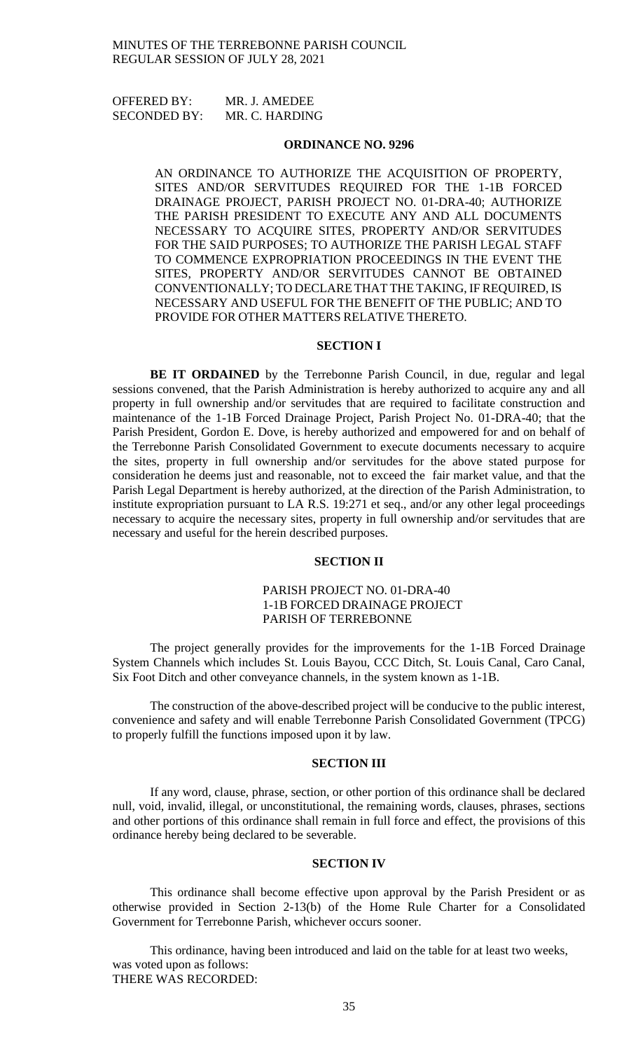OFFERED BY: MR. J. AMEDEE
SECONDED BY: MR. C. HARDING

## ORDINANCE NO. 9296

AN ORDINANCE TO AUTHORIZE THE ACQUISITION OF PROPERTY, SITES AND/OR SERVITUDES REQUIRED FOR THE 1-1B FORCED DRAINAGE PROJECT, PARISH PROJECT NO. 01-DRA-40; AUTHORIZE THE PARISH PRESIDENT TO EXECUTE ANY AND ALL DOCUMENTS NECESSARY TO ACQUIRE SITES, PROPERTY AND/OR SERVITUDES FOR THE SAID PURPOSES; TO AUTHORIZE THE PARISH LEGAL STAFF TO COMMENCE EXPROPRIATION PROCEEDINGS IN THE EVENT THE SITES, PROPERTY AND/OR SERVITUDES CANNOT BE OBTAINED CONVENTIONALLY; TO DECLARE THAT THE TAKING, IF REQUIRED, IS NECESSARY AND USEFUL FOR THE BENEFIT OF THE PUBLIC; AND TO PROVIDE FOR OTHER MATTERS RELATIVE THERETO.

### SECTION I

**BE IT ORDAINED** by the Terrebonne Parish Council, in due, regular and legal sessions convened, that the Parish Administration is hereby authorized to acquire any and all property in full ownership and/or servitudes that are required to facilitate construction and maintenance of the 1-1B Forced Drainage Project, Parish Project No. 01-DRA-40; that the Parish President, Gordon E. Dove, is hereby authorized and empowered for and on behalf of the Terrebonne Parish Consolidated Government to execute documents necessary to acquire the sites, property in full ownership and/or servitudes for the above stated purpose for consideration he deems just and reasonable, not to exceed the fair market value, and that the Parish Legal Department is hereby authorized, at the direction of the Parish Administration, to institute expropriation pursuant to LA R.S. 19:271 et seq., and/or any other legal proceedings necessary to acquire the necessary sites, property in full ownership and/or servitudes that are necessary and useful for the herein described purposes.

### SECTION II

PARISH PROJECT NO. 01-DRA-40
1-1B FORCED DRAINAGE PROJECT
PARISH OF TERREBONNE

The project generally provides for the improvements for the 1-1B Forced Drainage System Channels which includes St. Louis Bayou, CCC Ditch, St. Louis Canal, Caro Canal, Six Foot Ditch and other conveyance channels, in the system known as 1-1B.

The construction of the above-described project will be conducive to the public interest, convenience and safety and will enable Terrebonne Parish Consolidated Government (TPCG) to properly fulfill the functions imposed upon it by law.

### SECTION III

If any word, clause, phrase, section, or other portion of this ordinance shall be declared null, void, invalid, illegal, or unconstitutional, the remaining words, clauses, phrases, sections and other portions of this ordinance shall remain in full force and effect, the provisions of this ordinance hereby being declared to be severable.

### SECTION IV

This ordinance shall become effective upon approval by the Parish President or as otherwise provided in Section 2-13(b) of the Home Rule Charter for a Consolidated Government for Terrebonne Parish, whichever occurs sooner.

This ordinance, having been introduced and laid on the table for at least two weeks, was voted upon as follows:
THERE WAS RECORDED: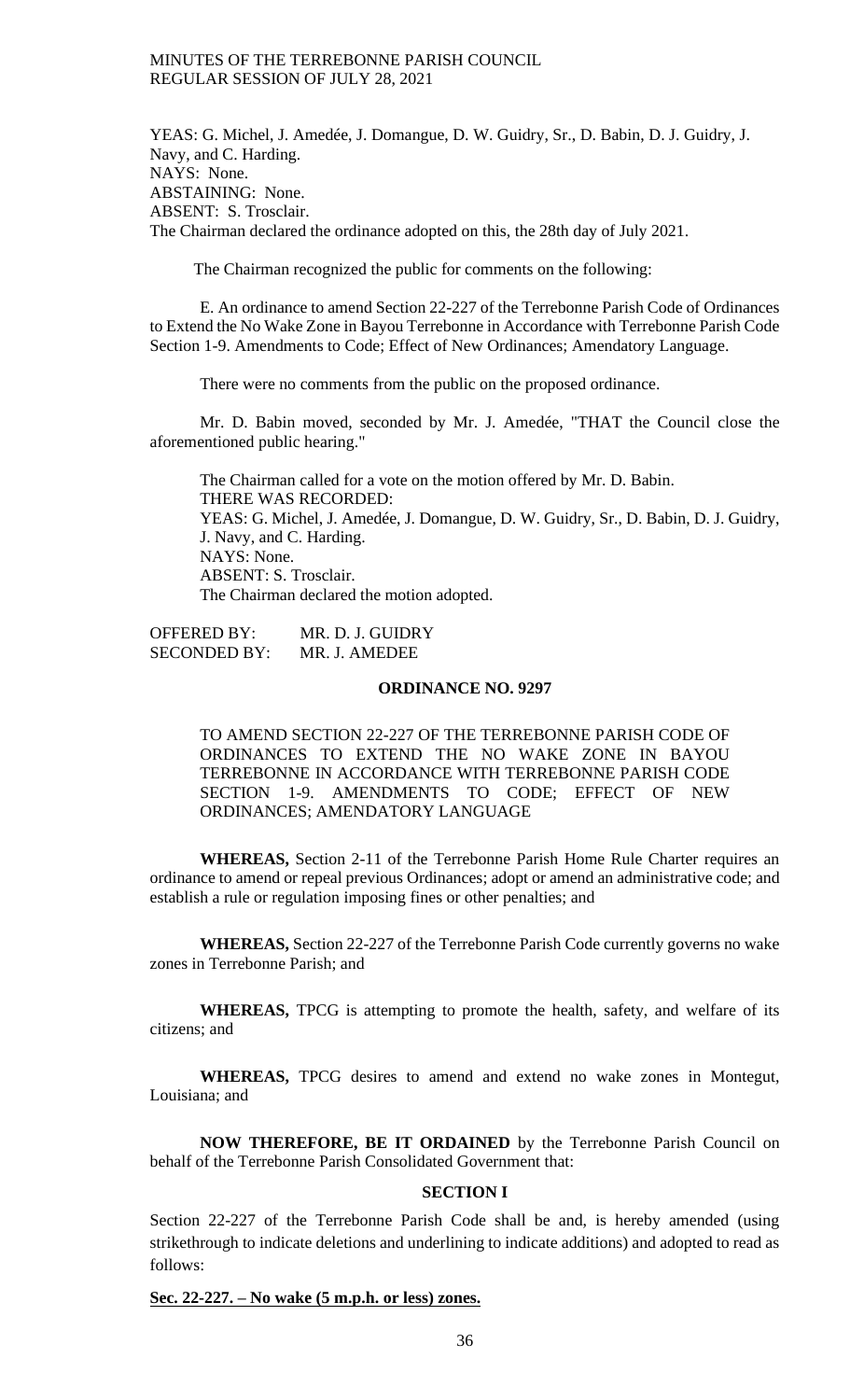YEAS: G. Michel, J. Amedée, J. Domangue, D. W. Guidry, Sr., D. Babin, D. J. Guidry, J. Navy, and C. Harding.
NAYS: None.
ABSTAINING: None.
ABSENT: S. Trosclair.
The Chairman declared the ordinance adopted on this, the 28th day of July 2021.

The Chairman recognized the public for comments on the following:

E. An ordinance to amend Section 22-227 of the Terrebonne Parish Code of Ordinances to Extend the No Wake Zone in Bayou Terrebonne in Accordance with Terrebonne Parish Code Section 1-9. Amendments to Code; Effect of New Ordinances; Amendatory Language.

There were no comments from the public on the proposed ordinance.

Mr. D. Babin moved, seconded by Mr. J. Amedée, "THAT the Council close the aforementioned public hearing."

The Chairman called for a vote on the motion offered by Mr. D. Babin.
THERE WAS RECORDED:
YEAS: G. Michel, J. Amedée, J. Domangue, D. W. Guidry, Sr., D. Babin, D. J. Guidry, J. Navy, and C. Harding.
NAYS: None.
ABSENT: S. Trosclair.
The Chairman declared the motion adopted.

OFFERED BY: MR. D. J. GUIDRY
SECONDED BY: MR. J. AMEDEE

**ORDINANCE NO. 9297**

TO AMEND SECTION 22-227 OF THE TERREBONNE PARISH CODE OF ORDINANCES TO EXTEND THE NO WAKE ZONE IN BAYOU TERREBONNE IN ACCORDANCE WITH TERREBONNE PARISH CODE SECTION 1-9. AMENDMENTS TO CODE; EFFECT OF NEW ORDINANCES; AMENDATORY LANGUAGE

**WHEREAS,** Section 2-11 of the Terrebonne Parish Home Rule Charter requires an ordinance to amend or repeal previous Ordinances; adopt or amend an administrative code; and establish a rule or regulation imposing fines or other penalties; and

**WHEREAS,** Section 22-227 of the Terrebonne Parish Code currently governs no wake zones in Terrebonne Parish; and

**WHEREAS,** TPCG is attempting to promote the health, safety, and welfare of its citizens; and

**WHEREAS,** TPCG desires to amend and extend no wake zones in Montegut, Louisiana; and

**NOW THEREFORE, BE IT ORDAINED** by the Terrebonne Parish Council on behalf of the Terrebonne Parish Consolidated Government that:

**SECTION I**

Section 22-227 of the Terrebonne Parish Code shall be and, is hereby amended (using strikethrough to indicate deletions and underlining to indicate additions) and adopted to read as follows:

**Sec. 22-227. – No wake (5 m.p.h. or less) zones.**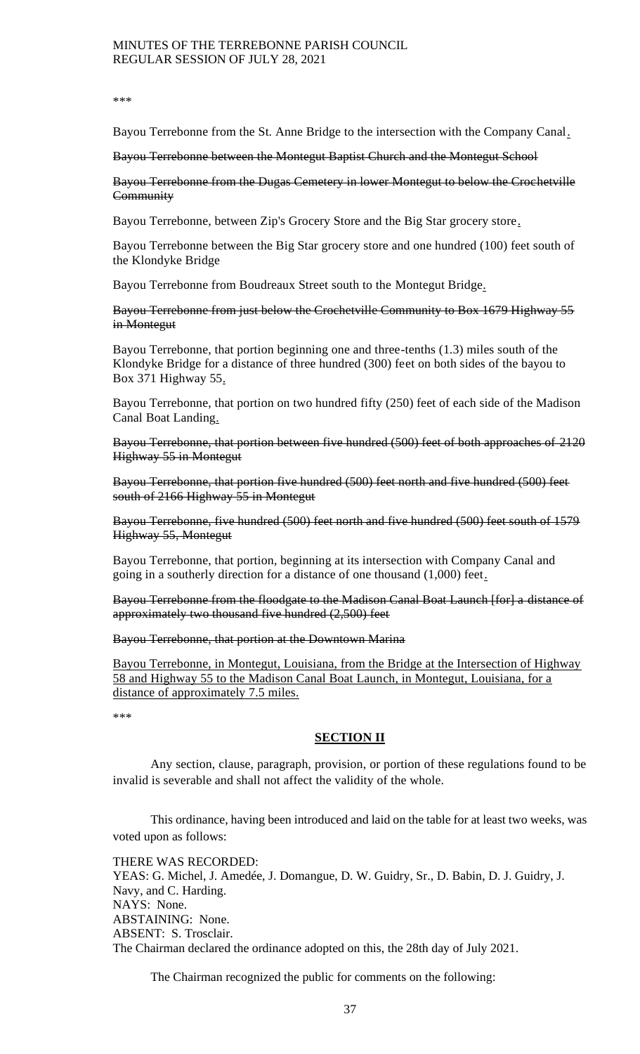\*\*\*

Bayou Terrebonne from the St. Anne Bridge to the intersection with the Company Canal.

~~Bayou Terrebonne between the Montegut Baptist Church and the Montegut School~~

~~Bayou Terrebonne from the Dugas Cemetery in lower Montegut to below the Crochetville Community~~

Bayou Terrebonne, between Zip's Grocery Store and the Big Star grocery store.

Bayou Terrebonne between the Big Star grocery store and one hundred (100) feet south of the Klondyke Bridge

Bayou Terrebonne from Boudreaux Street south to the Montegut Bridge.

~~Bayou Terrebonne from just below the Crochetville Community to Box 1679 Highway 55 in Montegut~~

Bayou Terrebonne, that portion beginning one and three-tenths (1.3) miles south of the Klondyke Bridge for a distance of three hundred (300) feet on both sides of the bayou to Box 371 Highway 55.

Bayou Terrebonne, that portion on two hundred fifty (250) feet of each side of the Madison Canal Boat Landing.

~~Bayou Terrebonne, that portion between five hundred (500) feet of both approaches of 2120 Highway 55 in Montegut~~

~~Bayou Terrebonne, that portion five hundred (500) feet north and five hundred (500) feet south of 2166 Highway 55 in Montegut~~

~~Bayou Terrebonne, five hundred (500) feet north and five hundred (500) feet south of 1579 Highway 55, Montegut~~

Bayou Terrebonne, that portion, beginning at its intersection with Company Canal and going in a southerly direction for a distance of one thousand (1,000) feet.

~~Bayou Terrebonne from the floodgate to the Madison Canal Boat Launch [for] a distance of approximately two thousand five hundred (2,500) feet~~

~~Bayou Terrebonne, that portion at the Downtown Marina~~

<u>Bayou Terrebonne, in Montegut, Louisiana, from the Bridge at the Intersection of Highway 58 and Highway 55 to the Madison Canal Boat Launch, in Montegut, Louisiana, for a distance of approximately 7.5 miles.</u>

\*\*\*

## SECTION II

Any section, clause, paragraph, provision, or portion of these regulations found to be invalid is severable and shall not affect the validity of the whole.

This ordinance, having been introduced and laid on the table for at least two weeks, was voted upon as follows:

THERE WAS RECORDED:
YEAS: G. Michel, J. Amedée, J. Domangue, D. W. Guidry, Sr., D. Babin, D. J. Guidry, J. Navy, and C. Harding.
NAYS: None.
ABSTAINING: None.
ABSENT: S. Trosclair.
The Chairman declared the ordinance adopted on this, the 28th day of July 2021.

The Chairman recognized the public for comments on the following: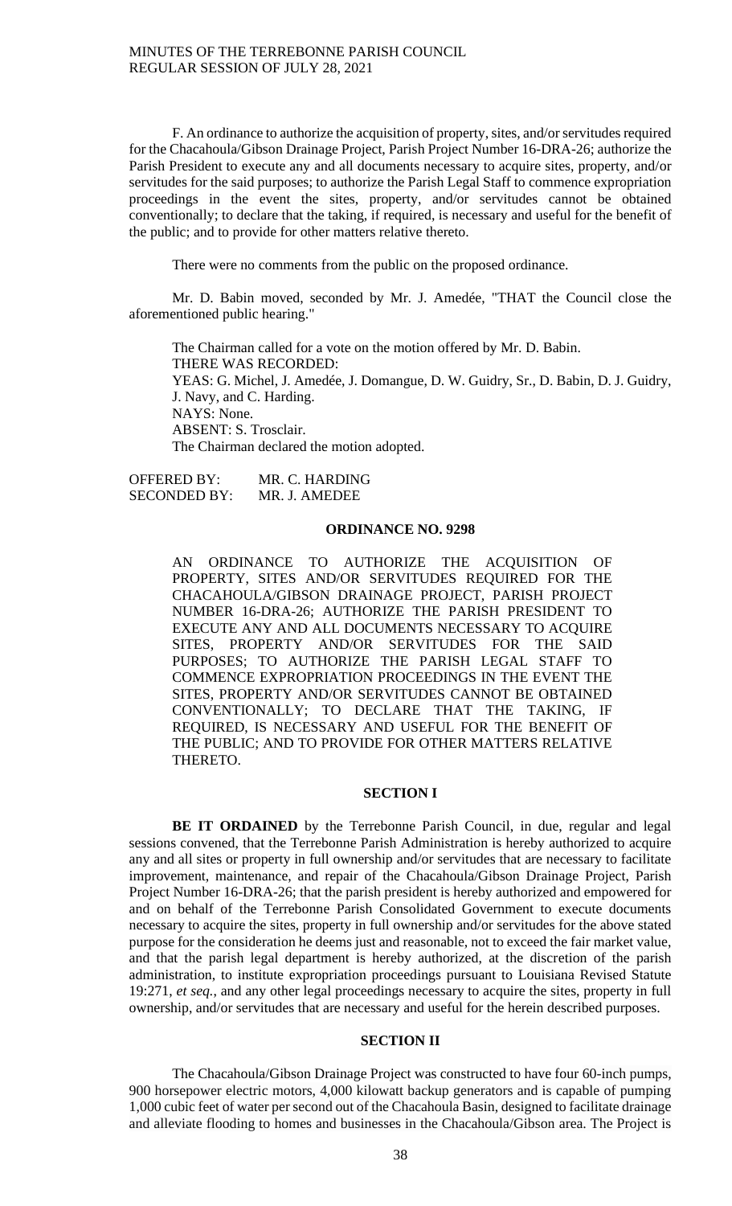F. An ordinance to authorize the acquisition of property, sites, and/or servitudes required for the Chacahoula/Gibson Drainage Project, Parish Project Number 16-DRA-26; authorize the Parish President to execute any and all documents necessary to acquire sites, property, and/or servitudes for the said purposes; to authorize the Parish Legal Staff to commence expropriation proceedings in the event the sites, property, and/or servitudes cannot be obtained conventionally; to declare that the taking, if required, is necessary and useful for the benefit of the public; and to provide for other matters relative thereto.

There were no comments from the public on the proposed ordinance.

Mr. D. Babin moved, seconded by Mr. J. Amedée, "THAT the Council close the aforementioned public hearing."

The Chairman called for a vote on the motion offered by Mr. D. Babin.
THERE WAS RECORDED:
YEAS: G. Michel, J. Amedée, J. Domangue, D. W. Guidry, Sr., D. Babin, D. J. Guidry, J. Navy, and C. Harding.
NAYS: None.
ABSENT: S. Trosclair.
The Chairman declared the motion adopted.

OFFERED BY: MR. C. HARDING
SECONDED BY: MR. J. AMEDEE

**ORDINANCE NO. 9298**

AN ORDINANCE TO AUTHORIZE THE ACQUISITION OF PROPERTY, SITES AND/OR SERVITUDES REQUIRED FOR THE CHACAHOULA/GIBSON DRAINAGE PROJECT, PARISH PROJECT NUMBER 16-DRA-26; AUTHORIZE THE PARISH PRESIDENT TO EXECUTE ANY AND ALL DOCUMENTS NECESSARY TO ACQUIRE SITES, PROPERTY AND/OR SERVITUDES FOR THE SAID PURPOSES; TO AUTHORIZE THE PARISH LEGAL STAFF TO COMMENCE EXPROPRIATION PROCEEDINGS IN THE EVENT THE SITES, PROPERTY AND/OR SERVITUDES CANNOT BE OBTAINED CONVENTIONALLY; TO DECLARE THAT THE TAKING, IF REQUIRED, IS NECESSARY AND USEFUL FOR THE BENEFIT OF THE PUBLIC; AND TO PROVIDE FOR OTHER MATTERS RELATIVE THERETO.

**SECTION I**

**BE IT ORDAINED** by the Terrebonne Parish Council, in due, regular and legal sessions convened, that the Terrebonne Parish Administration is hereby authorized to acquire any and all sites or property in full ownership and/or servitudes that are necessary to facilitate improvement, maintenance, and repair of the Chacahoula/Gibson Drainage Project, Parish Project Number 16-DRA-26; that the parish president is hereby authorized and empowered for and on behalf of the Terrebonne Parish Consolidated Government to execute documents necessary to acquire the sites, property in full ownership and/or servitudes for the above stated purpose for the consideration he deems just and reasonable, not to exceed the fair market value, and that the parish legal department is hereby authorized, at the discretion of the parish administration, to institute expropriation proceedings pursuant to Louisiana Revised Statute 19:271, *et seq.*, and any other legal proceedings necessary to acquire the sites, property in full ownership, and/or servitudes that are necessary and useful for the herein described purposes.

**SECTION II**

The Chacahoula/Gibson Drainage Project was constructed to have four 60-inch pumps, 900 horsepower electric motors, 4,000 kilowatt backup generators and is capable of pumping 1,000 cubic feet of water per second out of the Chacahoula Basin, designed to facilitate drainage and alleviate flooding to homes and businesses in the Chacahoula/Gibson area. The Project is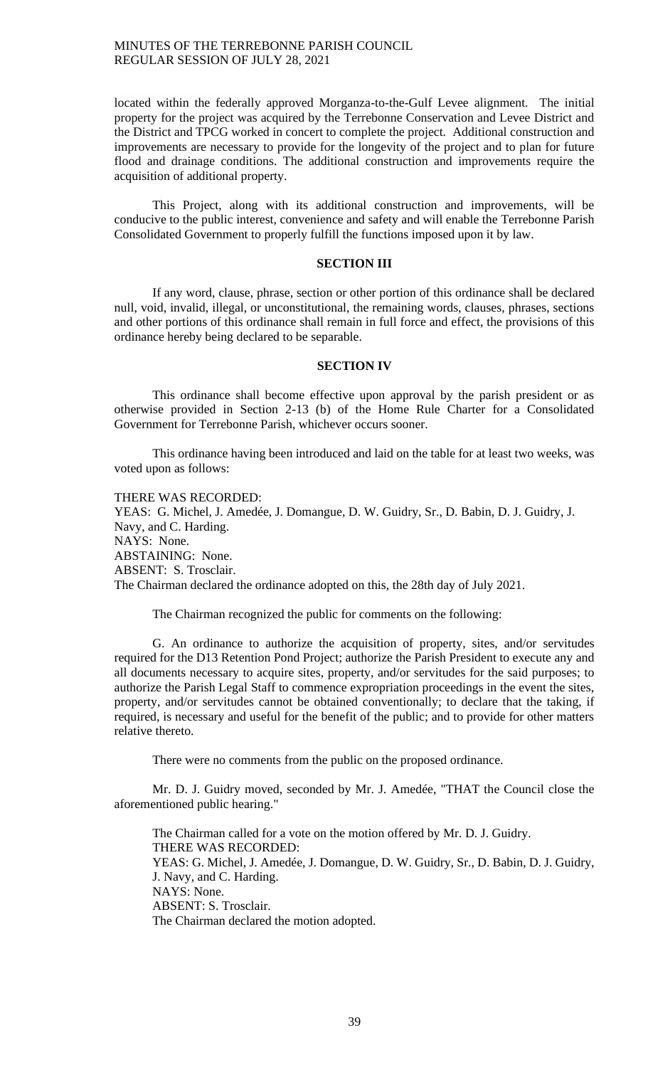located within the federally approved Morganza-to-the-Gulf Levee alignment. The initial property for the project was acquired by the Terrebonne Conservation and Levee District and the District and TPCG worked in concert to complete the project. Additional construction and improvements are necessary to provide for the longevity of the project and to plan for future flood and drainage conditions. The additional construction and improvements require the acquisition of additional property.

This Project, along with its additional construction and improvements, will be conducive to the public interest, convenience and safety and will enable the Terrebonne Parish Consolidated Government to properly fulfill the functions imposed upon it by law.

**SECTION III**

If any word, clause, phrase, section or other portion of this ordinance shall be declared null, void, invalid, illegal, or unconstitutional, the remaining words, clauses, phrases, sections and other portions of this ordinance shall remain in full force and effect, the provisions of this ordinance hereby being declared to be separable.

**SECTION IV**

This ordinance shall become effective upon approval by the parish president or as otherwise provided in Section 2-13 (b) of the Home Rule Charter for a Consolidated Government for Terrebonne Parish, whichever occurs sooner.

This ordinance having been introduced and laid on the table for at least two weeks, was voted upon as follows:

THERE WAS RECORDED:
YEAS: G. Michel, J. Amedée, J. Domangue, D. W. Guidry, Sr., D. Babin, D. J. Guidry, J. Navy, and C. Harding.
NAYS: None.
ABSTAINING: None.
ABSENT: S. Trosclair.
The Chairman declared the ordinance adopted on this, the 28th day of July 2021.

The Chairman recognized the public for comments on the following:

G. An ordinance to authorize the acquisition of property, sites, and/or servitudes required for the D13 Retention Pond Project; authorize the Parish President to execute any and all documents necessary to acquire sites, property, and/or servitudes for the said purposes; to authorize the Parish Legal Staff to commence expropriation proceedings in the event the sites, property, and/or servitudes cannot be obtained conventionally; to declare that the taking, if required, is necessary and useful for the benefit of the public; and to provide for other matters relative thereto.

There were no comments from the public on the proposed ordinance.

Mr. D. J. Guidry moved, seconded by Mr. J. Amedée, "THAT the Council close the aforementioned public hearing."

The Chairman called for a vote on the motion offered by Mr. D. J. Guidry.
THERE WAS RECORDED:
YEAS: G. Michel, J. Amedée, J. Domangue, D. W. Guidry, Sr., D. Babin, D. J. Guidry, J. Navy, and C. Harding.
NAYS: None.
ABSENT: S. Trosclair.
The Chairman declared the motion adopted.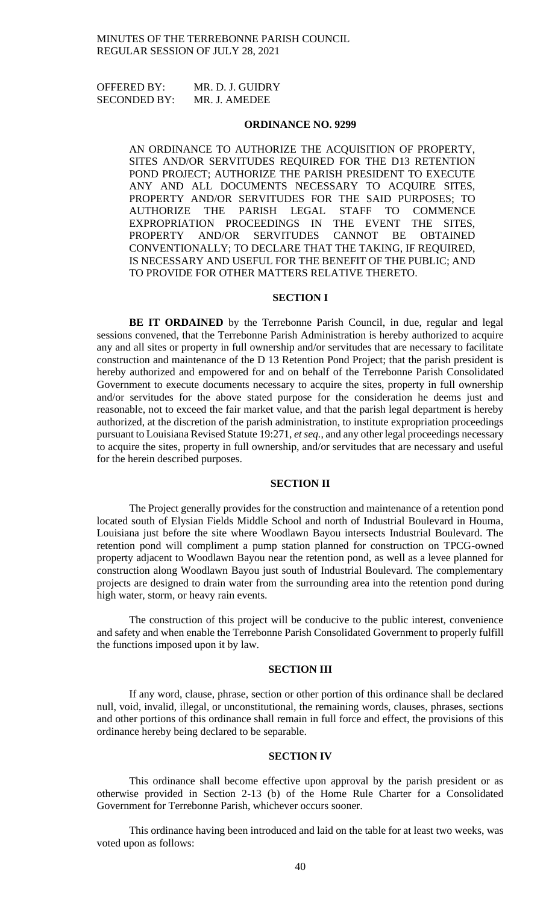OFFERED BY: MR. D. J. GUIDRY
SECONDED BY: MR. J. AMEDEE

## ORDINANCE NO. 9299

AN ORDINANCE TO AUTHORIZE THE ACQUISITION OF PROPERTY, SITES AND/OR SERVITUDES REQUIRED FOR THE D13 RETENTION POND PROJECT; AUTHORIZE THE PARISH PRESIDENT TO EXECUTE ANY AND ALL DOCUMENTS NECESSARY TO ACQUIRE SITES, PROPERTY AND/OR SERVITUDES FOR THE SAID PURPOSES; TO AUTHORIZE THE PARISH LEGAL STAFF TO COMMENCE EXPROPRIATION PROCEEDINGS IN THE EVENT THE SITES, PROPERTY AND/OR SERVITUDES CANNOT BE OBTAINED CONVENTIONALLY; TO DECLARE THAT THE TAKING, IF REQUIRED, IS NECESSARY AND USEFUL FOR THE BENEFIT OF THE PUBLIC; AND TO PROVIDE FOR OTHER MATTERS RELATIVE THERETO.

### SECTION I

**BE IT ORDAINED** by the Terrebonne Parish Council, in due, regular and legal sessions convened, that the Terrebonne Parish Administration is hereby authorized to acquire any and all sites or property in full ownership and/or servitudes that are necessary to facilitate construction and maintenance of the D 13 Retention Pond Project; that the parish president is hereby authorized and empowered for and on behalf of the Terrebonne Parish Consolidated Government to execute documents necessary to acquire the sites, property in full ownership and/or servitudes for the above stated purpose for the consideration he deems just and reasonable, not to exceed the fair market value, and that the parish legal department is hereby authorized, at the discretion of the parish administration, to institute expropriation proceedings pursuant to Louisiana Revised Statute 19:271, *et seq.*, and any other legal proceedings necessary to acquire the sites, property in full ownership, and/or servitudes that are necessary and useful for the herein described purposes.

### SECTION II

The Project generally provides for the construction and maintenance of a retention pond located south of Elysian Fields Middle School and north of Industrial Boulevard in Houma, Louisiana just before the site where Woodlawn Bayou intersects Industrial Boulevard. The retention pond will compliment a pump station planned for construction on TPCG-owned property adjacent to Woodlawn Bayou near the retention pond, as well as a levee planned for construction along Woodlawn Bayou just south of Industrial Boulevard. The complementary projects are designed to drain water from the surrounding area into the retention pond during high water, storm, or heavy rain events.

The construction of this project will be conducive to the public interest, convenience and safety and when enable the Terrebonne Parish Consolidated Government to properly fulfill the functions imposed upon it by law.

### SECTION III

If any word, clause, phrase, section or other portion of this ordinance shall be declared null, void, invalid, illegal, or unconstitutional, the remaining words, clauses, phrases, sections and other portions of this ordinance shall remain in full force and effect, the provisions of this ordinance hereby being declared to be separable.

### SECTION IV

This ordinance shall become effective upon approval by the parish president or as otherwise provided in Section 2-13 (b) of the Home Rule Charter for a Consolidated Government for Terrebonne Parish, whichever occurs sooner.

This ordinance having been introduced and laid on the table for at least two weeks, was voted upon as follows: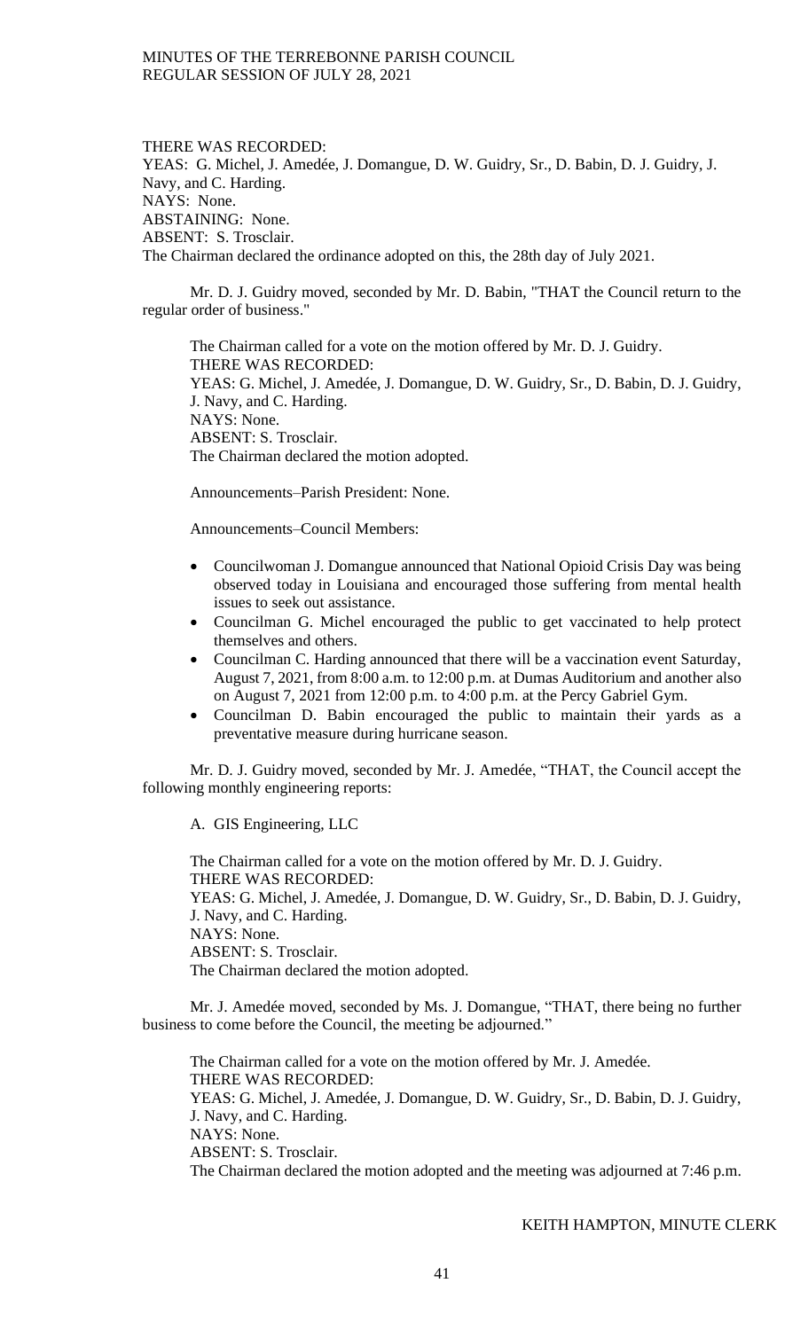THERE WAS RECORDED:
YEAS: G. Michel, J. Amedée, J. Domangue, D. W. Guidry, Sr., D. Babin, D. J. Guidry, J. Navy, and C. Harding.
NAYS: None.
ABSTAINING: None.
ABSENT: S. Trosclair.
The Chairman declared the ordinance adopted on this, the 28th day of July 2021.

Mr. D. J. Guidry moved, seconded by Mr. D. Babin, "THAT the Council return to the regular order of business."

The Chairman called for a vote on the motion offered by Mr. D. J. Guidry.
THERE WAS RECORDED:
YEAS: G. Michel, J. Amedée, J. Domangue, D. W. Guidry, Sr., D. Babin, D. J. Guidry, J. Navy, and C. Harding.
NAYS: None.
ABSENT: S. Trosclair.
The Chairman declared the motion adopted.

Announcements–Parish President: None.

Announcements–Council Members:

- Councilwoman J. Domangue announced that National Opioid Crisis Day was being observed today in Louisiana and encouraged those suffering from mental health issues to seek out assistance.
- Councilman G. Michel encouraged the public to get vaccinated to help protect themselves and others.
- Councilman C. Harding announced that there will be a vaccination event Saturday, August 7, 2021, from 8:00 a.m. to 12:00 p.m. at Dumas Auditorium and another also on August 7, 2021 from 12:00 p.m. to 4:00 p.m. at the Percy Gabriel Gym.
- Councilman D. Babin encouraged the public to maintain their yards as a preventative measure during hurricane season.

Mr. D. J. Guidry moved, seconded by Mr. J. Amedée, "THAT, the Council accept the following monthly engineering reports:

A. GIS Engineering, LLC

The Chairman called for a vote on the motion offered by Mr. D. J. Guidry.
THERE WAS RECORDED:
YEAS: G. Michel, J. Amedée, J. Domangue, D. W. Guidry, Sr., D. Babin, D. J. Guidry, J. Navy, and C. Harding.
NAYS: None.
ABSENT: S. Trosclair.
The Chairman declared the motion adopted.

Mr. J. Amedée moved, seconded by Ms. J. Domangue, "THAT, there being no further business to come before the Council, the meeting be adjourned."

The Chairman called for a vote on the motion offered by Mr. J. Amedée.
THERE WAS RECORDED:
YEAS: G. Michel, J. Amedée, J. Domangue, D. W. Guidry, Sr., D. Babin, D. J. Guidry, J. Navy, and C. Harding.
NAYS: None.
ABSENT: S. Trosclair.
The Chairman declared the motion adopted and the meeting was adjourned at 7:46 p.m.

KEITH HAMPTON, MINUTE CLERK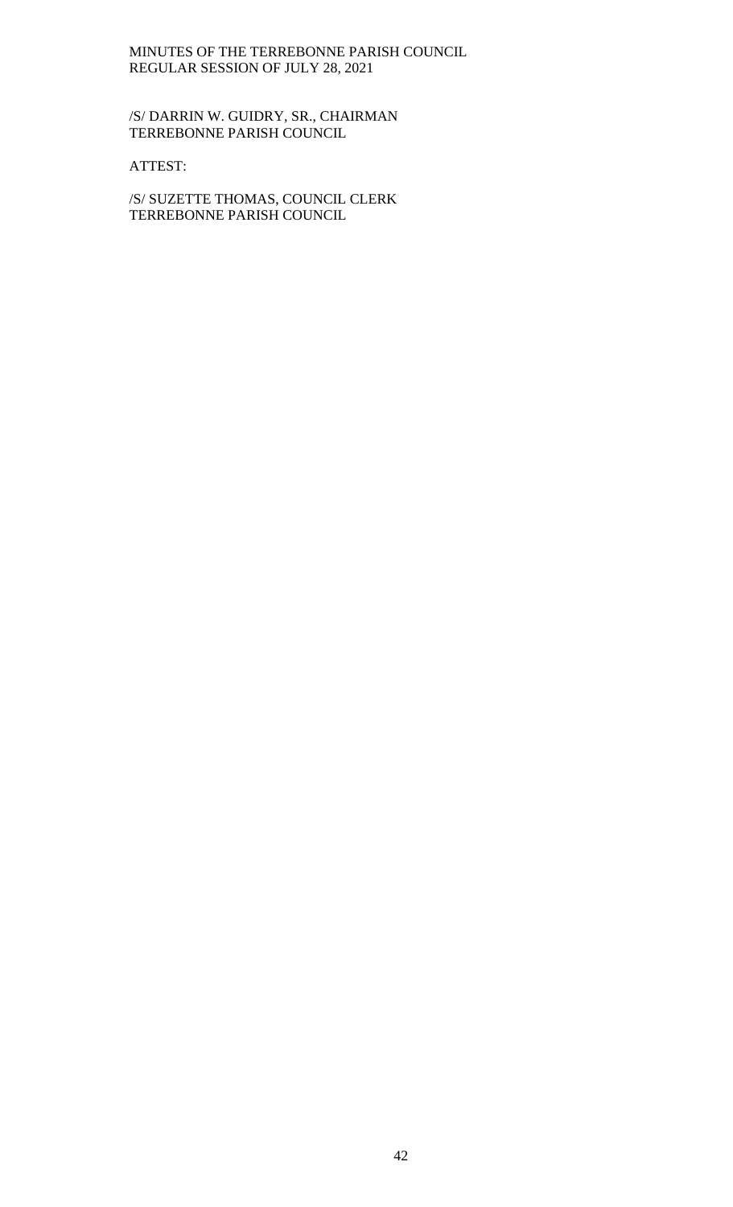MINUTES OF THE TERREBONNE PARISH COUNCIL
REGULAR SESSION OF JULY 28, 2021

/S/ DARRIN W. GUIDRY, SR., CHAIRMAN
TERREBONNE PARISH COUNCIL

ATTEST:

/S/ SUZETTE THOMAS, COUNCIL CLERK
TERREBONNE PARISH COUNCIL